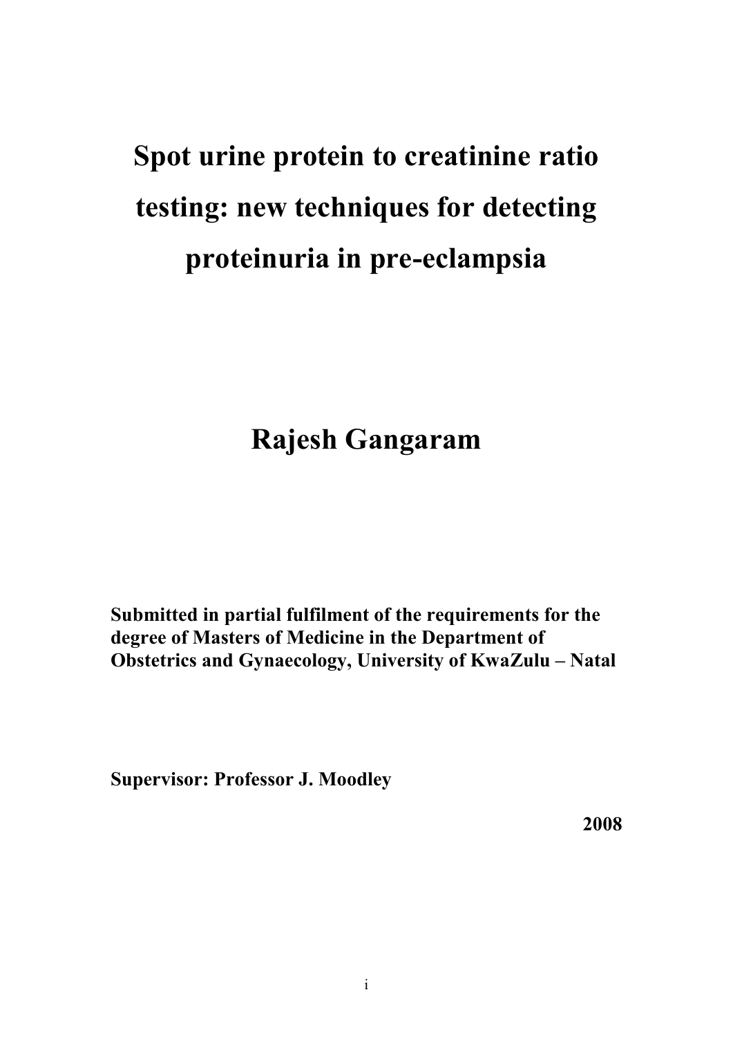# Spot urine protein to creatinine ratio testing: new techniques for detecting proteinuria in pre-eclampsia

## Rajesh Gangaram

**Submitted in partial fulfilment of the requirements for the degree of Masters of Medicine in the Department of Obstetrics and Gynaecology, University of KwaZulu – Natal**

**Supervisor: Professor J. Moodley**

**2008**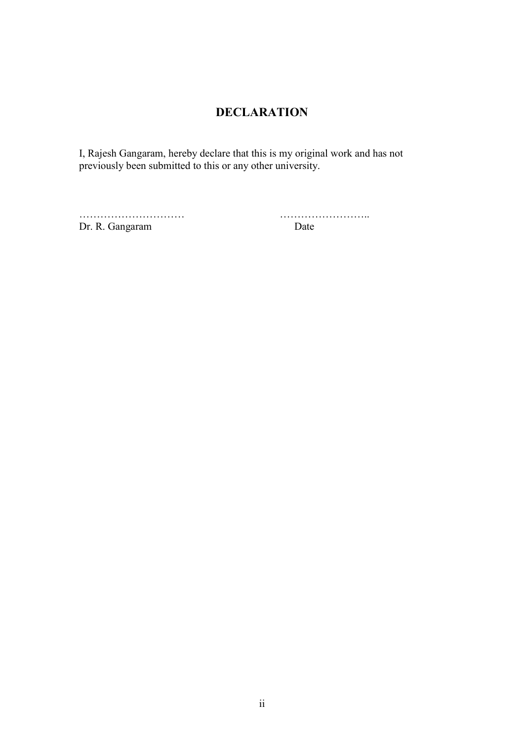# DECLARATION

I, Rajesh Gangaram, hereby declare that this is my original work and has not previously been submitted to this or any other university.

…………………………                                   ……………………..

Dr. R. Gangaram                                   Date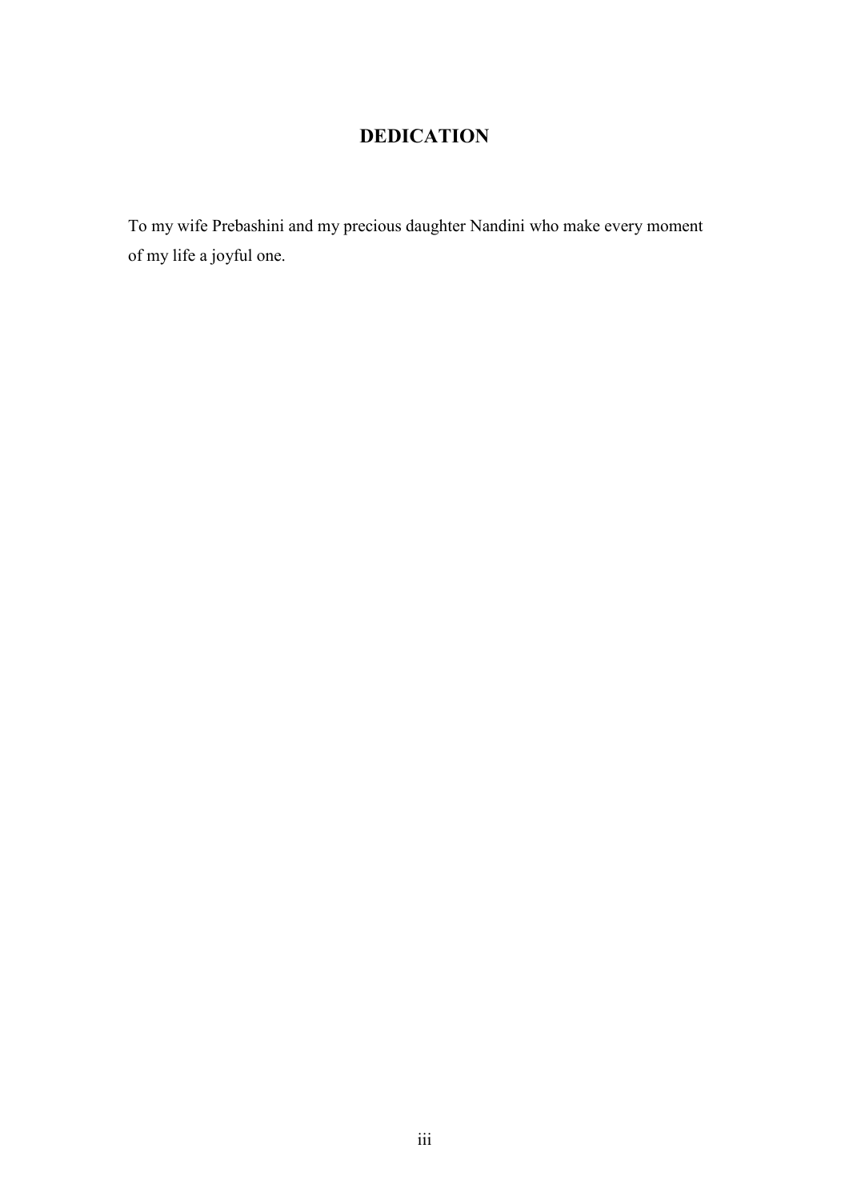# DEDICATION

To my wife Prebashini and my precious daughter Nandini who make every moment of my life a joyful one.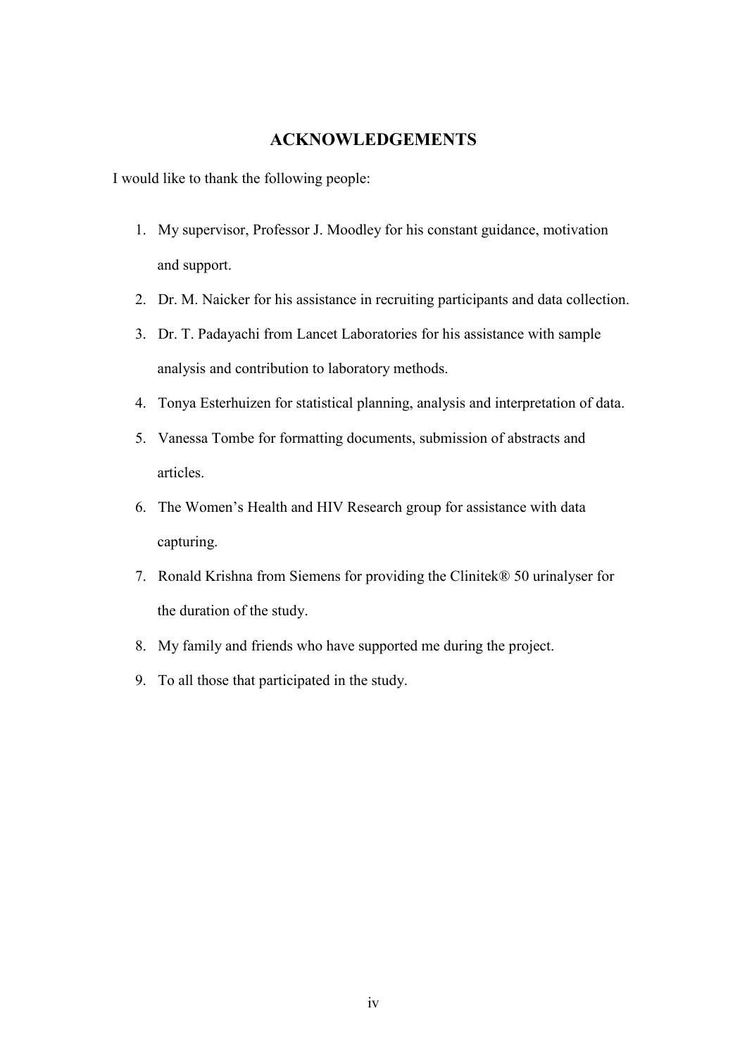# ACKNOWLEDGEMENTS

I would like to thank the following people:

1. My supervisor, Professor J. Moodley for his constant guidance, motivation and support.
2. Dr. M. Naicker for his assistance in recruiting participants and data collection.
3. Dr. T. Padayachi from Lancet Laboratories for his assistance with sample analysis and contribution to laboratory methods.
4. Tonya Esterhuizen for statistical planning, analysis and interpretation of data.
5. Vanessa Tombe for formatting documents, submission of abstracts and articles.
6. The Women's Health and HIV Research group for assistance with data capturing.
7. Ronald Krishna from Siemens for providing the Clinitek® 50 urinalyser for the duration of the study.
8. My family and friends who have supported me during the project.
9. To all those that participated in the study.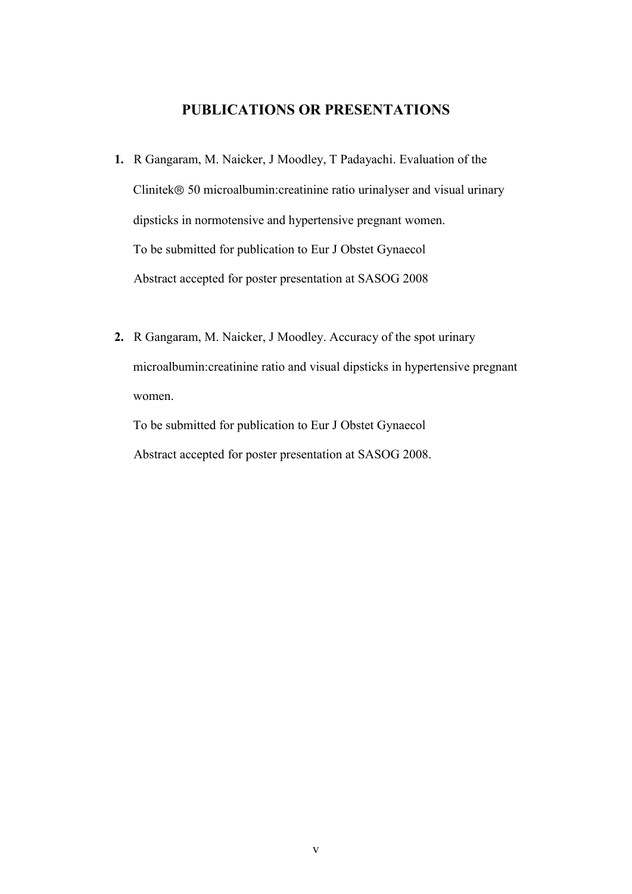# PUBLICATIONS OR PRESENTATIONS

1. R Gangaram, M. Naicker, J Moodley, T Padayachi. Evaluation of the Clinitek® 50 microalbumin:creatinine ratio urinalyser and visual urinary dipsticks in normotensive and hypertensive pregnant women.
   To be submitted for publication to Eur J Obstet Gynaecol
   Abstract accepted for poster presentation at SASOG 2008

2. R Gangaram, M. Naicker, J Moodley. Accuracy of the spot urinary microalbumin:creatinine ratio and visual dipsticks in hypertensive pregnant women.
   To be submitted for publication to Eur J Obstet Gynaecol
   Abstract accepted for poster presentation at SASOG 2008.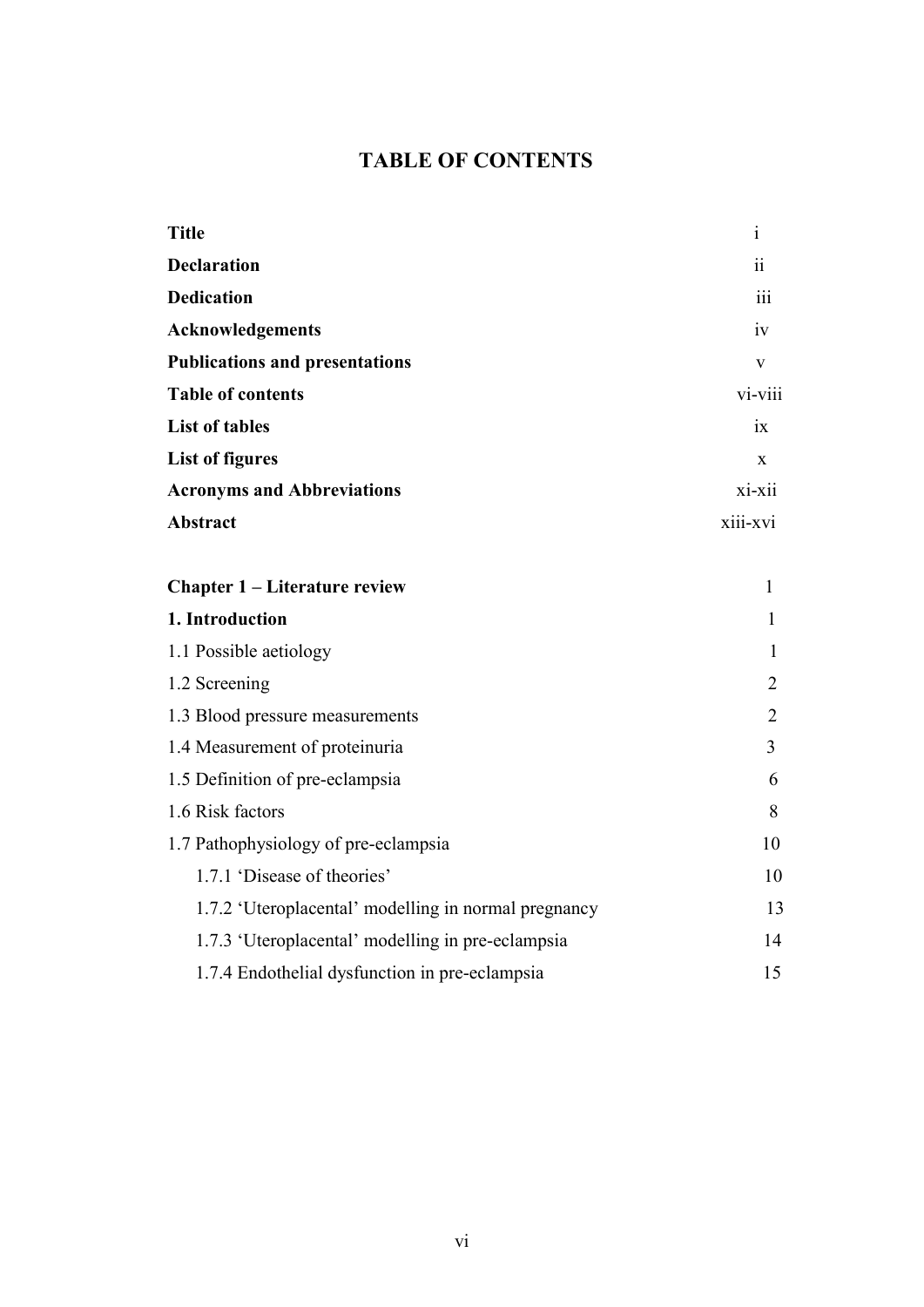# TABLE OF CONTENTS

| | |
|---|---|
| **Title** | i |
| **Declaration** | ii |
| **Dedication** | iii |
| **Acknowledgements** | iv |
| **Publications and presentations** | v |
| **Table of contents** | vi-viii |
| **List of tables** | ix |
| **List of figures** | x |
| **Acronyms and Abbreviations** | xi-xii |
| **Abstract** | xiii-xvi |
| | |
| **Chapter 1 – Literature review** | 1 |
| **1. Introduction** | 1 |
| 1.1 Possible aetiology | 1 |
| 1.2 Screening | 2 |
| 1.3 Blood pressure measurements | 2 |
| 1.4 Measurement of proteinuria | 3 |
| 1.5 Definition of pre-eclampsia | 6 |
| 1.6 Risk factors | 8 |
| 1.7 Pathophysiology of pre-eclampsia | 10 |
| 1.7.1 'Disease of theories' | 10 |
| 1.7.2 'Uteroplacental' modelling in normal pregnancy | 13 |
| 1.7.3 'Uteroplacental' modelling in pre-eclampsia | 14 |
| 1.7.4 Endothelial dysfunction in pre-eclampsia | 15 |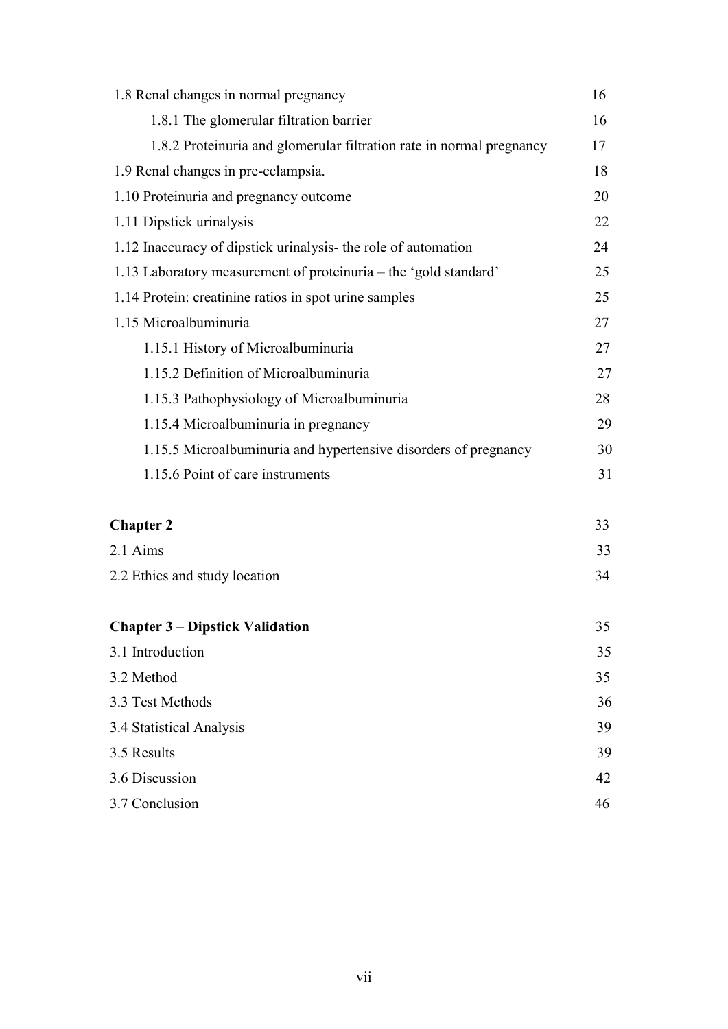| | |
|---|---|
| 1.8 Renal changes in normal pregnancy | 16 |
| 1.8.1 The glomerular filtration barrier | 16 |
| 1.8.2 Proteinuria and glomerular filtration rate in normal pregnancy | 17 |
| 1.9 Renal changes in pre-eclampsia. | 18 |
| 1.10 Proteinuria and pregnancy outcome | 20 |
| 1.11 Dipstick urinalysis | 22 |
| 1.12 Inaccuracy of dipstick urinalysis- the role of automation | 24 |
| 1.13 Laboratory measurement of proteinuria – the 'gold standard' | 25 |
| 1.14 Protein: creatinine ratios in spot urine samples | 25 |
| 1.15 Microalbuminuria | 27 |
| 1.15.1 History of Microalbuminuria | 27 |
| 1.15.2 Definition of Microalbuminuria | 27 |
| 1.15.3 Pathophysiology of Microalbuminuria | 28 |
| 1.15.4 Microalbuminuria in pregnancy | 29 |
| 1.15.5 Microalbuminuria and hypertensive disorders of pregnancy | 30 |
| 1.15.6 Point of care instruments | 31 |
| **Chapter 2** | 33 |
| 2.1 Aims | 33 |
| 2.2 Ethics and study location | 34 |
| **Chapter 3 – Dipstick Validation** | 35 |
| 3.1 Introduction | 35 |
| 3.2 Method | 35 |
| 3.3 Test Methods | 36 |
| 3.4 Statistical Analysis | 39 |
| 3.5 Results | 39 |
| 3.6 Discussion | 42 |
| 3.7 Conclusion | 46 |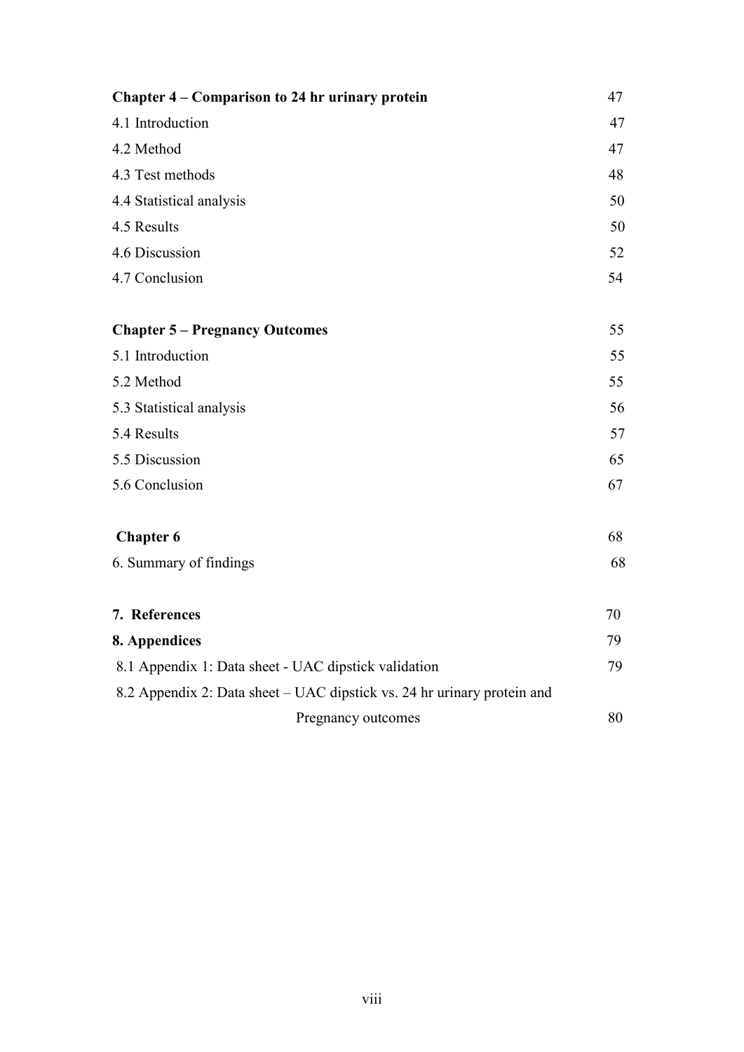| | |
|---|---|
| **Chapter 4 – Comparison to 24 hr urinary protein** | 47 |
| 4.1 Introduction | 47 |
| 4.2 Method | 47 |
| 4.3 Test methods | 48 |
| 4.4 Statistical analysis | 50 |
| 4.5 Results | 50 |
| 4.6 Discussion | 52 |
| 4.7 Conclusion | 54 |
| | |
| **Chapter 5 – Pregnancy Outcomes** | 55 |
| 5.1 Introduction | 55 |
| 5.2 Method | 55 |
| 5.3 Statistical analysis | 56 |
| 5.4 Results | 57 |
| 5.5 Discussion | 65 |
| 5.6 Conclusion | 67 |
| | |
| **Chapter 6** | 68 |
| 6. Summary of findings | 68 |
| | |
| **7. References** | 70 |
| **8. Appendices** | 79 |
| 8.1 Appendix 1: Data sheet - UAC dipstick validation | 79 |
| 8.2 Appendix 2: Data sheet – UAC dipstick vs. 24 hr urinary protein and Pregnancy outcomes | 80 |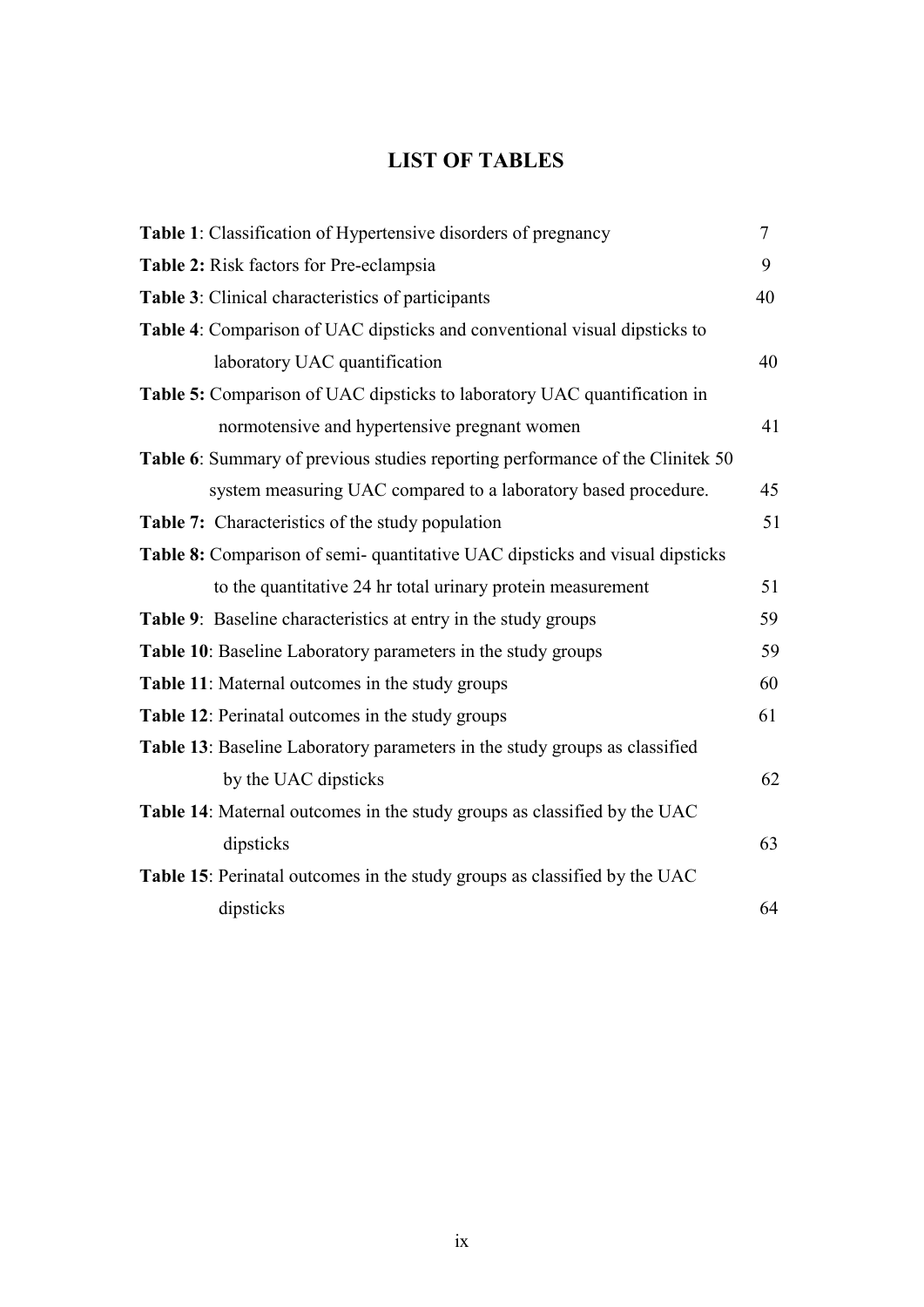# LIST OF TABLES

**Table 1**: Classification of Hypertensive disorders of pregnancy 7

**Table 2:** Risk factors for Pre-eclampsia 9

**Table 3**: Clinical characteristics of participants 40

**Table 4**: Comparison of UAC dipsticks and conventional visual dipsticks to laboratory UAC quantification 40

**Table 5:** Comparison of UAC dipsticks to laboratory UAC quantification in normotensive and hypertensive pregnant women 41

**Table 6**: Summary of previous studies reporting performance of the Clinitek 50 system measuring UAC compared to a laboratory based procedure. 45

**Table 7:** Characteristics of the study population 51

**Table 8:** Comparison of semi- quantitative UAC dipsticks and visual dipsticks to the quantitative 24 hr total urinary protein measurement 51

**Table 9**: Baseline characteristics at entry in the study groups 59

**Table 10**: Baseline Laboratory parameters in the study groups 59

**Table 11**: Maternal outcomes in the study groups 60

**Table 12**: Perinatal outcomes in the study groups 61

**Table 13**: Baseline Laboratory parameters in the study groups as classified by the UAC dipsticks 62

**Table 14**: Maternal outcomes in the study groups as classified by the UAC dipsticks 63

**Table 15**: Perinatal outcomes in the study groups as classified by the UAC dipsticks 64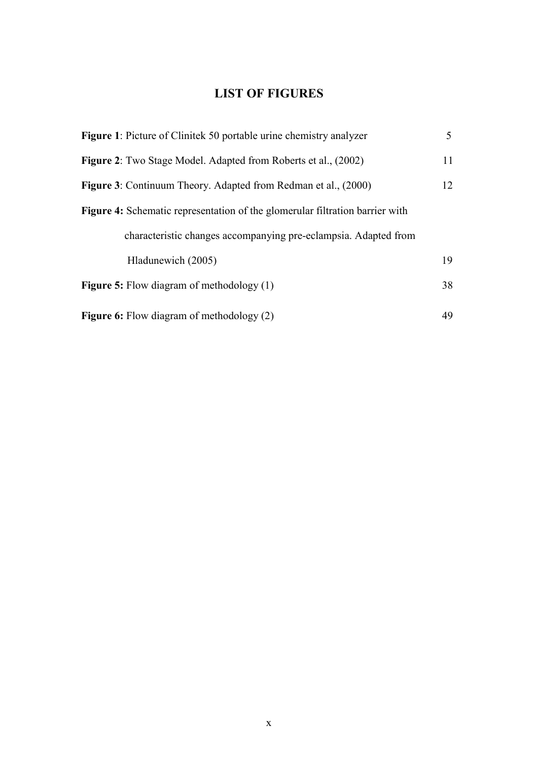# LIST OF FIGURES

**Figure 1**: Picture of Clinitek 50 portable urine chemistry analyzer 5

**Figure 2**: Two Stage Model. Adapted from Roberts et al., (2002) 11

**Figure 3**: Continuum Theory. Adapted from Redman et al., (2000) 12

**Figure 4:** Schematic representation of the glomerular filtration barrier with characteristic changes accompanying pre-eclampsia. Adapted from Hladunewich (2005) 19

**Figure 5:** Flow diagram of methodology (1) 38

**Figure 6:** Flow diagram of methodology (2) 49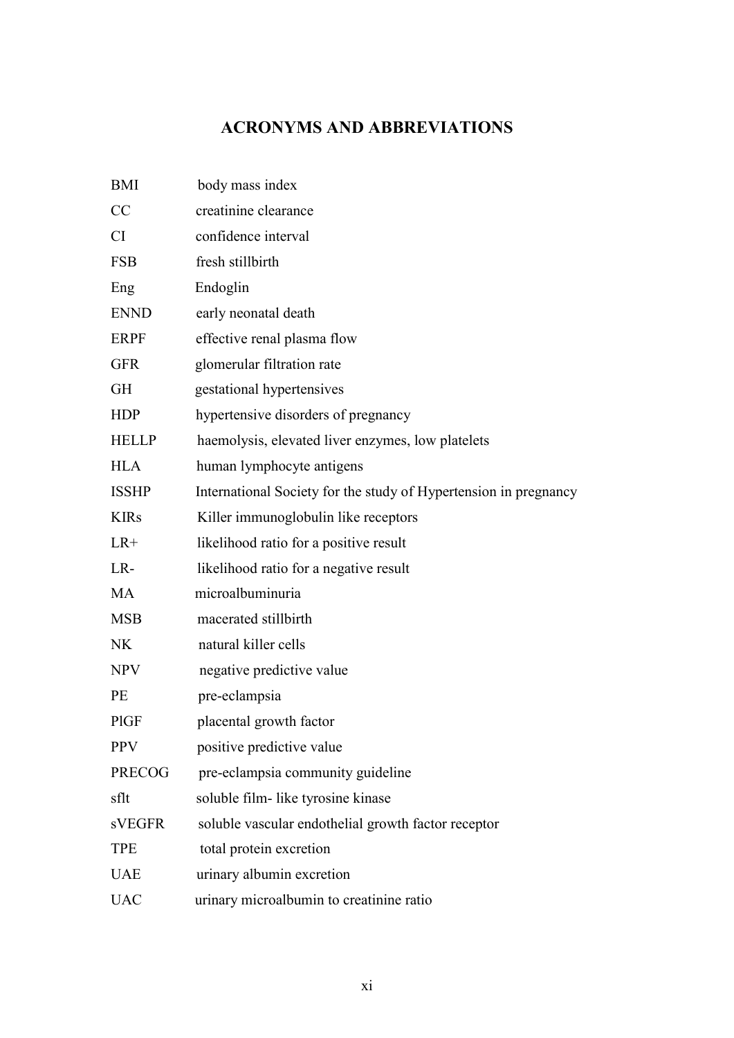# ACRONYMS AND ABBREVIATIONS

| | |
|---|---|
| BMI | body mass index |
| CC | creatinine clearance |
| CI | confidence interval |
| FSB | fresh stillbirth |
| Eng | Endoglin |
| ENND | early neonatal death |
| ERPF | effective renal plasma flow |
| GFR | glomerular filtration rate |
| GH | gestational hypertensives |
| HDP | hypertensive disorders of pregnancy |
| HELLP | haemolysis, elevated liver enzymes, low platelets |
| HLA | human lymphocyte antigens |
| ISSHP | International Society for the study of Hypertension in pregnancy |
| KIRs | Killer immunoglobulin like receptors |
| LR+ | likelihood ratio for a positive result |
| LR- | likelihood ratio for a negative result |
| MA | microalbuminuria |
| MSB | macerated stillbirth |
| NK | natural killer cells |
| NPV | negative predictive value |
| PE | pre-eclampsia |
| PlGF | placental growth factor |
| PPV | positive predictive value |
| PRECOG | pre-eclampsia community guideline |
| sflt | soluble film- like tyrosine kinase |
| sVEGFR | soluble vascular endothelial growth factor receptor |
| TPE | total protein excretion |
| UAE | urinary albumin excretion |
| UAC | urinary microalbumin to creatinine ratio |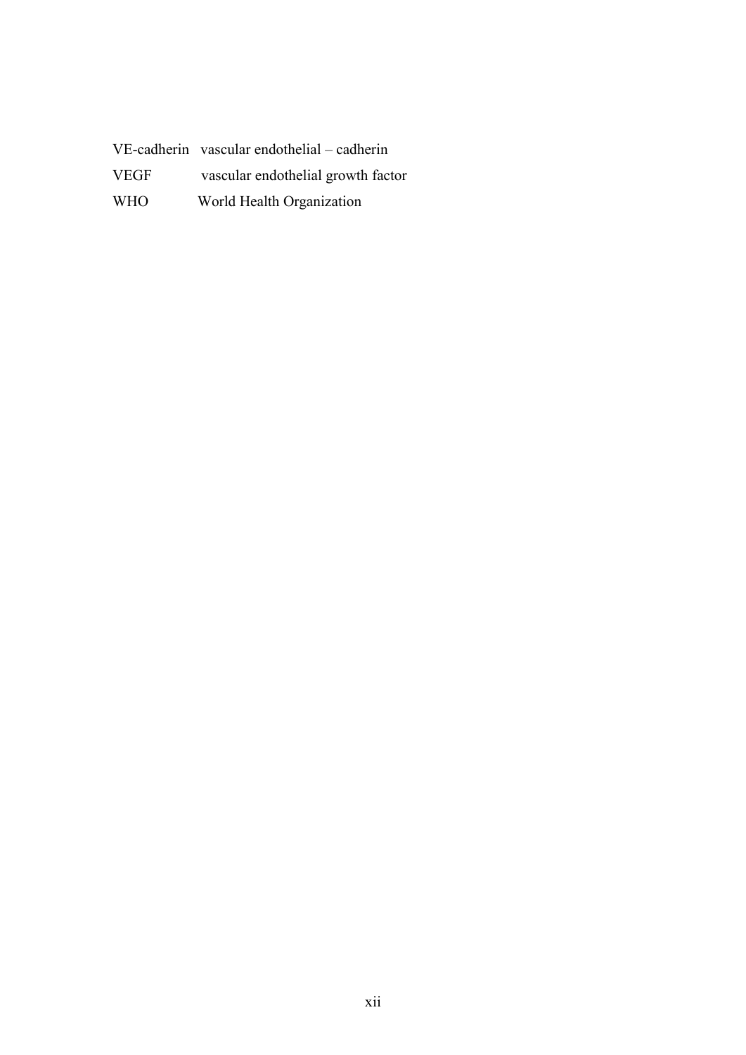| | |
|---|---|
| VE-cadherin | vascular endothelial – cadherin |
| VEGF | vascular endothelial growth factor |
| WHO | World Health Organization |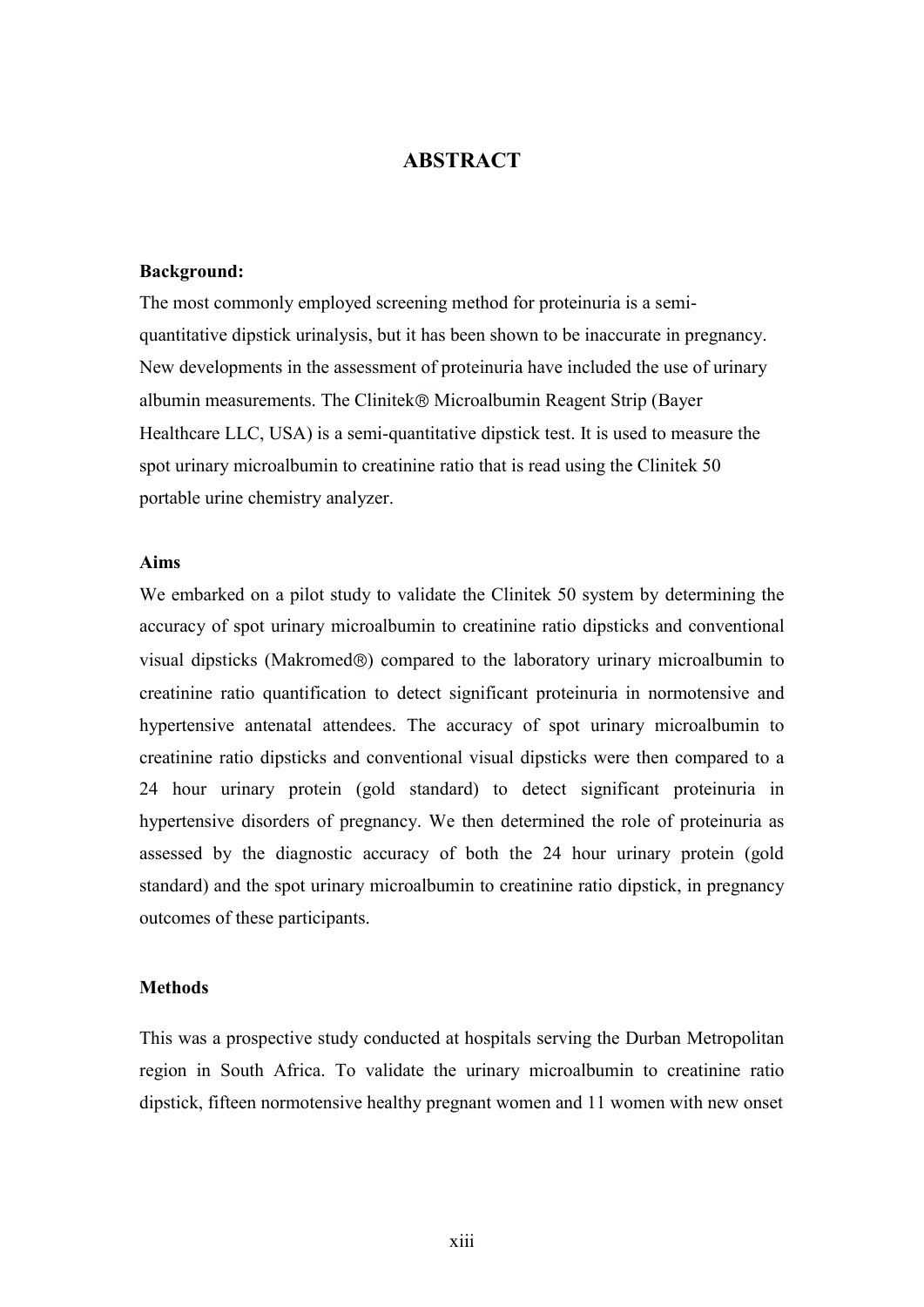# ABSTRACT

**Background:**

The most commonly employed screening method for proteinuria is a semi-quantitative dipstick urinalysis, but it has been shown to be inaccurate in pregnancy. New developments in the assessment of proteinuria have included the use of urinary albumin measurements. The Clinitek® Microalbumin Reagent Strip (Bayer Healthcare LLC, USA) is a semi-quantitative dipstick test. It is used to measure the spot urinary microalbumin to creatinine ratio that is read using the Clinitek 50 portable urine chemistry analyzer.

**Aims**

We embarked on a pilot study to validate the Clinitek 50 system by determining the accuracy of spot urinary microalbumin to creatinine ratio dipsticks and conventional visual dipsticks (Makromed®) compared to the laboratory urinary microalbumin to creatinine ratio quantification to detect significant proteinuria in normotensive and hypertensive antenatal attendees. The accuracy of spot urinary microalbumin to creatinine ratio dipsticks and conventional visual dipsticks were then compared to a 24 hour urinary protein (gold standard) to detect significant proteinuria in hypertensive disorders of pregnancy. We then determined the role of proteinuria as assessed by the diagnostic accuracy of both the 24 hour urinary protein (gold standard) and the spot urinary microalbumin to creatinine ratio dipstick, in pregnancy outcomes of these participants.

**Methods**

This was a prospective study conducted at hospitals serving the Durban Metropolitan region in South Africa. To validate the urinary microalbumin to creatinine ratio dipstick, fifteen normotensive healthy pregnant women and 11 women with new onset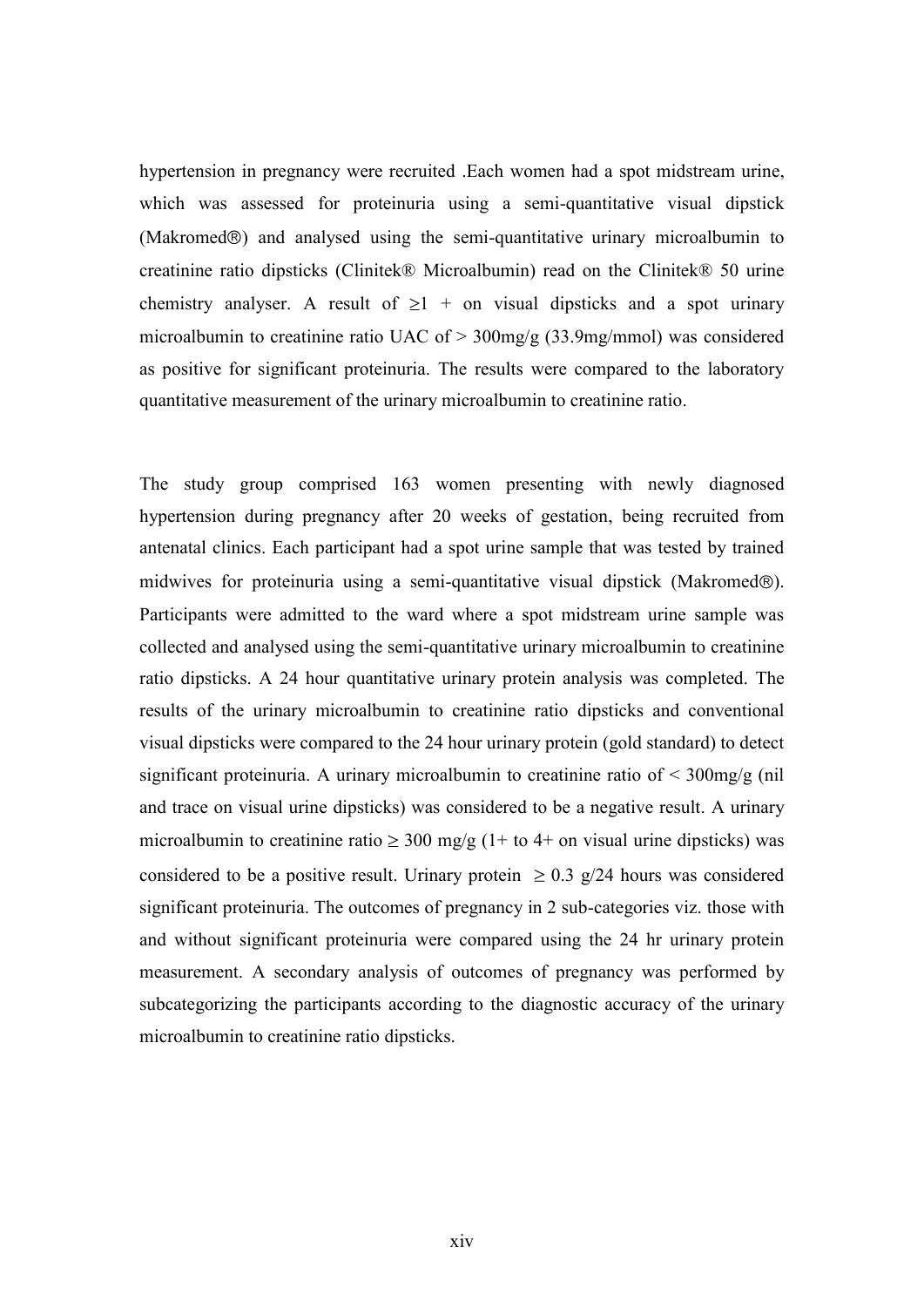hypertension in pregnancy were recruited .Each women had a spot midstream urine, which was assessed for proteinuria using a semi-quantitative visual dipstick (Makromed®) and analysed using the semi-quantitative urinary microalbumin to creatinine ratio dipsticks (Clinitek® Microalbumin) read on the Clinitek® 50 urine chemistry analyser. A result of $\geq 1$ + on visual dipsticks and a spot urinary microalbumin to creatinine ratio UAC of > 300mg/g (33.9mg/mmol) was considered as positive for significant proteinuria. The results were compared to the laboratory quantitative measurement of the urinary microalbumin to creatinine ratio.

The study group comprised 163 women presenting with newly diagnosed hypertension during pregnancy after 20 weeks of gestation, being recruited from antenatal clinics. Each participant had a spot urine sample that was tested by trained midwives for proteinuria using a semi-quantitative visual dipstick (Makromed®). Participants were admitted to the ward where a spot midstream urine sample was collected and analysed using the semi-quantitative urinary microalbumin to creatinine ratio dipsticks. A 24 hour quantitative urinary protein analysis was completed. The results of the urinary microalbumin to creatinine ratio dipsticks and conventional visual dipsticks were compared to the 24 hour urinary protein (gold standard) to detect significant proteinuria. A urinary microalbumin to creatinine ratio of < 300mg/g (nil and trace on visual urine dipsticks) was considered to be a negative result. A urinary microalbumin to creatinine ratio $\geq$ 300 mg/g (1+ to 4+ on visual urine dipsticks) was considered to be a positive result. Urinary protein $\geq$ 0.3 g/24 hours was considered significant proteinuria. The outcomes of pregnancy in 2 sub-categories viz. those with and without significant proteinuria were compared using the 24 hr urinary protein measurement. A secondary analysis of outcomes of pregnancy was performed by subcategorizing the participants according to the diagnostic accuracy of the urinary microalbumin to creatinine ratio dipsticks.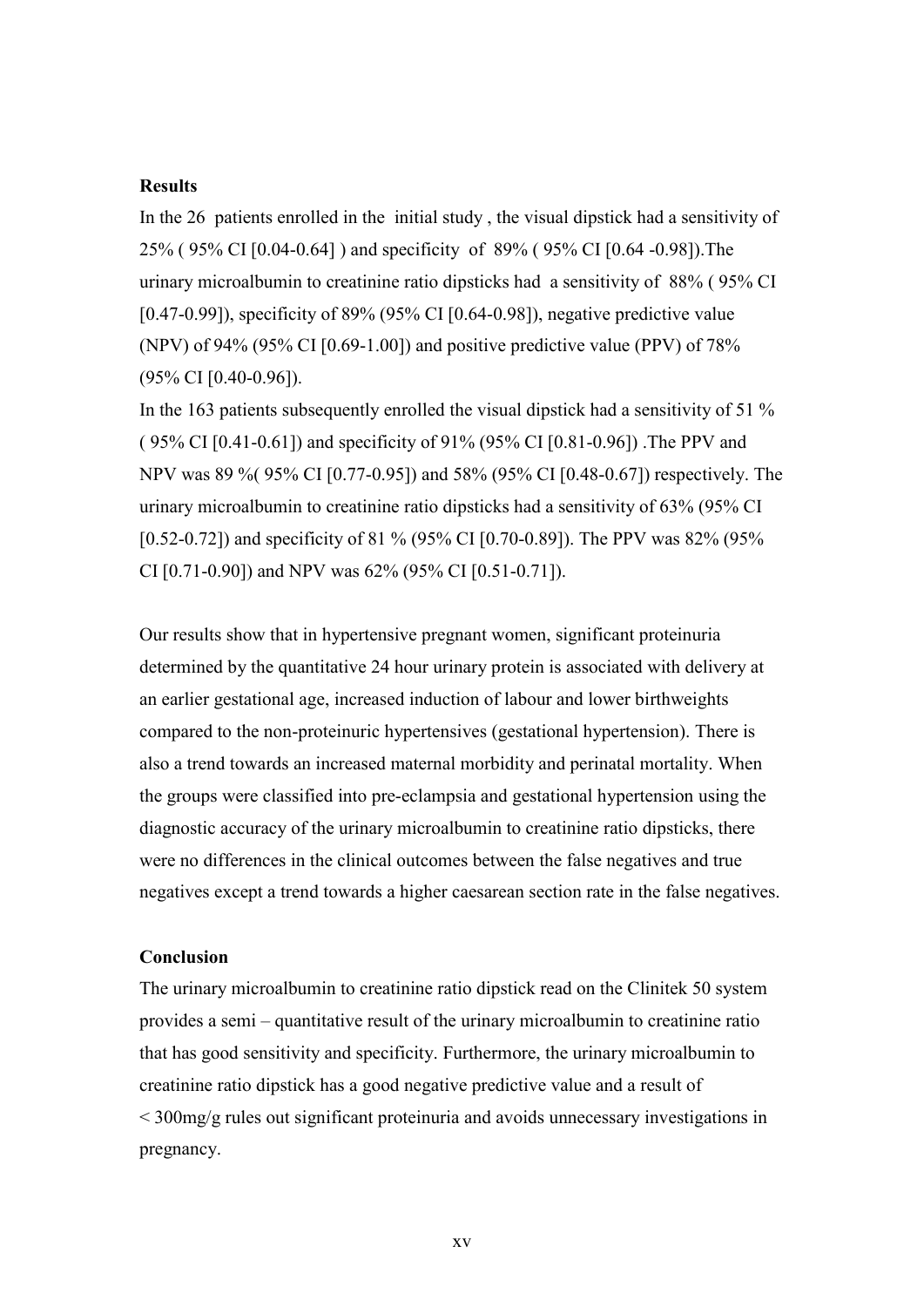**Results**

In the 26 patients enrolled in the initial study , the visual dipstick had a sensitivity of 25% ( 95% CI [0.04-0.64] ) and specificity of 89% ( 95% CI [0.64 -0.98]).The urinary microalbumin to creatinine ratio dipsticks had a sensitivity of 88% ( 95% CI [0.47-0.99]), specificity of 89% (95% CI [0.64-0.98]), negative predictive value (NPV) of 94% (95% CI [0.69-1.00]) and positive predictive value (PPV) of 78% (95% CI [0.40-0.96]).

In the 163 patients subsequently enrolled the visual dipstick had a sensitivity of 51 % ( 95% CI [0.41-0.61]) and specificity of 91% (95% CI [0.81-0.96]) .The PPV and NPV was 89 %( 95% CI [0.77-0.95]) and 58% (95% CI [0.48-0.67]) respectively. The urinary microalbumin to creatinine ratio dipsticks had a sensitivity of 63% (95% CI [0.52-0.72]) and specificity of 81 % (95% CI [0.70-0.89]). The PPV was 82% (95% CI [0.71-0.90]) and NPV was 62% (95% CI [0.51-0.71]).

Our results show that in hypertensive pregnant women, significant proteinuria determined by the quantitative 24 hour urinary protein is associated with delivery at an earlier gestational age, increased induction of labour and lower birthweights compared to the non-proteinuric hypertensives (gestational hypertension). There is also a trend towards an increased maternal morbidity and perinatal mortality. When the groups were classified into pre-eclampsia and gestational hypertension using the diagnostic accuracy of the urinary microalbumin to creatinine ratio dipsticks, there were no differences in the clinical outcomes between the false negatives and true negatives except a trend towards a higher caesarean section rate in the false negatives.

**Conclusion**

The urinary microalbumin to creatinine ratio dipstick read on the Clinitek 50 system provides a semi – quantitative result of the urinary microalbumin to creatinine ratio that has good sensitivity and specificity. Furthermore, the urinary microalbumin to creatinine ratio dipstick has a good negative predictive value and a result of < 300mg/g rules out significant proteinuria and avoids unnecessary investigations in pregnancy.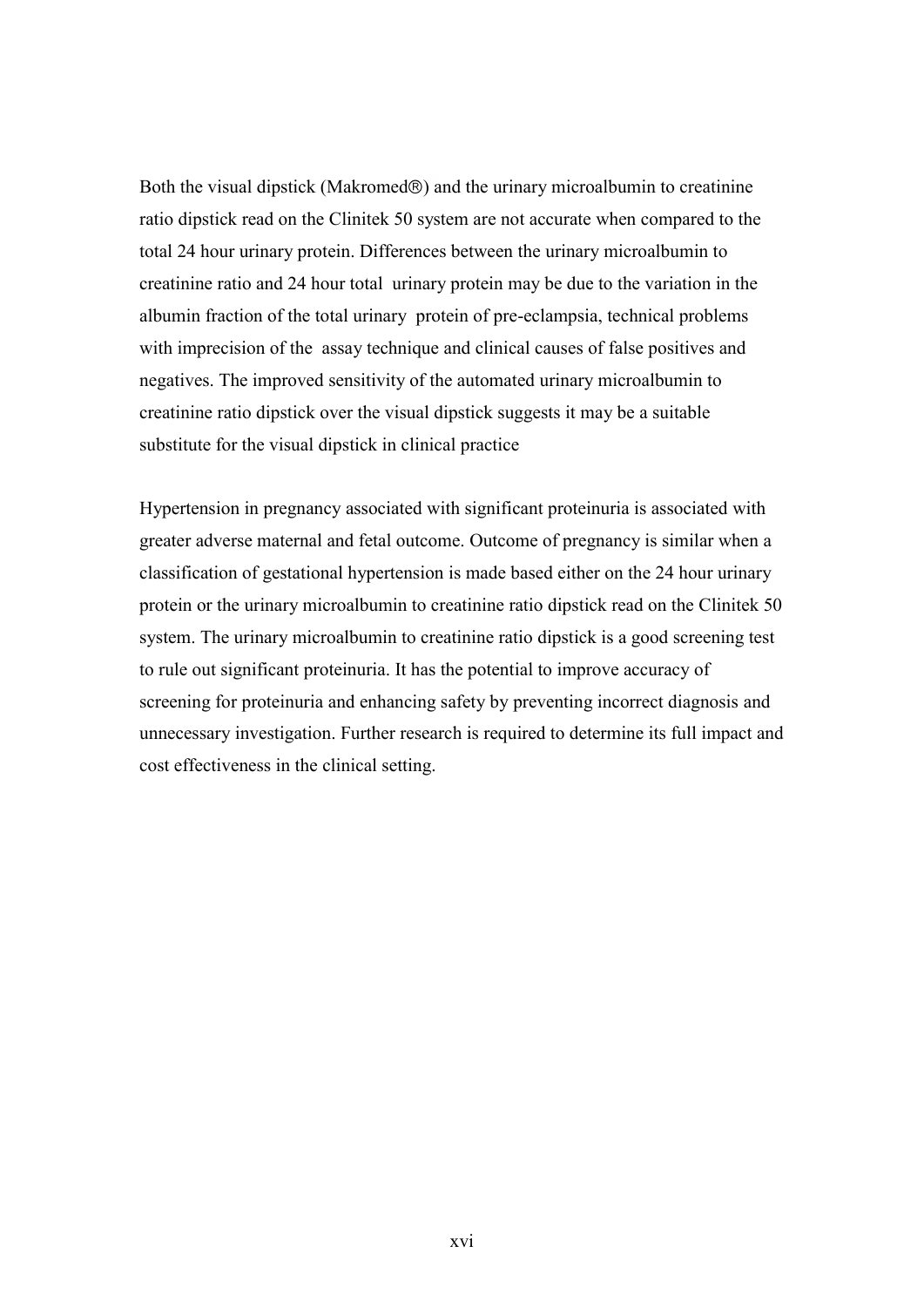Both the visual dipstick (Makromed®) and the urinary microalbumin to creatinine ratio dipstick read on the Clinitek 50 system are not accurate when compared to the total 24 hour urinary protein. Differences between the urinary microalbumin to creatinine ratio and 24 hour total urinary protein may be due to the variation in the albumin fraction of the total urinary protein of pre-eclampsia, technical problems with imprecision of the assay technique and clinical causes of false positives and negatives. The improved sensitivity of the automated urinary microalbumin to creatinine ratio dipstick over the visual dipstick suggests it may be a suitable substitute for the visual dipstick in clinical practice

Hypertension in pregnancy associated with significant proteinuria is associated with greater adverse maternal and fetal outcome. Outcome of pregnancy is similar when a classification of gestational hypertension is made based either on the 24 hour urinary protein or the urinary microalbumin to creatinine ratio dipstick read on the Clinitek 50 system. The urinary microalbumin to creatinine ratio dipstick is a good screening test to rule out significant proteinuria. It has the potential to improve accuracy of screening for proteinuria and enhancing safety by preventing incorrect diagnosis and unnecessary investigation. Further research is required to determine its full impact and cost effectiveness in the clinical setting.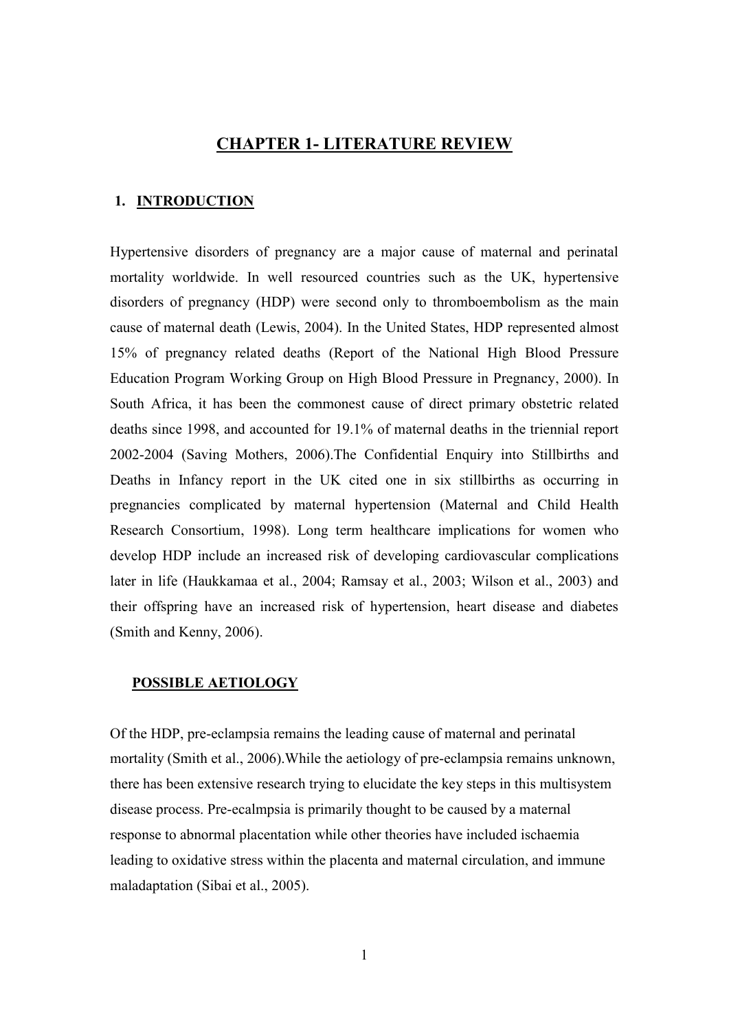# CHAPTER 1- LITERATURE REVIEW

## 1. INTRODUCTION

Hypertensive disorders of pregnancy are a major cause of maternal and perinatal mortality worldwide. In well resourced countries such as the UK, hypertensive disorders of pregnancy (HDP) were second only to thromboembolism as the main cause of maternal death (Lewis, 2004). In the United States, HDP represented almost 15% of pregnancy related deaths (Report of the National High Blood Pressure Education Program Working Group on High Blood Pressure in Pregnancy, 2000). In South Africa, it has been the commonest cause of direct primary obstetric related deaths since 1998, and accounted for 19.1% of maternal deaths in the triennial report 2002-2004 (Saving Mothers, 2006).The Confidential Enquiry into Stillbirths and Deaths in Infancy report in the UK cited one in six stillbirths as occurring in pregnancies complicated by maternal hypertension (Maternal and Child Health Research Consortium, 1998). Long term healthcare implications for women who develop HDP include an increased risk of developing cardiovascular complications later in life (Haukkamaa et al., 2004; Ramsay et al., 2003; Wilson et al., 2003) and their offspring have an increased risk of hypertension, heart disease and diabetes (Smith and Kenny, 2006).

### POSSIBLE AETIOLOGY

Of the HDP, pre-eclampsia remains the leading cause of maternal and perinatal mortality (Smith et al., 2006).While the aetiology of pre-eclampsia remains unknown, there has been extensive research trying to elucidate the key steps in this multisystem disease process. Pre-ecalmpsia is primarily thought to be caused by a maternal response to abnormal placentation while other theories have included ischaemia leading to oxidative stress within the placenta and maternal circulation, and immune maladaptation (Sibai et al., 2005).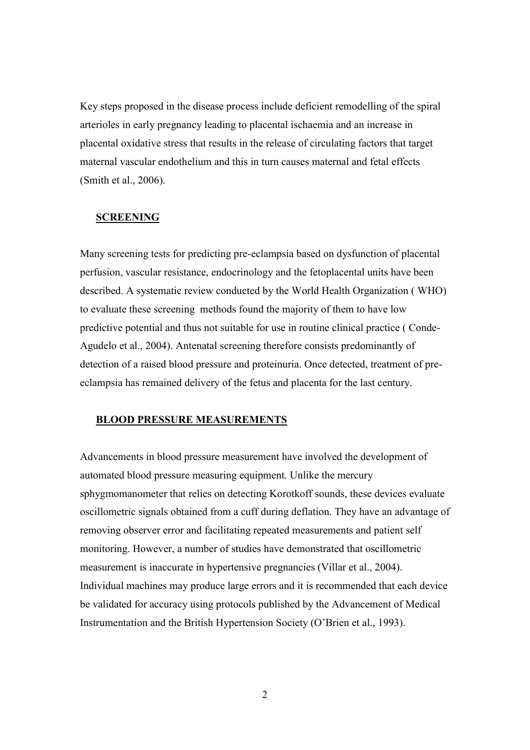Key steps proposed in the disease process include deficient remodelling of the spiral arterioles in early pregnancy leading to placental ischaemia and an increase in placental oxidative stress that results in the release of circulating factors that target maternal vascular endothelium and this in turn causes maternal and fetal effects (Smith et al., 2006).

## SCREENING

Many screening tests for predicting pre-eclampsia based on dysfunction of placental perfusion, vascular resistance, endocrinology and the fetoplacental units have been described. A systematic review conducted by the World Health Organization ( WHO) to evaluate these screening methods found the majority of them to have low predictive potential and thus not suitable for use in routine clinical practice ( Conde-Agudelo et al., 2004). Antenatal screening therefore consists predominantly of detection of a raised blood pressure and proteinuria. Once detected, treatment of pre-eclampsia has remained delivery of the fetus and placenta for the last century.

## BLOOD PRESSURE MEASUREMENTS

Advancements in blood pressure measurement have involved the development of automated blood pressure measuring equipment. Unlike the mercury sphygmomanometer that relies on detecting Korotkoff sounds, these devices evaluate oscillometric signals obtained from a cuff during deflation. They have an advantage of removing observer error and facilitating repeated measurements and patient self monitoring. However, a number of studies have demonstrated that oscillometric measurement is inaccurate in hypertensive pregnancies (Villar et al., 2004). Individual machines may produce large errors and it is recommended that each device be validated for accuracy using protocols published by the Advancement of Medical Instrumentation and the British Hypertension Society (O'Brien et al., 1993).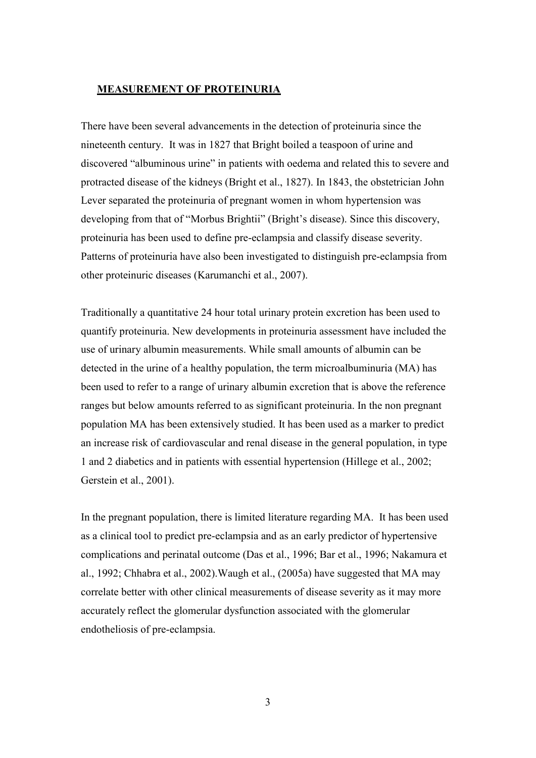## MEASUREMENT OF PROTEINURIA

There have been several advancements in the detection of proteinuria since the nineteenth century. It was in 1827 that Bright boiled a teaspoon of urine and discovered "albuminous urine" in patients with oedema and related this to severe and protracted disease of the kidneys (Bright et al., 1827). In 1843, the obstetrician John Lever separated the proteinuria of pregnant women in whom hypertension was developing from that of "Morbus Brightii" (Bright's disease). Since this discovery, proteinuria has been used to define pre-eclampsia and classify disease severity. Patterns of proteinuria have also been investigated to distinguish pre-eclampsia from other proteinuric diseases (Karumanchi et al., 2007).

Traditionally a quantitative 24 hour total urinary protein excretion has been used to quantify proteinuria. New developments in proteinuria assessment have included the use of urinary albumin measurements. While small amounts of albumin can be detected in the urine of a healthy population, the term microalbuminuria (MA) has been used to refer to a range of urinary albumin excretion that is above the reference ranges but below amounts referred to as significant proteinuria. In the non pregnant population MA has been extensively studied. It has been used as a marker to predict an increase risk of cardiovascular and renal disease in the general population, in type 1 and 2 diabetics and in patients with essential hypertension (Hillege et al., 2002; Gerstein et al., 2001).

In the pregnant population, there is limited literature regarding MA. It has been used as a clinical tool to predict pre-eclampsia and as an early predictor of hypertensive complications and perinatal outcome (Das et al., 1996; Bar et al., 1996; Nakamura et al., 1992; Chhabra et al., 2002).Waugh et al., (2005a) have suggested that MA may correlate better with other clinical measurements of disease severity as it may more accurately reflect the glomerular dysfunction associated with the glomerular endotheliosis of pre-eclampsia.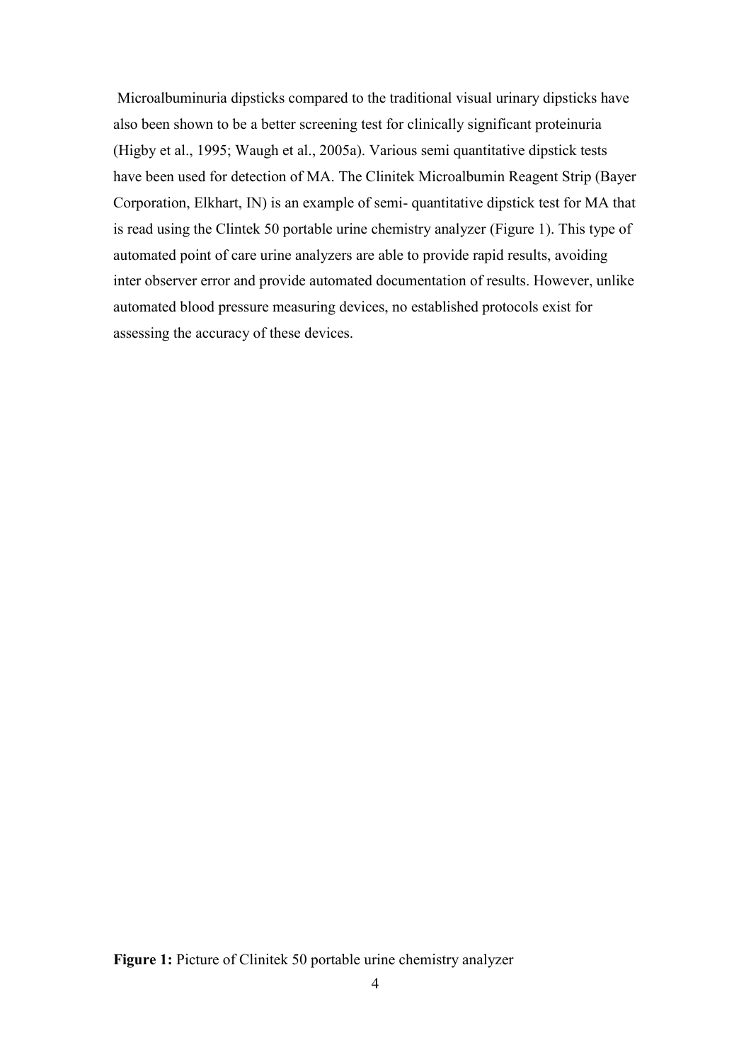Microalbuminuria dipsticks compared to the traditional visual urinary dipsticks have also been shown to be a better screening test for clinically significant proteinuria (Higby et al., 1995; Waugh et al., 2005a). Various semi quantitative dipstick tests have been used for detection of MA. The Clinitek Microalbumin Reagent Strip (Bayer Corporation, Elkhart, IN) is an example of semi- quantitative dipstick test for MA that is read using the Clintek 50 portable urine chemistry analyzer (Figure 1). This type of automated point of care urine analyzers are able to provide rapid results, avoiding inter observer error and provide automated documentation of results. However, unlike automated blood pressure measuring devices, no established protocols exist for assessing the accuracy of these devices.

**Figure 1:** Picture of Clinitek 50 portable urine chemistry analyzer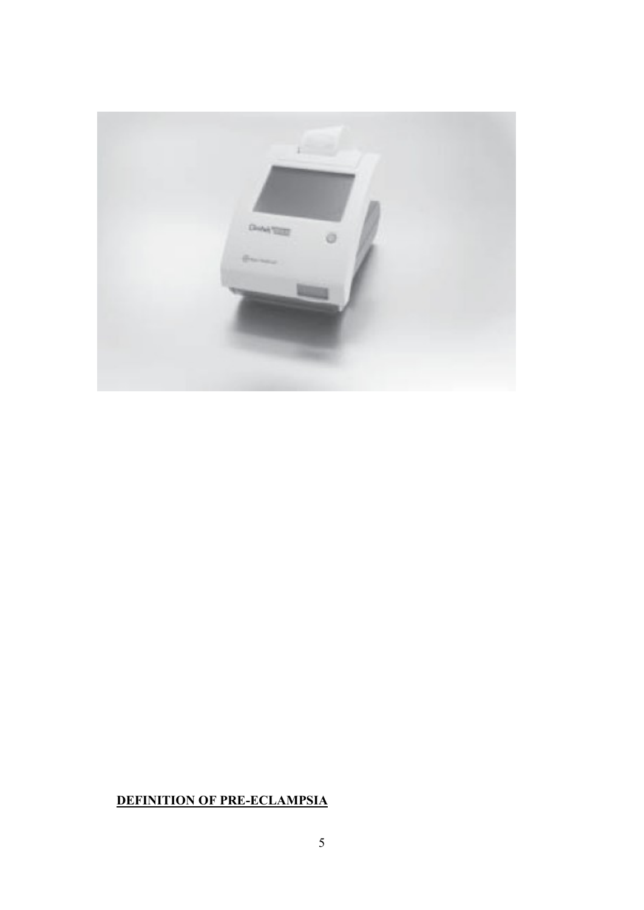**DEFINITION OF PRE-ECLAMPSIA**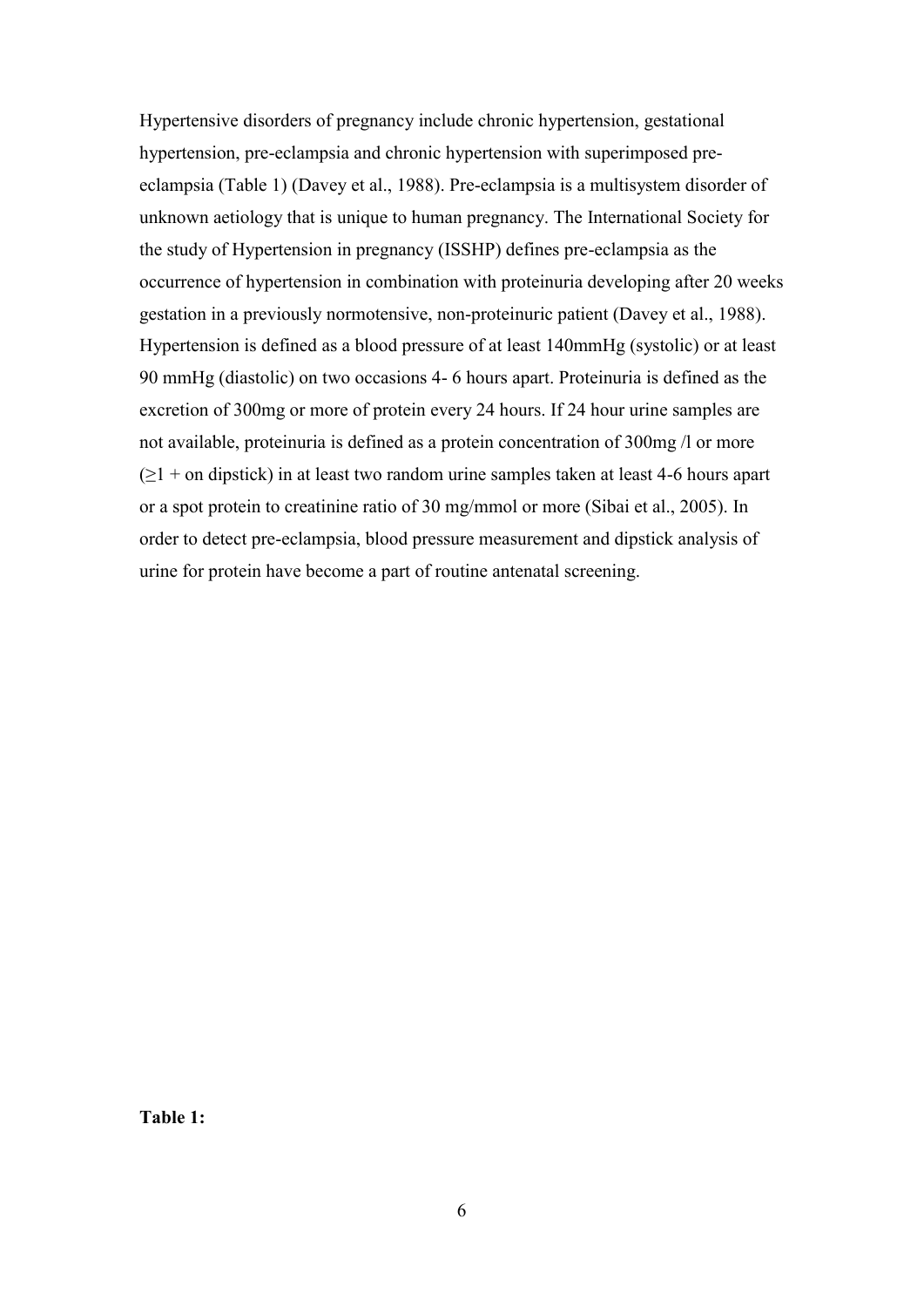Hypertensive disorders of pregnancy include chronic hypertension, gestational hypertension, pre-eclampsia and chronic hypertension with superimposed pre-eclampsia (Table 1) (Davey et al., 1988). Pre-eclampsia is a multisystem disorder of unknown aetiology that is unique to human pregnancy. The International Society for the study of Hypertension in pregnancy (ISSHP) defines pre-eclampsia as the occurrence of hypertension in combination with proteinuria developing after 20 weeks gestation in a previously normotensive, non-proteinuric patient (Davey et al., 1988). Hypertension is defined as a blood pressure of at least 140mmHg (systolic) or at least 90 mmHg (diastolic) on two occasions 4- 6 hours apart. Proteinuria is defined as the excretion of 300mg or more of protein every 24 hours. If 24 hour urine samples are not available, proteinuria is defined as a protein concentration of 300mg /l or more ($\geq$1 + on dipstick) in at least two random urine samples taken at least 4-6 hours apart or a spot protein to creatinine ratio of 30 mg/mmol or more (Sibai et al., 2005). In order to detect pre-eclampsia, blood pressure measurement and dipstick analysis of urine for protein have become a part of routine antenatal screening.

**Table 1:**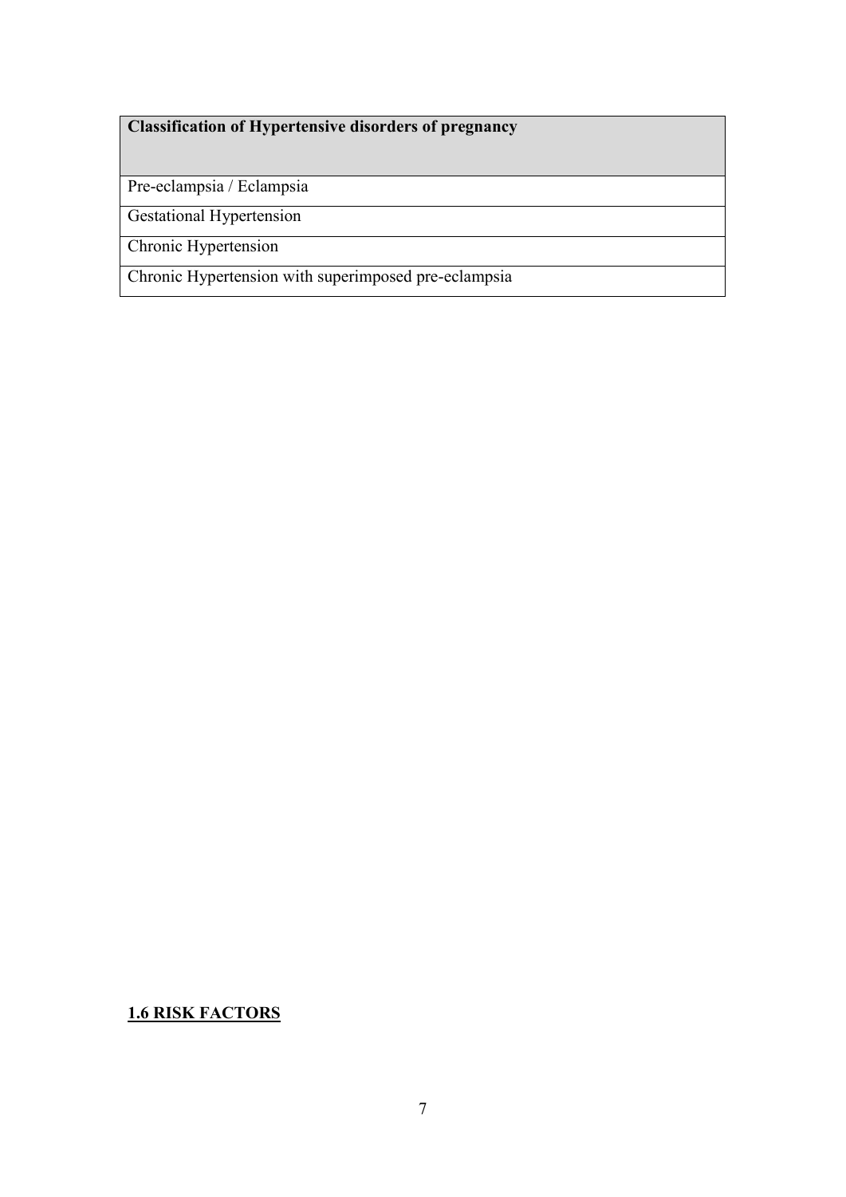| **Classification of Hypertensive disorders of pregnancy** |
| --- |
| Pre-eclampsia / Eclampsia |
| Gestational Hypertension |
| Chronic Hypertension |
| Chronic Hypertension with superimposed pre-eclampsia |

## **1.6 RISK FACTORS**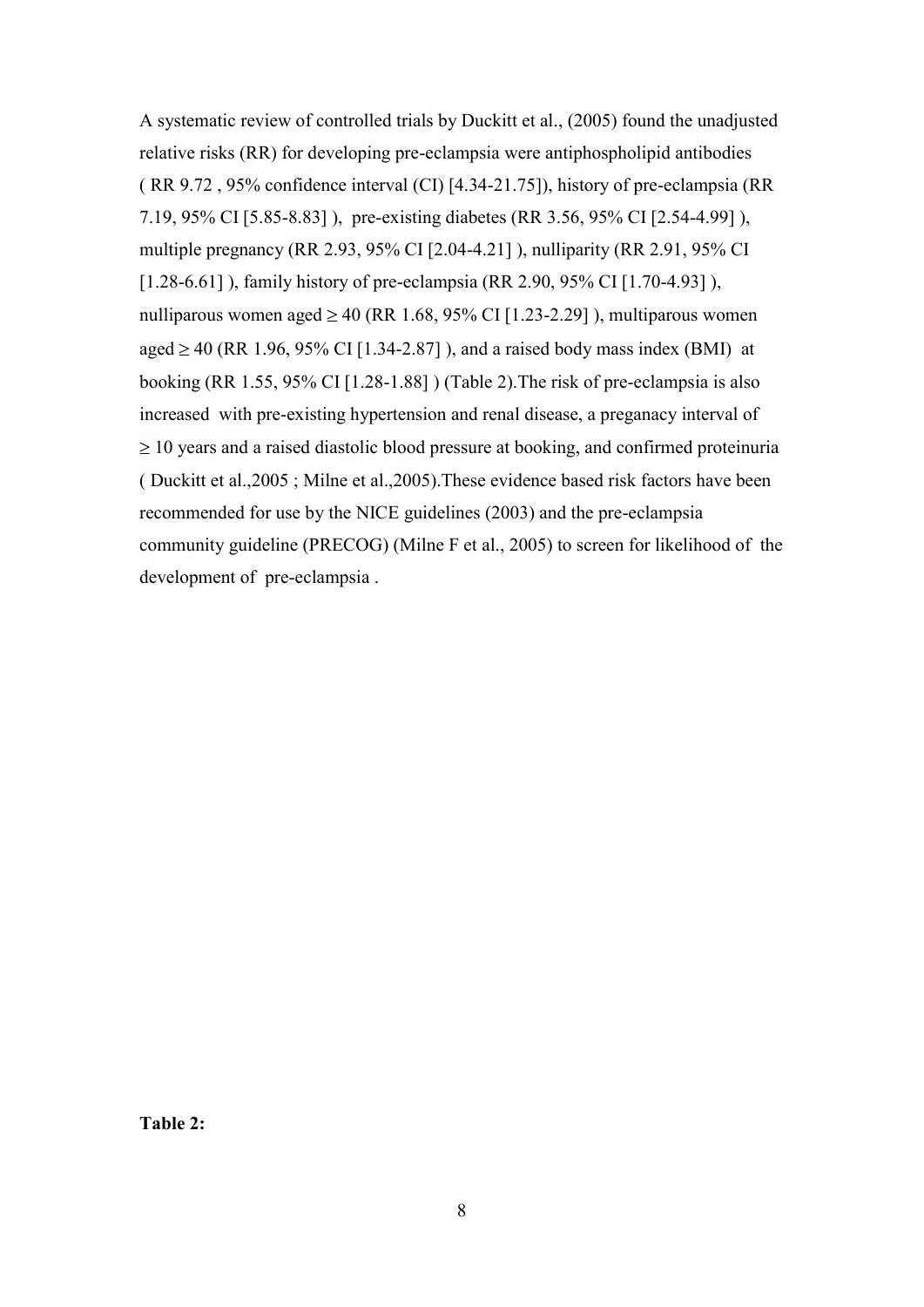A systematic review of controlled trials by Duckitt et al., (2005) found the unadjusted relative risks (RR) for developing pre-eclampsia were antiphospholipid antibodies ( RR 9.72 , 95% confidence interval (CI) [4.34-21.75]), history of pre-eclampsia (RR 7.19, 95% CI [5.85-8.83] ), pre-existing diabetes (RR 3.56, 95% CI [2.54-4.99] ), multiple pregnancy (RR 2.93, 95% CI [2.04-4.21] ), nulliparity (RR 2.91, 95% CI [1.28-6.61] ), family history of pre-eclampsia (RR 2.90, 95% CI [1.70-4.93] ), nulliparous women aged $\geq$ 40 (RR 1.68, 95% CI [1.23-2.29] ), multiparous women aged $\geq$ 40 (RR 1.96, 95% CI [1.34-2.87] ), and a raised body mass index (BMI) at booking (RR 1.55, 95% CI [1.28-1.88] ) (Table 2).The risk of pre-eclampsia is also increased with pre-existing hypertension and renal disease, a preganacy interval of $\geq$ 10 years and a raised diastolic blood pressure at booking, and confirmed proteinuria ( Duckitt et al.,2005 ; Milne et al.,2005).These evidence based risk factors have been recommended for use by the NICE guidelines (2003) and the pre-eclampsia community guideline (PRECOG) (Milne F et al., 2005) to screen for likelihood of the development of pre-eclampsia .

**Table 2:**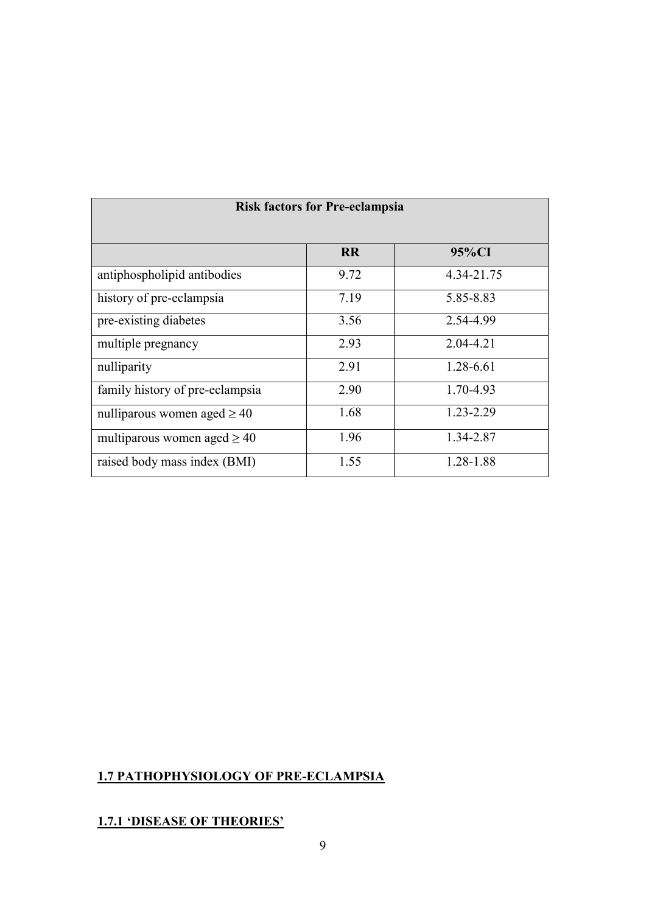| Risk factors for Pre-eclampsia | | |
| --- | --- | --- |
| | **RR** | **95%CI** |
| antiphospholipid antibodies | 9.72 | 4.34-21.75 |
| history of pre-eclampsia | 7.19 | 5.85-8.83 |
| pre-existing diabetes | 3.56 | 2.54-4.99 |
| multiple pregnancy | 2.93 | 2.04-4.21 |
| nulliparity | 2.91 | 1.28-6.61 |
| family history of pre-eclampsia | 2.90 | 1.70-4.93 |
| nulliparous women aged $\geq 40$ | 1.68 | 1.23-2.29 |
| multiparous women aged $\geq 40$ | 1.96 | 1.34-2.87 |
| raised body mass index (BMI) | 1.55 | 1.28-1.88 |

## 1.7 PATHOPHYSIOLOGY OF PRE-ECLAMPSIA

### 1.7.1 'DISEASE OF THEORIES'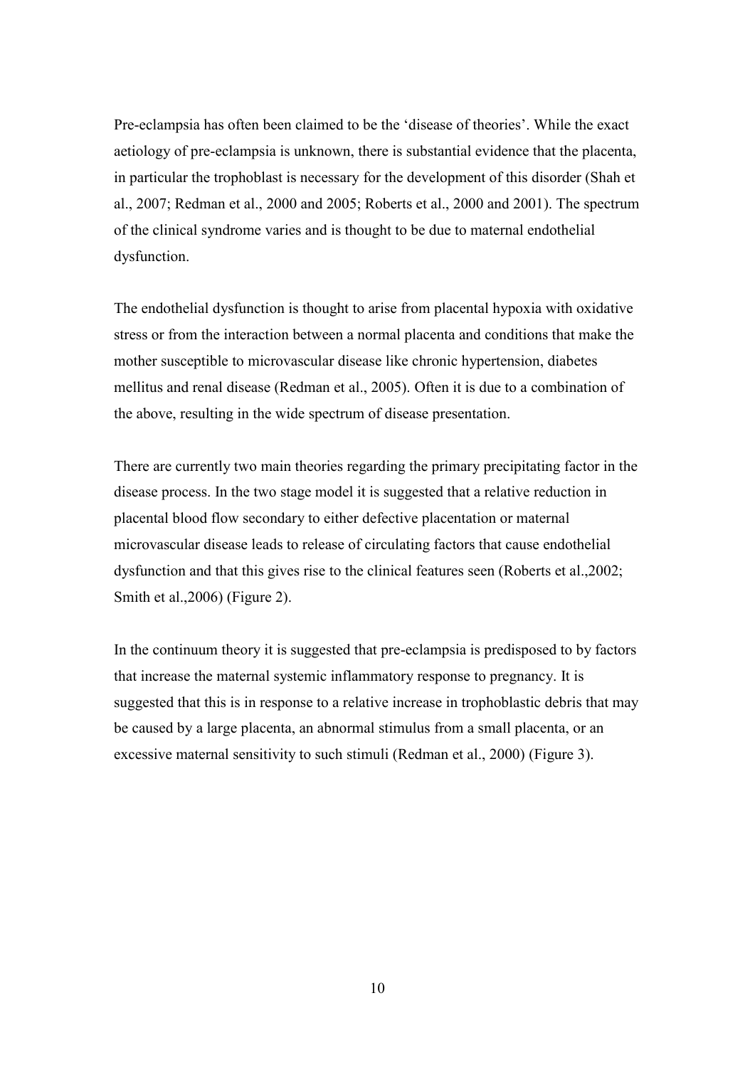Pre-eclampsia has often been claimed to be the 'disease of theories'. While the exact aetiology of pre-eclampsia is unknown, there is substantial evidence that the placenta, in particular the trophoblast is necessary for the development of this disorder (Shah et al., 2007; Redman et al., 2000 and 2005; Roberts et al., 2000 and 2001). The spectrum of the clinical syndrome varies and is thought to be due to maternal endothelial dysfunction.

The endothelial dysfunction is thought to arise from placental hypoxia with oxidative stress or from the interaction between a normal placenta and conditions that make the mother susceptible to microvascular disease like chronic hypertension, diabetes mellitus and renal disease (Redman et al., 2005). Often it is due to a combination of the above, resulting in the wide spectrum of disease presentation.

There are currently two main theories regarding the primary precipitating factor in the disease process. In the two stage model it is suggested that a relative reduction in placental blood flow secondary to either defective placentation or maternal microvascular disease leads to release of circulating factors that cause endothelial dysfunction and that this gives rise to the clinical features seen (Roberts et al.,2002; Smith et al.,2006) (Figure 2).

In the continuum theory it is suggested that pre-eclampsia is predisposed to by factors that increase the maternal systemic inflammatory response to pregnancy. It is suggested that this is in response to a relative increase in trophoblastic debris that may be caused by a large placenta, an abnormal stimulus from a small placenta, or an excessive maternal sensitivity to such stimuli (Redman et al., 2000) (Figure 3).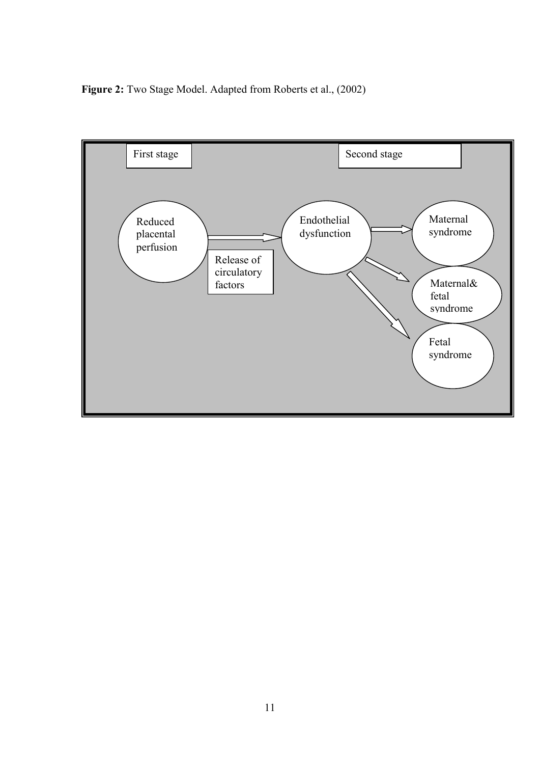**Figure 2:** Two Stage Model. Adapted from Roberts et al., (2002)

First stage

Second stage

Reduced placental perfusion

Release of circulatory factors

Endothelial dysfunction

Maternal syndrome

Maternal& fetal syndrome

Fetal syndrome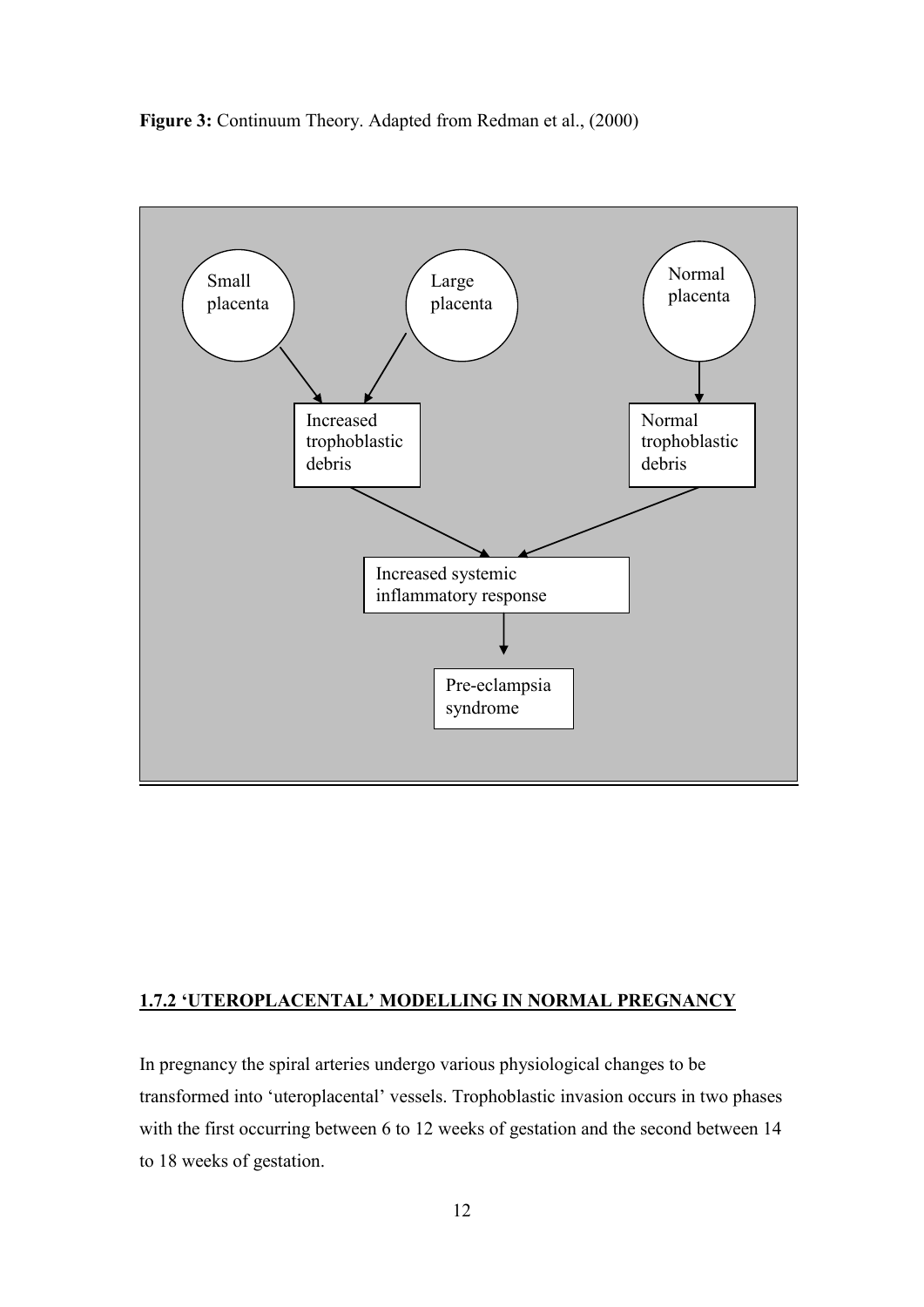**Figure 3:** Continuum Theory. Adapted from Redman et al., (2000)

Small placenta

Large placenta

Normal placenta

Increased trophoblastic debris

Normal trophoblastic debris

Increased systemic inflammatory response

Pre-eclampsia syndrome

## 1.7.2 'UTEROPLACENTAL' MODELLING IN NORMAL PREGNANCY

In pregnancy the spiral arteries undergo various physiological changes to be transformed into 'uteroplacental' vessels. Trophoblastic invasion occurs in two phases with the first occurring between 6 to 12 weeks of gestation and the second between 14 to 18 weeks of gestation.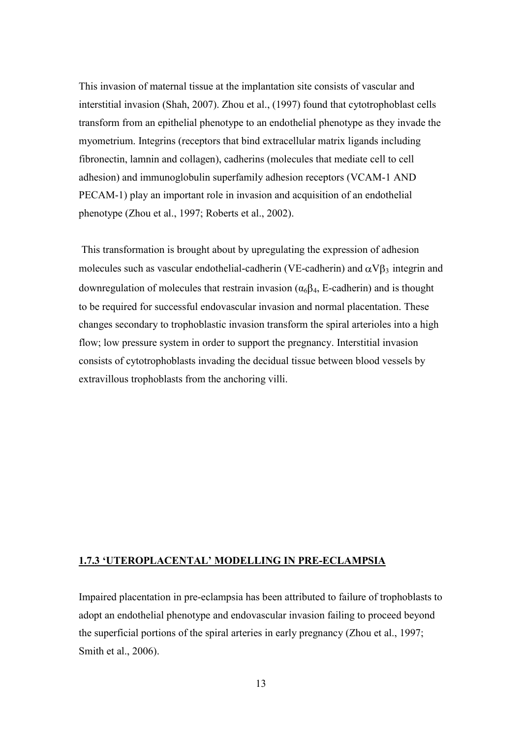This invasion of maternal tissue at the implantation site consists of vascular and interstitial invasion (Shah, 2007). Zhou et al., (1997) found that cytotrophoblast cells transform from an epithelial phenotype to an endothelial phenotype as they invade the myometrium. Integrins (receptors that bind extracellular matrix ligands including fibronectin, lamnin and collagen), cadherins (molecules that mediate cell to cell adhesion) and immunoglobulin superfamily adhesion receptors (VCAM-1 AND PECAM-1) play an important role in invasion and acquisition of an endothelial phenotype (Zhou et al., 1997; Roberts et al., 2002).

This transformation is brought about by upregulating the expression of adhesion molecules such as vascular endothelial-cadherin (VE-cadherin) and $\alpha V\beta_3$ integrin and downregulation of molecules that restrain invasion ($\alpha_6\beta_4$, E-cadherin) and is thought to be required for successful endovascular invasion and normal placentation. These changes secondary to trophoblastic invasion transform the spiral arterioles into a high flow; low pressure system in order to support the pregnancy. Interstitial invasion consists of cytotrophoblasts invading the decidual tissue between blood vessels by extravillous trophoblasts from the anchoring villi.

### 1.7.3 'UTEROPLACENTAL' MODELLING IN PRE-ECLAMPSIA

Impaired placentation in pre-eclampsia has been attributed to failure of trophoblasts to adopt an endothelial phenotype and endovascular invasion failing to proceed beyond the superficial portions of the spiral arteries in early pregnancy (Zhou et al., 1997; Smith et al., 2006).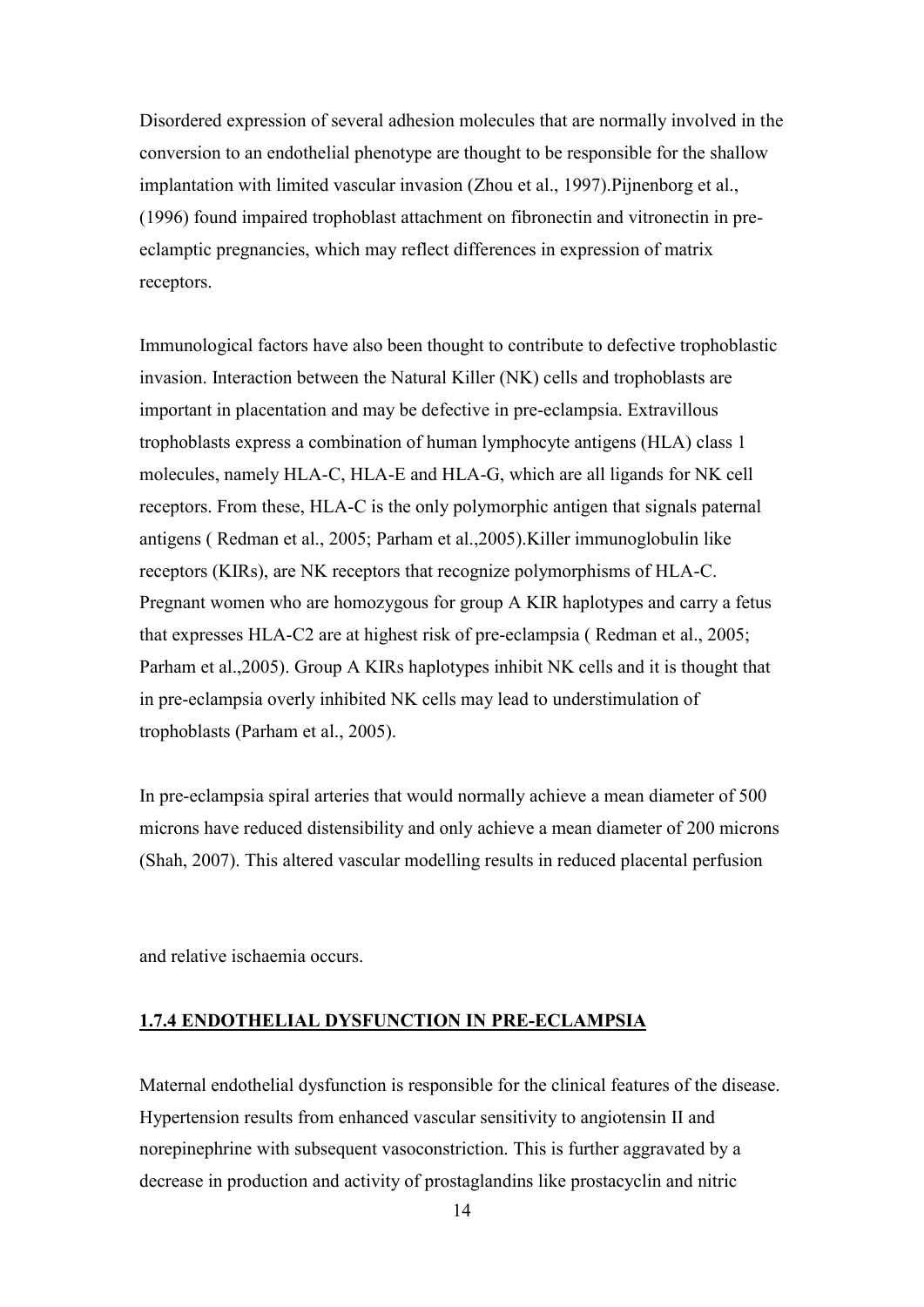Disordered expression of several adhesion molecules that are normally involved in the conversion to an endothelial phenotype are thought to be responsible for the shallow implantation with limited vascular invasion (Zhou et al., 1997).Pijnenborg et al., (1996) found impaired trophoblast attachment on fibronectin and vitronectin in pre-eclamptic pregnancies, which may reflect differences in expression of matrix receptors.

Immunological factors have also been thought to contribute to defective trophoblastic invasion. Interaction between the Natural Killer (NK) cells and trophoblasts are important in placentation and may be defective in pre-eclampsia. Extravillous trophoblasts express a combination of human lymphocyte antigens (HLA) class 1 molecules, namely HLA-C, HLA-E and HLA-G, which are all ligands for NK cell receptors. From these, HLA-C is the only polymorphic antigen that signals paternal antigens ( Redman et al., 2005; Parham et al.,2005).Killer immunoglobulin like receptors (KIRs), are NK receptors that recognize polymorphisms of HLA-C. Pregnant women who are homozygous for group A KIR haplotypes and carry a fetus that expresses HLA-C2 are at highest risk of pre-eclampsia ( Redman et al., 2005; Parham et al.,2005). Group A KIRs haplotypes inhibit NK cells and it is thought that in pre-eclampsia overly inhibited NK cells may lead to understimulation of trophoblasts (Parham et al., 2005).

In pre-eclampsia spiral arteries that would normally achieve a mean diameter of 500 microns have reduced distensibility and only achieve a mean diameter of 200 microns (Shah, 2007). This altered vascular modelling results in reduced placental perfusion and relative ischaemia occurs.

### 1.7.4 ENDOTHELIAL DYSFUNCTION IN PRE-ECLAMPSIA

Maternal endothelial dysfunction is responsible for the clinical features of the disease. Hypertension results from enhanced vascular sensitivity to angiotensin II and norepinephrine with subsequent vasoconstriction. This is further aggravated by a decrease in production and activity of prostaglandins like prostacyclin and nitric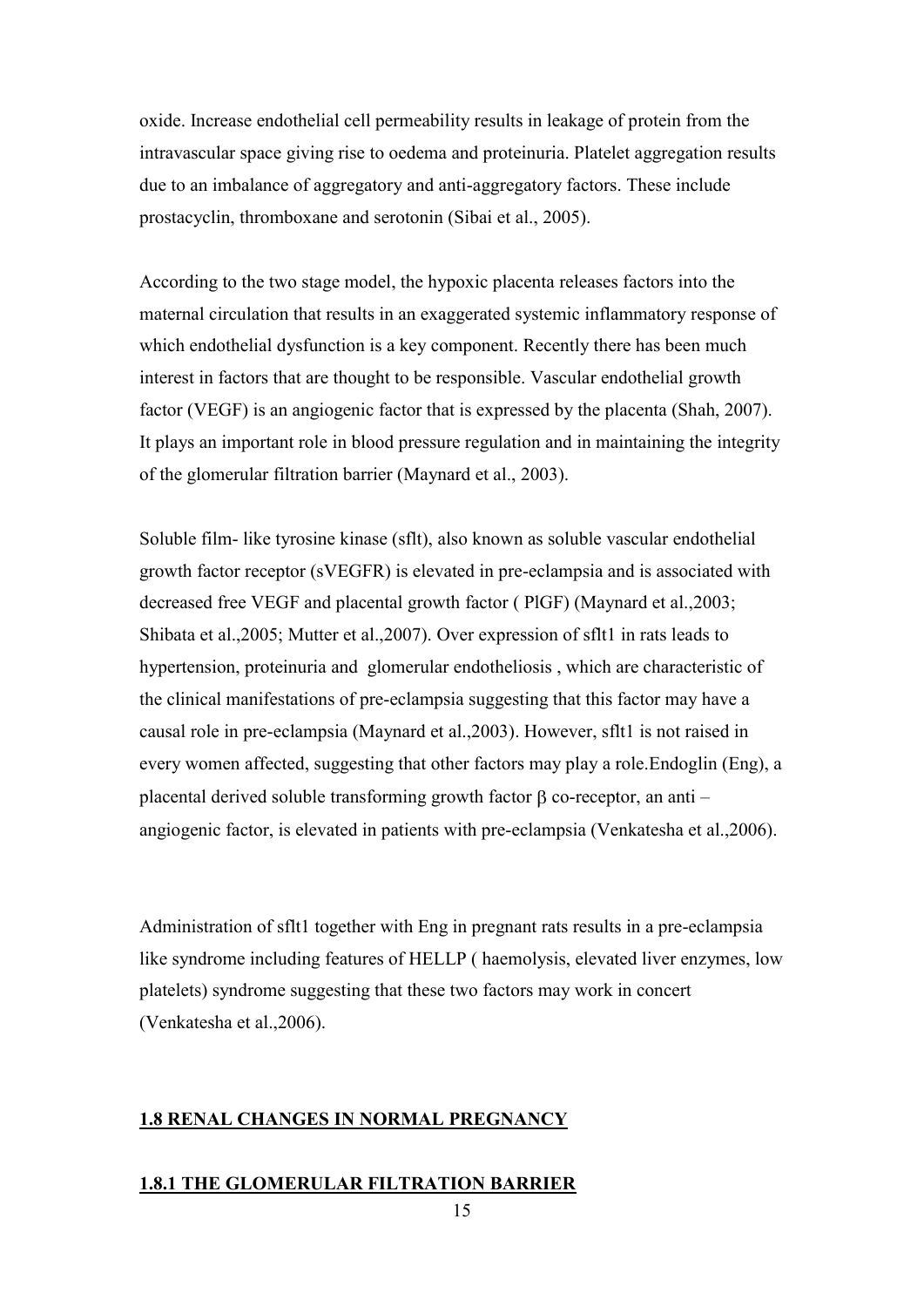oxide. Increase endothelial cell permeability results in leakage of protein from the intravascular space giving rise to oedema and proteinuria. Platelet aggregation results due to an imbalance of aggregatory and anti-aggregatory factors. These include prostacyclin, thromboxane and serotonin (Sibai et al., 2005).

According to the two stage model, the hypoxic placenta releases factors into the maternal circulation that results in an exaggerated systemic inflammatory response of which endothelial dysfunction is a key component. Recently there has been much interest in factors that are thought to be responsible. Vascular endothelial growth factor (VEGF) is an angiogenic factor that is expressed by the placenta (Shah, 2007). It plays an important role in blood pressure regulation and in maintaining the integrity of the glomerular filtration barrier (Maynard et al., 2003).

Soluble film- like tyrosine kinase (sflt), also known as soluble vascular endothelial growth factor receptor (sVEGFR) is elevated in pre-eclampsia and is associated with decreased free VEGF and placental growth factor ( PlGF) (Maynard et al.,2003; Shibata et al.,2005; Mutter et al.,2007). Over expression of sflt1 in rats leads to hypertension, proteinuria and glomerular endotheliosis , which are characteristic of the clinical manifestations of pre-eclampsia suggesting that this factor may have a causal role in pre-eclampsia (Maynard et al.,2003). However, sflt1 is not raised in every women affected, suggesting that other factors may play a role.Endoglin (Eng), a placental derived soluble transforming growth factor β co-receptor, an anti –angiogenic factor, is elevated in patients with pre-eclampsia (Venkatesha et al.,2006).

Administration of sflt1 together with Eng in pregnant rats results in a pre-eclampsia like syndrome including features of HELLP ( haemolysis, elevated liver enzymes, low platelets) syndrome suggesting that these two factors may work in concert (Venkatesha et al.,2006).

## 1.8 RENAL CHANGES IN NORMAL PREGNANCY

### 1.8.1 THE GLOMERULAR FILTRATION BARRIER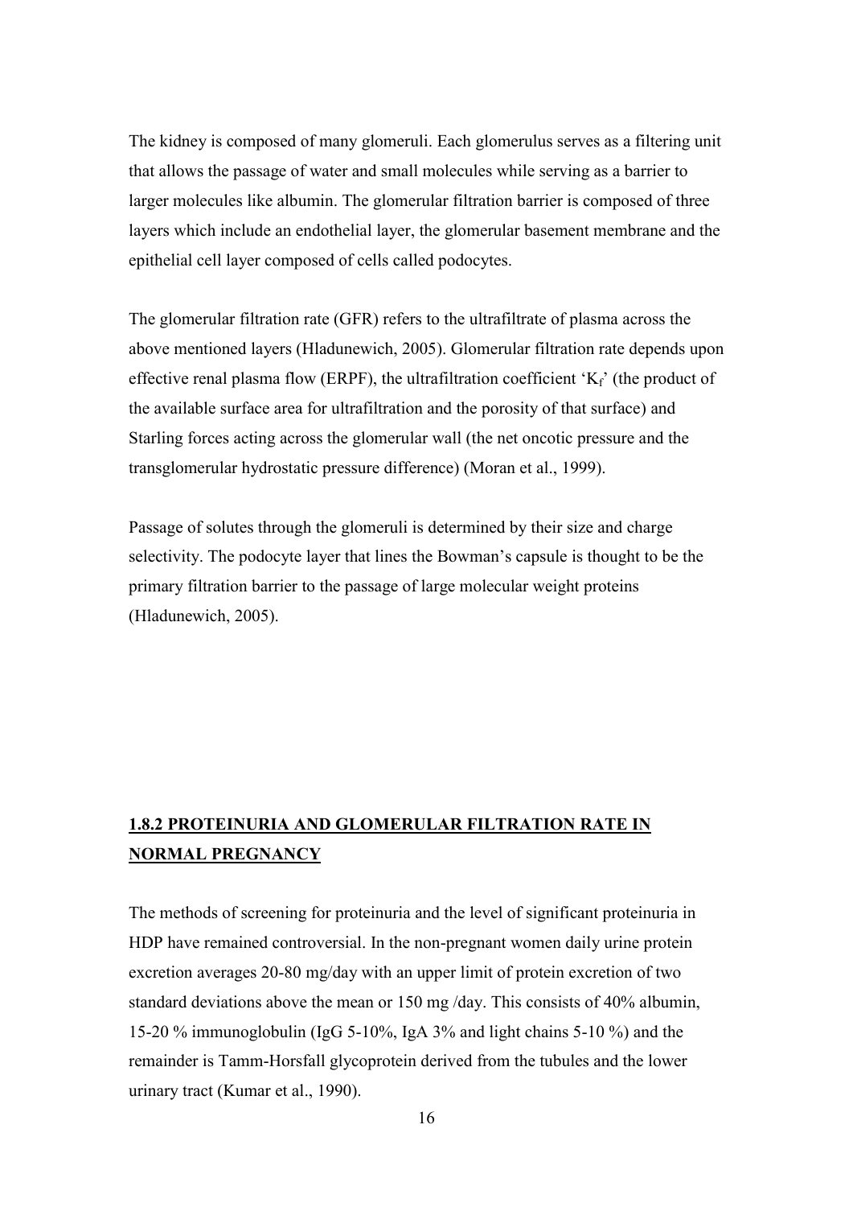The kidney is composed of many glomeruli. Each glomerulus serves as a filtering unit that allows the passage of water and small molecules while serving as a barrier to larger molecules like albumin. The glomerular filtration barrier is composed of three layers which include an endothelial layer, the glomerular basement membrane and the epithelial cell layer composed of cells called podocytes.

The glomerular filtration rate (GFR) refers to the ultrafiltrate of plasma across the above mentioned layers (Hladunewich, 2005). Glomerular filtration rate depends upon effective renal plasma flow (ERPF), the ultrafiltration coefficient '$K_f$' (the product of the available surface area for ultrafiltration and the porosity of that surface) and Starling forces acting across the glomerular wall (the net oncotic pressure and the transglomerular hydrostatic pressure difference) (Moran et al., 1999).

Passage of solutes through the glomeruli is determined by their size and charge selectivity. The podocyte layer that lines the Bowman's capsule is thought to be the primary filtration barrier to the passage of large molecular weight proteins (Hladunewich, 2005).

## 1.8.2 PROTEINURIA AND GLOMERULAR FILTRATION RATE IN NORMAL PREGNANCY

The methods of screening for proteinuria and the level of significant proteinuria in HDP have remained controversial. In the non-pregnant women daily urine protein excretion averages 20-80 mg/day with an upper limit of protein excretion of two standard deviations above the mean or 150 mg /day. This consists of 40% albumin, 15-20 % immunoglobulin (IgG 5-10%, IgA 3% and light chains 5-10 %) and the remainder is Tamm-Horsfall glycoprotein derived from the tubules and the lower urinary tract (Kumar et al., 1990).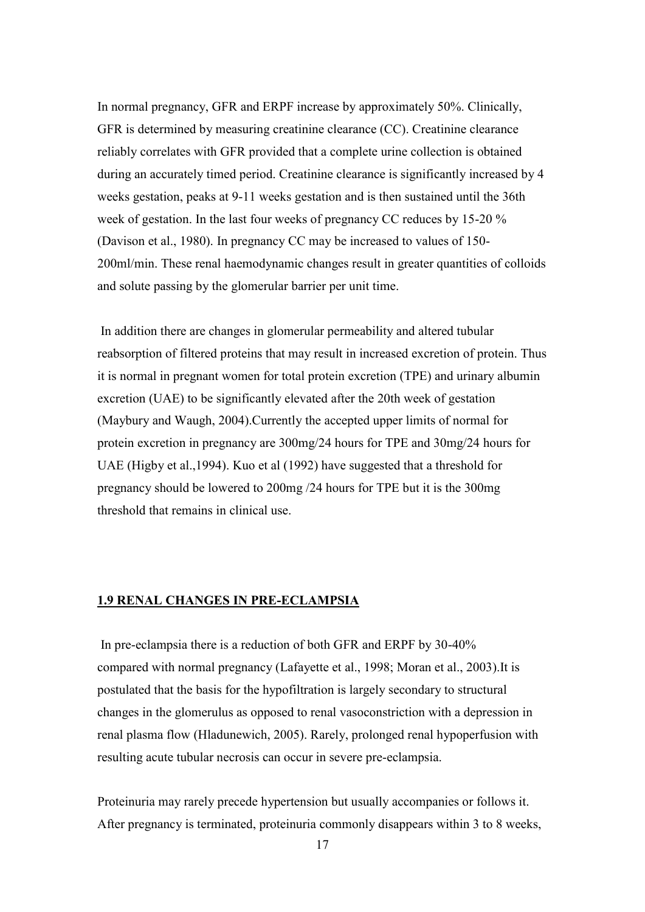In normal pregnancy, GFR and ERPF increase by approximately 50%. Clinically, GFR is determined by measuring creatinine clearance (CC). Creatinine clearance reliably correlates with GFR provided that a complete urine collection is obtained during an accurately timed period. Creatinine clearance is significantly increased by 4 weeks gestation, peaks at 9-11 weeks gestation and is then sustained until the 36th week of gestation. In the last four weeks of pregnancy CC reduces by 15-20 % (Davison et al., 1980). In pregnancy CC may be increased to values of 150-200ml/min. These renal haemodynamic changes result in greater quantities of colloids and solute passing by the glomerular barrier per unit time.

In addition there are changes in glomerular permeability and altered tubular reabsorption of filtered proteins that may result in increased excretion of protein. Thus it is normal in pregnant women for total protein excretion (TPE) and urinary albumin excretion (UAE) to be significantly elevated after the 20th week of gestation (Maybury and Waugh, 2004).Currently the accepted upper limits of normal for protein excretion in pregnancy are 300mg/24 hours for TPE and 30mg/24 hours for UAE (Higby et al.,1994). Kuo et al (1992) have suggested that a threshold for pregnancy should be lowered to 200mg /24 hours for TPE but it is the 300mg threshold that remains in clinical use.

## 1.9 RENAL CHANGES IN PRE-ECLAMPSIA

In pre-eclampsia there is a reduction of both GFR and ERPF by 30-40% compared with normal pregnancy (Lafayette et al., 1998; Moran et al., 2003).It is postulated that the basis for the hypofiltration is largely secondary to structural changes in the glomerulus as opposed to renal vasoconstriction with a depression in renal plasma flow (Hladunewich, 2005). Rarely, prolonged renal hypoperfusion with resulting acute tubular necrosis can occur in severe pre-eclampsia.

Proteinuria may rarely precede hypertension but usually accompanies or follows it. After pregnancy is terminated, proteinuria commonly disappears within 3 to 8 weeks,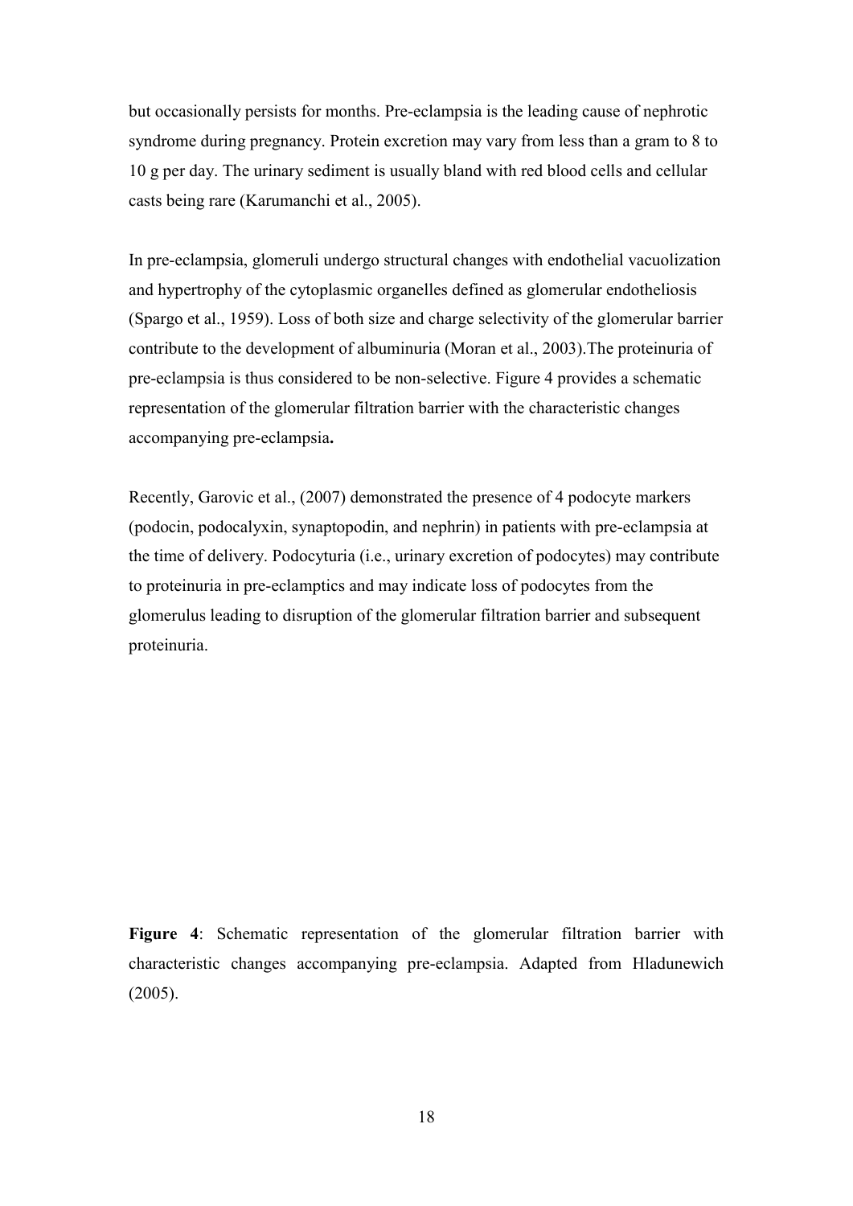but occasionally persists for months. Pre-eclampsia is the leading cause of nephrotic syndrome during pregnancy. Protein excretion may vary from less than a gram to 8 to 10 g per day. The urinary sediment is usually bland with red blood cells and cellular casts being rare (Karumanchi et al., 2005).

In pre-eclampsia, glomeruli undergo structural changes with endothelial vacuolization and hypertrophy of the cytoplasmic organelles defined as glomerular endotheliosis (Spargo et al., 1959). Loss of both size and charge selectivity of the glomerular barrier contribute to the development of albuminuria (Moran et al., 2003).The proteinuria of pre-eclampsia is thus considered to be non-selective. Figure 4 provides a schematic representation of the glomerular filtration barrier with the characteristic changes accompanying pre-eclampsia**.**

Recently, Garovic et al., (2007) demonstrated the presence of 4 podocyte markers (podocin, podocalyxin, synaptopodin, and nephrin) in patients with pre-eclampsia at the time of delivery. Podocyturia (i.e., urinary excretion of podocytes) may contribute to proteinuria in pre-eclamptics and may indicate loss of podocytes from the glomerulus leading to disruption of the glomerular filtration barrier and subsequent proteinuria.

**Figure 4**: Schematic representation of the glomerular filtration barrier with characteristic changes accompanying pre-eclampsia. Adapted from Hladunewich (2005).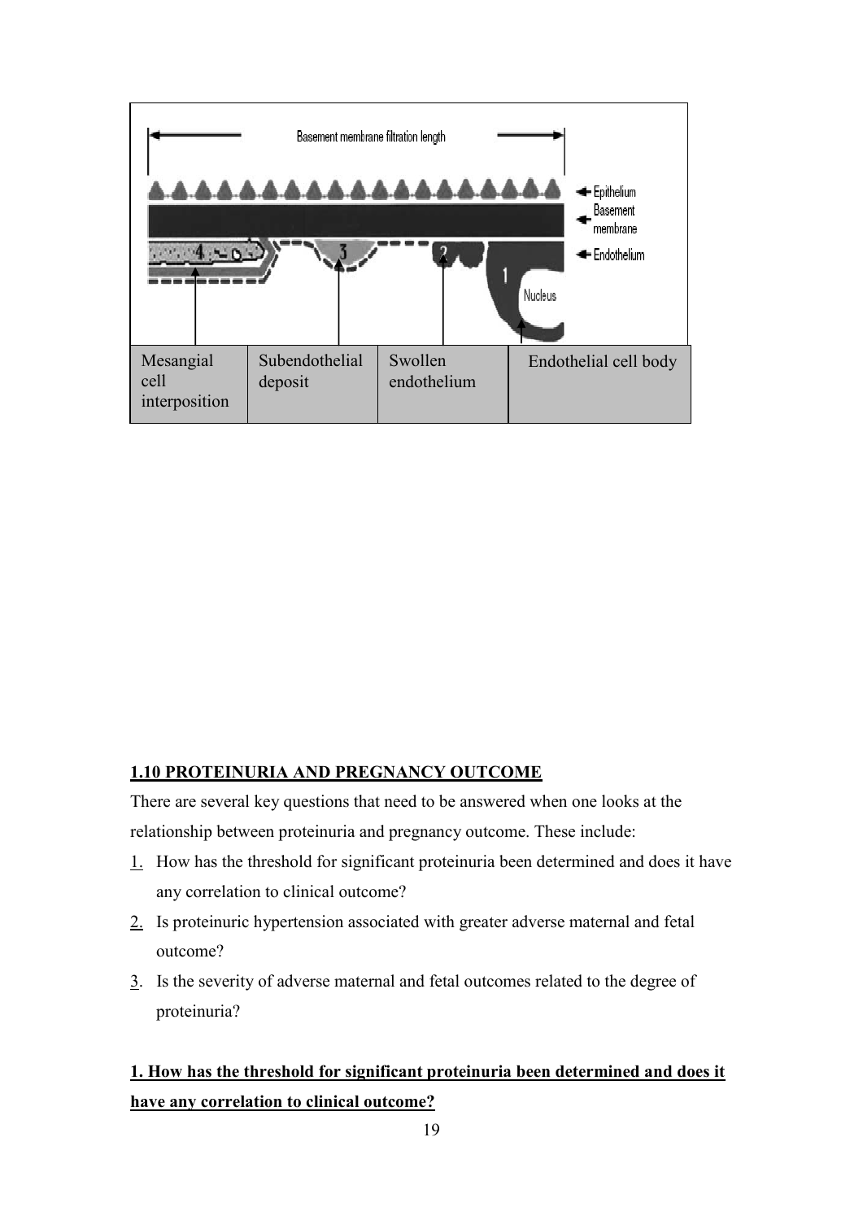| Mesangial cell interposition | Subendothelial deposit | Swollen endothelium | Endothelial cell body |
| --- | --- | --- | --- |

## 1.10 PROTEINURIA AND PREGNANCY OUTCOME

There are several key questions that need to be answered when one looks at the relationship between proteinuria and pregnancy outcome. These include:

1. How has the threshold for significant proteinuria been determined and does it have any correlation to clinical outcome?
2. Is proteinuric hypertension associated with greater adverse maternal and fetal outcome?
3. Is the severity of adverse maternal and fetal outcomes related to the degree of proteinuria?

### 1. How has the threshold for significant proteinuria been determined and does it have any correlation to clinical outcome?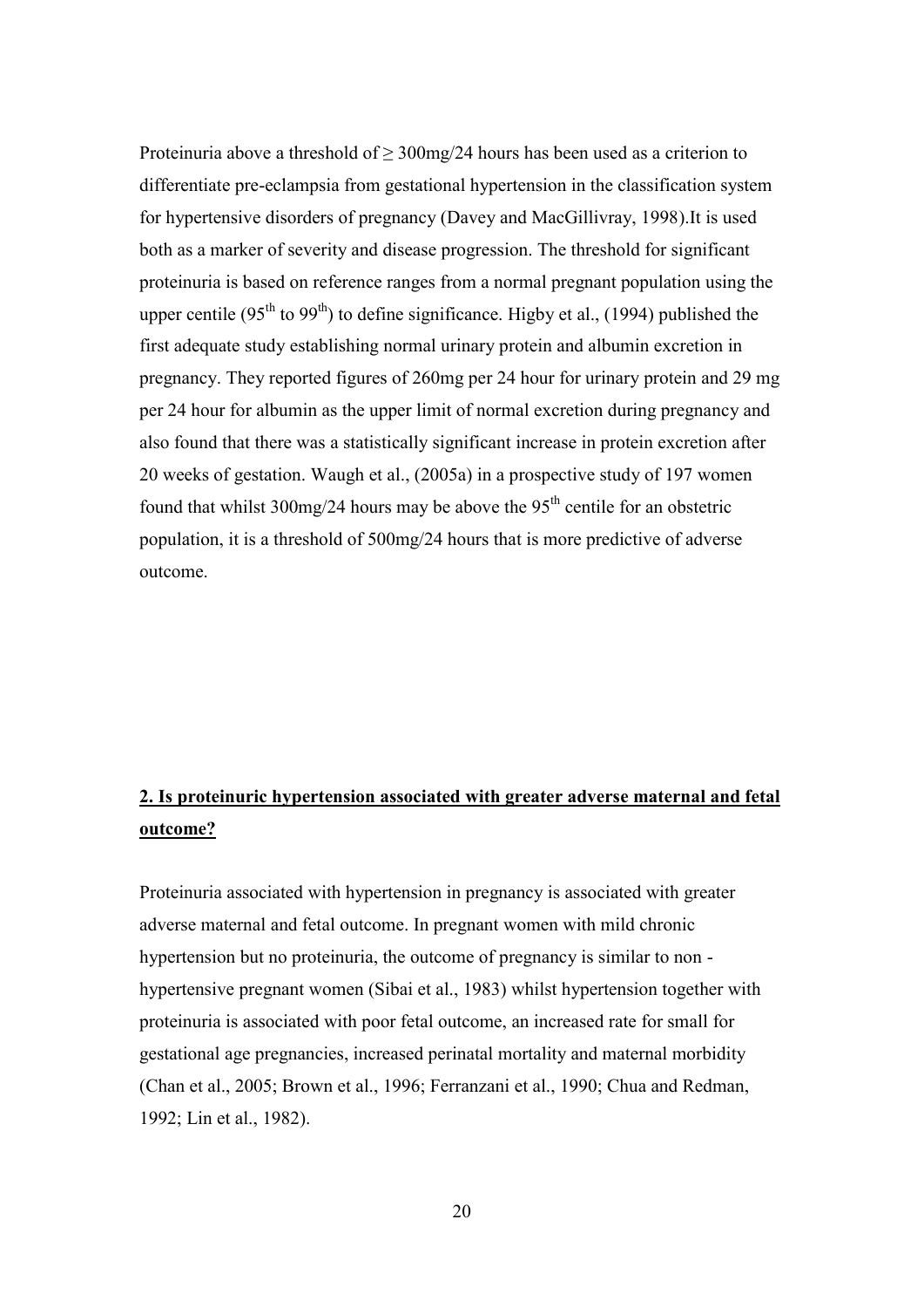Proteinuria above a threshold of ≥ 300mg/24 hours has been used as a criterion to differentiate pre-eclampsia from gestational hypertension in the classification system for hypertensive disorders of pregnancy (Davey and MacGillivray, 1998).It is used both as a marker of severity and disease progression. The threshold for significant proteinuria is based on reference ranges from a normal pregnant population using the upper centile (95$^{th}$ to 99$^{th}$) to define significance. Higby et al., (1994) published the first adequate study establishing normal urinary protein and albumin excretion in pregnancy. They reported figures of 260mg per 24 hour for urinary protein and 29 mg per 24 hour for albumin as the upper limit of normal excretion during pregnancy and also found that there was a statistically significant increase in protein excretion after 20 weeks of gestation. Waugh et al., (2005a) in a prospective study of 197 women found that whilst 300mg/24 hours may be above the 95$^{th}$ centile for an obstetric population, it is a threshold of 500mg/24 hours that is more predictive of adverse outcome.

## 2. Is proteinuric hypertension associated with greater adverse maternal and fetal outcome?

Proteinuria associated with hypertension in pregnancy is associated with greater adverse maternal and fetal outcome. In pregnant women with mild chronic hypertension but no proteinuria, the outcome of pregnancy is similar to non - hypertensive pregnant women (Sibai et al., 1983) whilst hypertension together with proteinuria is associated with poor fetal outcome, an increased rate for small for gestational age pregnancies, increased perinatal mortality and maternal morbidity (Chan et al., 2005; Brown et al., 1996; Ferranzani et al., 1990; Chua and Redman, 1992; Lin et al., 1982).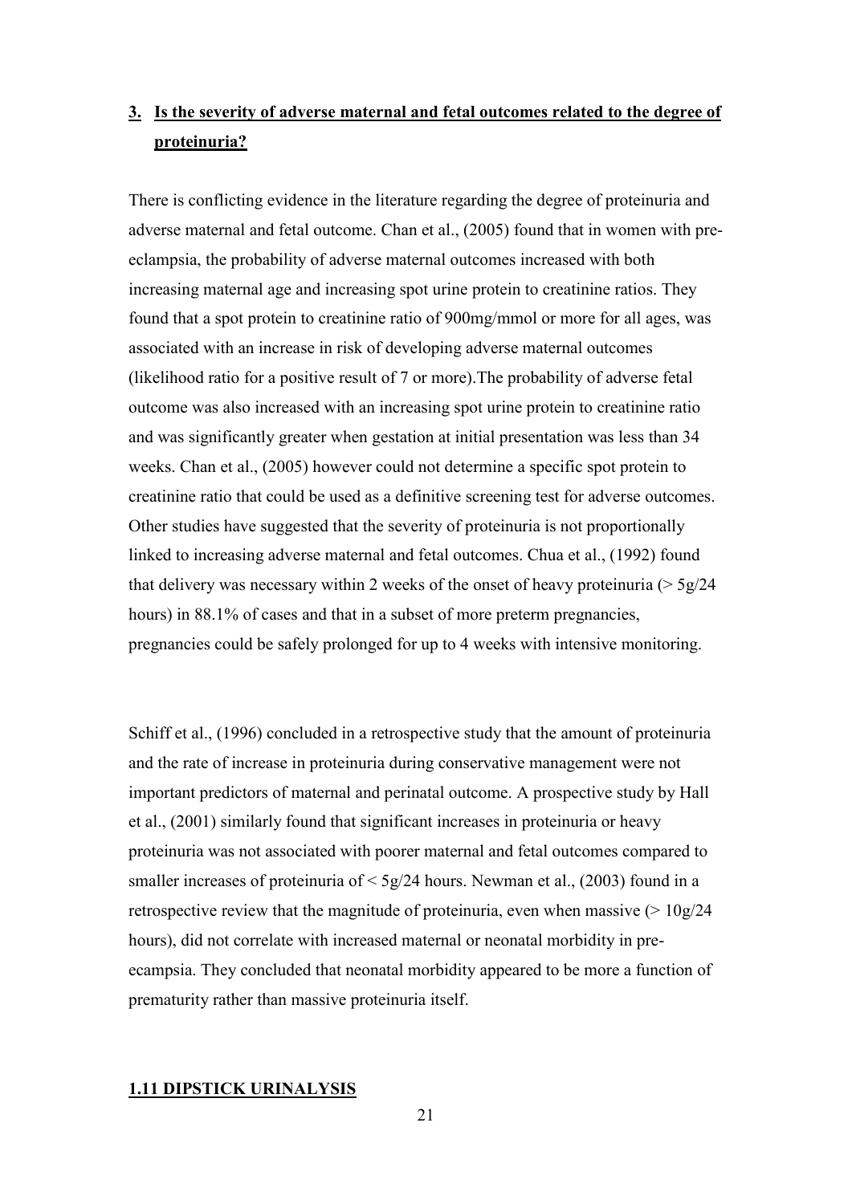### 3. <u>Is the severity of adverse maternal and fetal outcomes related to the degree of proteinuria?</u>

There is conflicting evidence in the literature regarding the degree of proteinuria and adverse maternal and fetal outcome. Chan et al., (2005) found that in women with pre-eclampsia, the probability of adverse maternal outcomes increased with both increasing maternal age and increasing spot urine protein to creatinine ratios. They found that a spot protein to creatinine ratio of 900mg/mmol or more for all ages, was associated with an increase in risk of developing adverse maternal outcomes (likelihood ratio for a positive result of 7 or more).The probability of adverse fetal outcome was also increased with an increasing spot urine protein to creatinine ratio and was significantly greater when gestation at initial presentation was less than 34 weeks. Chan et al., (2005) however could not determine a specific spot protein to creatinine ratio that could be used as a definitive screening test for adverse outcomes. Other studies have suggested that the severity of proteinuria is not proportionally linked to increasing adverse maternal and fetal outcomes. Chua et al., (1992) found that delivery was necessary within 2 weeks of the onset of heavy proteinuria (> 5g/24 hours) in 88.1% of cases and that in a subset of more preterm pregnancies, pregnancies could be safely prolonged for up to 4 weeks with intensive monitoring.

Schiff et al., (1996) concluded in a retrospective study that the amount of proteinuria and the rate of increase in proteinuria during conservative management were not important predictors of maternal and perinatal outcome. A prospective study by Hall et al., (2001) similarly found that significant increases in proteinuria or heavy proteinuria was not associated with poorer maternal and fetal outcomes compared to smaller increases of proteinuria of < 5g/24 hours. Newman et al., (2003) found in a retrospective review that the magnitude of proteinuria, even when massive (> 10g/24 hours), did not correlate with increased maternal or neonatal morbidity in pre-ecampsia. They concluded that neonatal morbidity appeared to be more a function of prematurity rather than massive proteinuria itself.

## 1.11 DIPSTICK URINALYSIS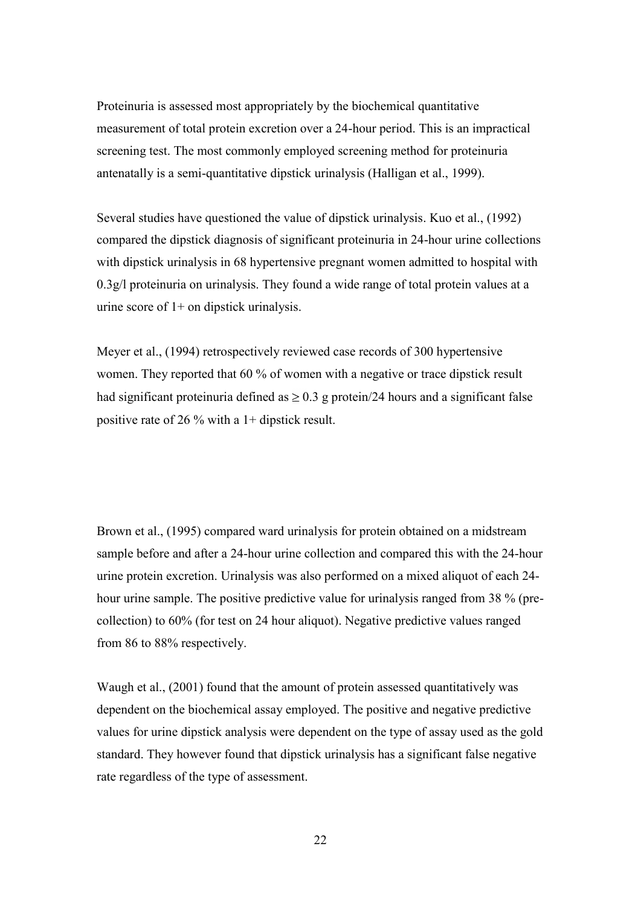Proteinuria is assessed most appropriately by the biochemical quantitative measurement of total protein excretion over a 24-hour period. This is an impractical screening test. The most commonly employed screening method for proteinuria antenatally is a semi-quantitative dipstick urinalysis (Halligan et al., 1999).

Several studies have questioned the value of dipstick urinalysis. Kuo et al., (1992) compared the dipstick diagnosis of significant proteinuria in 24-hour urine collections with dipstick urinalysis in 68 hypertensive pregnant women admitted to hospital with 0.3g/l proteinuria on urinalysis. They found a wide range of total protein values at a urine score of 1+ on dipstick urinalysis.

Meyer et al., (1994) retrospectively reviewed case records of 300 hypertensive women. They reported that 60 % of women with a negative or trace dipstick result had significant proteinuria defined as $\geq$ 0.3 g protein/24 hours and a significant false positive rate of 26 % with a 1+ dipstick result.

Brown et al., (1995) compared ward urinalysis for protein obtained on a midstream sample before and after a 24-hour urine collection and compared this with the 24-hour urine protein excretion. Urinalysis was also performed on a mixed aliquot of each 24-hour urine sample. The positive predictive value for urinalysis ranged from 38 % (pre-collection) to 60% (for test on 24 hour aliquot). Negative predictive values ranged from 86 to 88% respectively.

Waugh et al., (2001) found that the amount of protein assessed quantitatively was dependent on the biochemical assay employed. The positive and negative predictive values for urine dipstick analysis were dependent on the type of assay used as the gold standard. They however found that dipstick urinalysis has a significant false negative rate regardless of the type of assessment.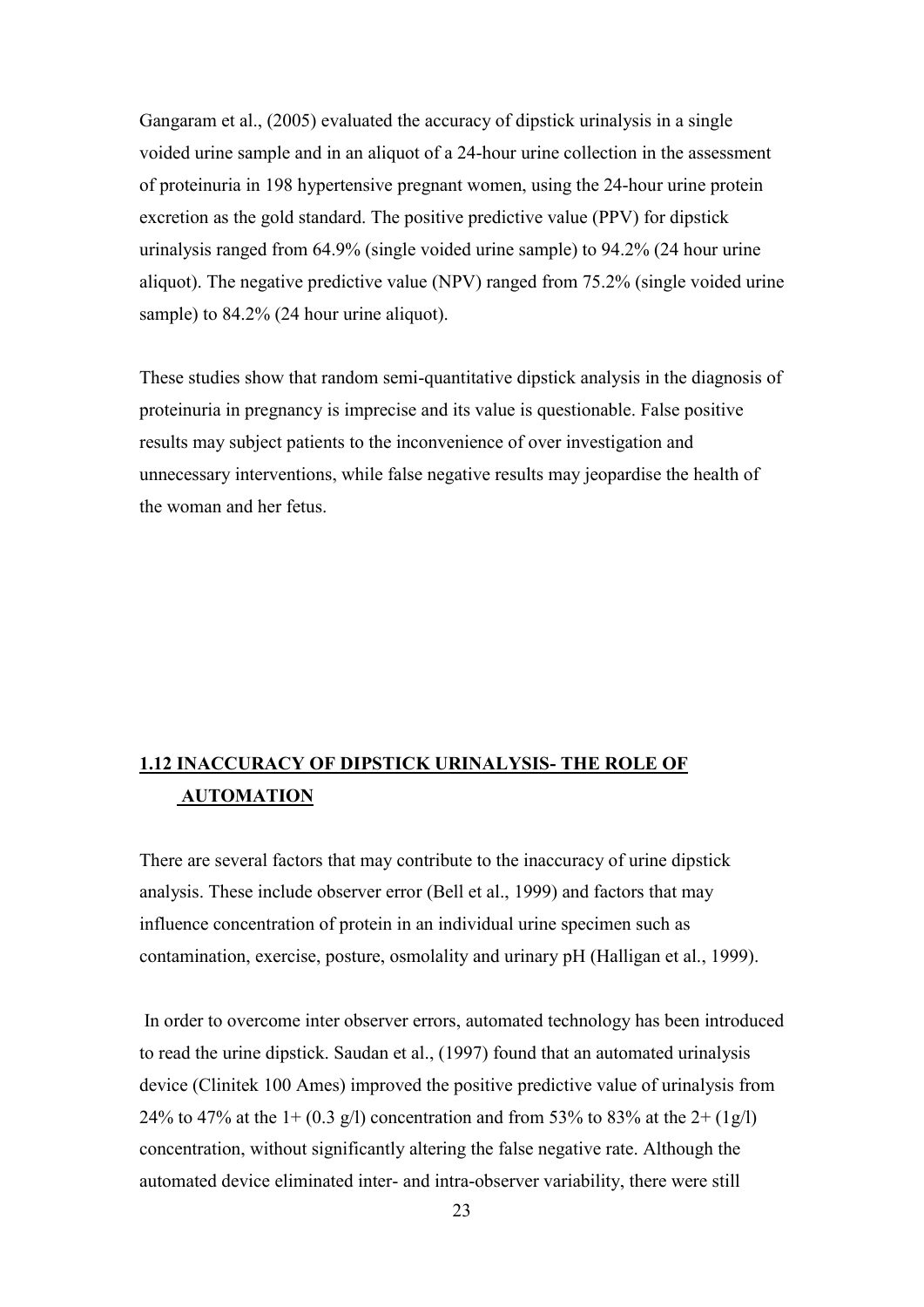Gangaram et al., (2005) evaluated the accuracy of dipstick urinalysis in a single voided urine sample and in an aliquot of a 24-hour urine collection in the assessment of proteinuria in 198 hypertensive pregnant women, using the 24-hour urine protein excretion as the gold standard. The positive predictive value (PPV) for dipstick urinalysis ranged from 64.9% (single voided urine sample) to 94.2% (24 hour urine aliquot). The negative predictive value (NPV) ranged from 75.2% (single voided urine sample) to 84.2% (24 hour urine aliquot).

These studies show that random semi-quantitative dipstick analysis in the diagnosis of proteinuria in pregnancy is imprecise and its value is questionable. False positive results may subject patients to the inconvenience of over investigation and unnecessary interventions, while false negative results may jeopardise the health of the woman and her fetus.

## 1.12 INACCURACY OF DIPSTICK URINALYSIS- THE ROLE OF AUTOMATION

There are several factors that may contribute to the inaccuracy of urine dipstick analysis. These include observer error (Bell et al., 1999) and factors that may influence concentration of protein in an individual urine specimen such as contamination, exercise, posture, osmolality and urinary pH (Halligan et al., 1999).

In order to overcome inter observer errors, automated technology has been introduced to read the urine dipstick. Saudan et al., (1997) found that an automated urinalysis device (Clinitek 100 Ames) improved the positive predictive value of urinalysis from 24% to 47% at the 1+ (0.3 g/l) concentration and from 53% to 83% at the 2+ (1g/l) concentration, without significantly altering the false negative rate. Although the automated device eliminated inter- and intra-observer variability, there were still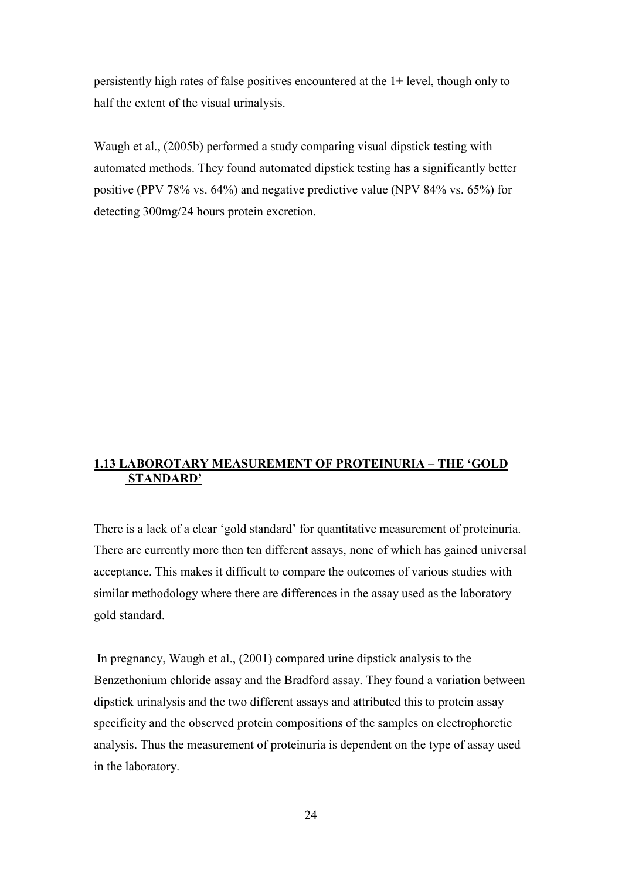persistently high rates of false positives encountered at the 1+ level, though only to half the extent of the visual urinalysis.

Waugh et al., (2005b) performed a study comparing visual dipstick testing with automated methods. They found automated dipstick testing has a significantly better positive (PPV 78% vs. 64%) and negative predictive value (NPV 84% vs. 65%) for detecting 300mg/24 hours protein excretion.

## 1.13 LABOROTARY MEASUREMENT OF PROTEINURIA – THE 'GOLD STANDARD'

There is a lack of a clear 'gold standard' for quantitative measurement of proteinuria. There are currently more then ten different assays, none of which has gained universal acceptance. This makes it difficult to compare the outcomes of various studies with similar methodology where there are differences in the assay used as the laboratory gold standard.

In pregnancy, Waugh et al., (2001) compared urine dipstick analysis to the Benzethonium chloride assay and the Bradford assay. They found a variation between dipstick urinalysis and the two different assays and attributed this to protein assay specificity and the observed protein compositions of the samples on electrophoretic analysis. Thus the measurement of proteinuria is dependent on the type of assay used in the laboratory.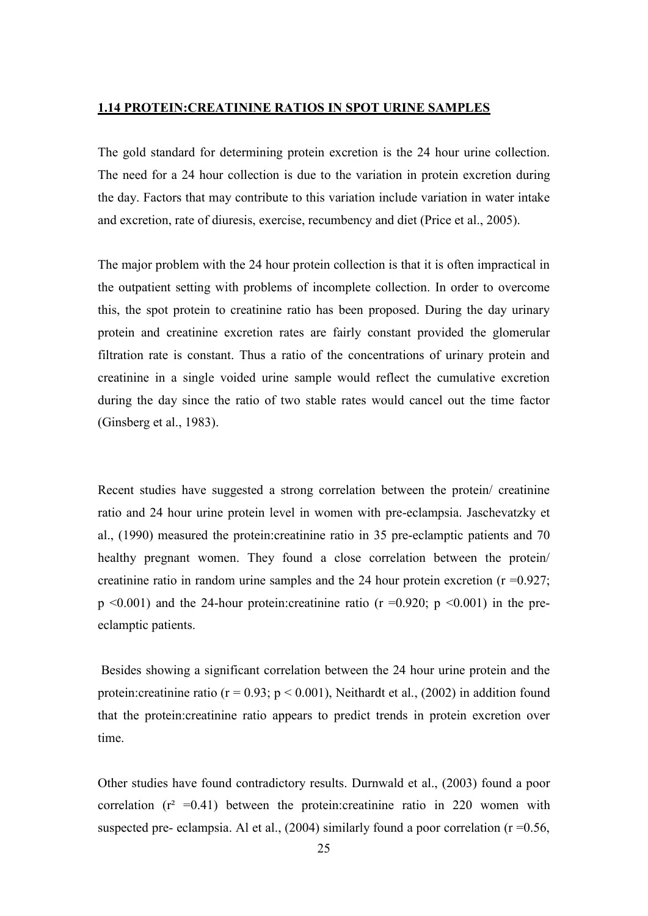## 1.14 PROTEIN:CREATININE RATIOS IN SPOT URINE SAMPLES

The gold standard for determining protein excretion is the 24 hour urine collection. The need for a 24 hour collection is due to the variation in protein excretion during the day. Factors that may contribute to this variation include variation in water intake and excretion, rate of diuresis, exercise, recumbency and diet (Price et al., 2005).

The major problem with the 24 hour protein collection is that it is often impractical in the outpatient setting with problems of incomplete collection. In order to overcome this, the spot protein to creatinine ratio has been proposed. During the day urinary protein and creatinine excretion rates are fairly constant provided the glomerular filtration rate is constant. Thus a ratio of the concentrations of urinary protein and creatinine in a single voided urine sample would reflect the cumulative excretion during the day since the ratio of two stable rates would cancel out the time factor (Ginsberg et al., 1983).

Recent studies have suggested a strong correlation between the protein/ creatinine ratio and 24 hour urine protein level in women with pre-eclampsia. Jaschevatzky et al., (1990) measured the protein:creatinine ratio in 35 pre-eclamptic patients and 70 healthy pregnant women. They found a close correlation between the protein/ creatinine ratio in random urine samples and the 24 hour protein excretion ($r = 0.927$; $p < 0.001$) and the 24-hour protein:creatinine ratio ($r = 0.920$; $p < 0.001$) in the pre-eclamptic patients.

Besides showing a significant correlation between the 24 hour urine protein and the protein:creatinine ratio ($r = 0.93$; $p < 0.001$), Neithardt et al., (2002) in addition found that the protein:creatinine ratio appears to predict trends in protein excretion over time.

Other studies have found contradictory results. Durnwald et al., (2003) found a poor correlation ($r^2 = 0.41$) between the protein:creatinine ratio in 220 women with suspected pre- eclampsia. Al et al., (2004) similarly found a poor correlation ($r = 0.56$,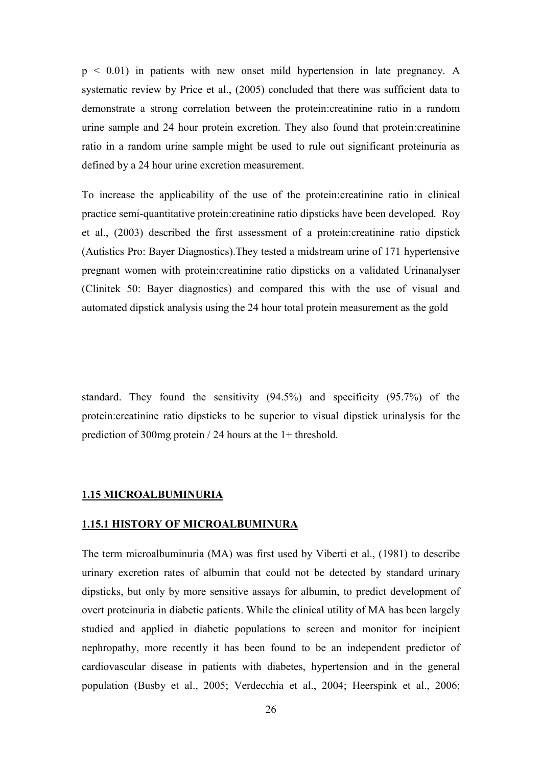$p < 0.01$) in patients with new onset mild hypertension in late pregnancy. A systematic review by Price et al., (2005) concluded that there was sufficient data to demonstrate a strong correlation between the protein:creatinine ratio in a random urine sample and 24 hour protein excretion. They also found that protein:creatinine ratio in a random urine sample might be used to rule out significant proteinuria as defined by a 24 hour urine excretion measurement.

To increase the applicability of the use of the protein:creatinine ratio in clinical practice semi-quantitative protein:creatinine ratio dipsticks have been developed. Roy et al., (2003) described the first assessment of a protein:creatinine ratio dipstick (Autistics Pro: Bayer Diagnostics).They tested a midstream urine of 171 hypertensive pregnant women with protein:creatinine ratio dipsticks on a validated Urinanalyser (Clinitek 50: Bayer diagnostics) and compared this with the use of visual and automated dipstick analysis using the 24 hour total protein measurement as the gold standard. They found the sensitivity (94.5%) and specificity (95.7%) of the protein:creatinine ratio dipsticks to be superior to visual dipstick urinalysis for the prediction of 300mg protein / 24 hours at the 1+ threshold.

## 1.15 MICROALBUMINURIA

### 1.15.1 HISTORY OF MICROALBUMINURA

The term microalbuminuria (MA) was first used by Viberti et al., (1981) to describe urinary excretion rates of albumin that could not be detected by standard urinary dipsticks, but only by more sensitive assays for albumin, to predict development of overt proteinuria in diabetic patients. While the clinical utility of MA has been largely studied and applied in diabetic populations to screen and monitor for incipient nephropathy, more recently it has been found to be an independent predictor of cardiovascular disease in patients with diabetes, hypertension and in the general population (Busby et al., 2005; Verdecchia et al., 2004; Heerspink et al., 2006;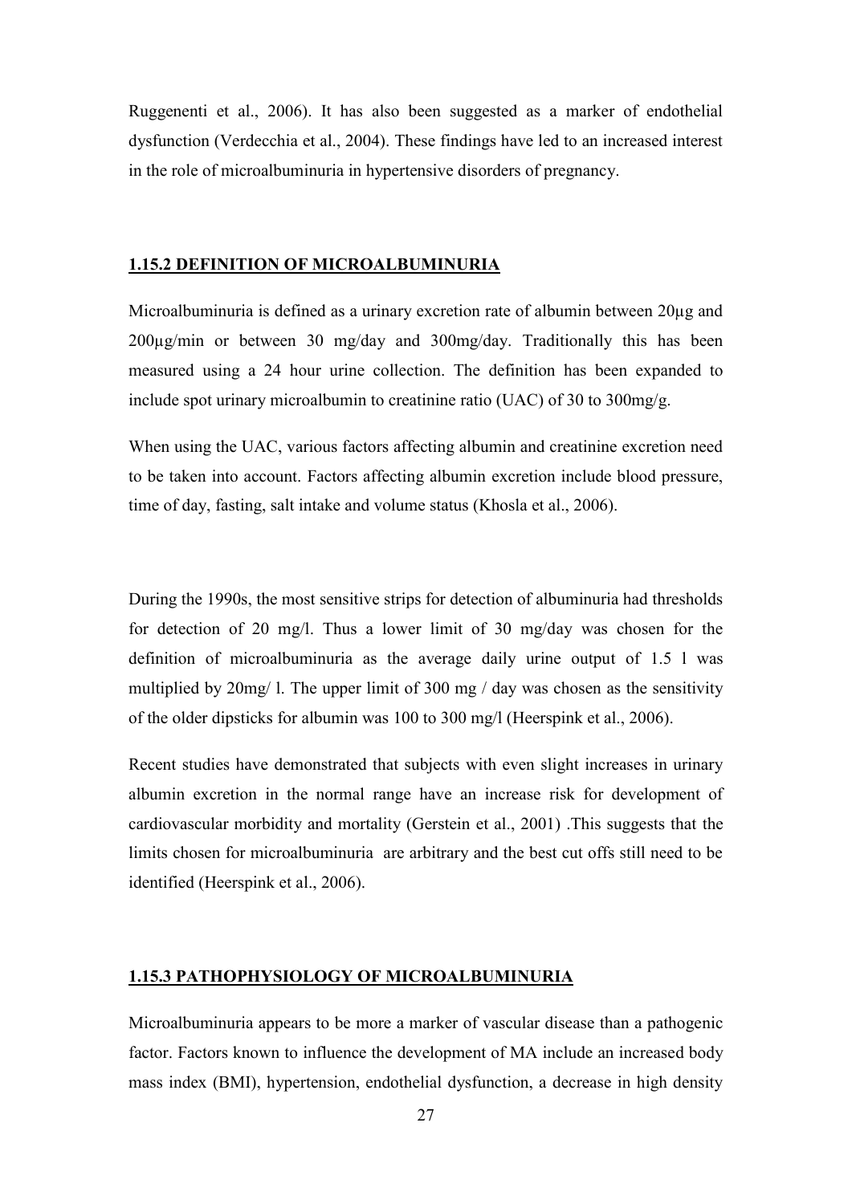Ruggenenti et al., 2006). It has also been suggested as a marker of endothelial dysfunction (Verdecchia et al., 2004). These findings have led to an increased interest in the role of microalbuminuria in hypertensive disorders of pregnancy.

### 1.15.2 DEFINITION OF MICROALBUMINURIA

Microalbuminuria is defined as a urinary excretion rate of albumin between 20µg and 200µg/min or between 30 mg/day and 300mg/day. Traditionally this has been measured using a 24 hour urine collection. The definition has been expanded to include spot urinary microalbumin to creatinine ratio (UAC) of 30 to 300mg/g.

When using the UAC, various factors affecting albumin and creatinine excretion need to be taken into account. Factors affecting albumin excretion include blood pressure, time of day, fasting, salt intake and volume status (Khosla et al., 2006).

During the 1990s, the most sensitive strips for detection of albuminuria had thresholds for detection of 20 mg/l. Thus a lower limit of 30 mg/day was chosen for the definition of microalbuminuria as the average daily urine output of 1.5 l was multiplied by 20mg/ l. The upper limit of 300 mg / day was chosen as the sensitivity of the older dipsticks for albumin was 100 to 300 mg/l (Heerspink et al., 2006).

Recent studies have demonstrated that subjects with even slight increases in urinary albumin excretion in the normal range have an increase risk for development of cardiovascular morbidity and mortality (Gerstein et al., 2001) .This suggests that the limits chosen for microalbuminuria are arbitrary and the best cut offs still need to be identified (Heerspink et al., 2006).

### 1.15.3 PATHOPHYSIOLOGY OF MICROALBUMINURIA

Microalbuminuria appears to be more a marker of vascular disease than a pathogenic factor. Factors known to influence the development of MA include an increased body mass index (BMI), hypertension, endothelial dysfunction, a decrease in high density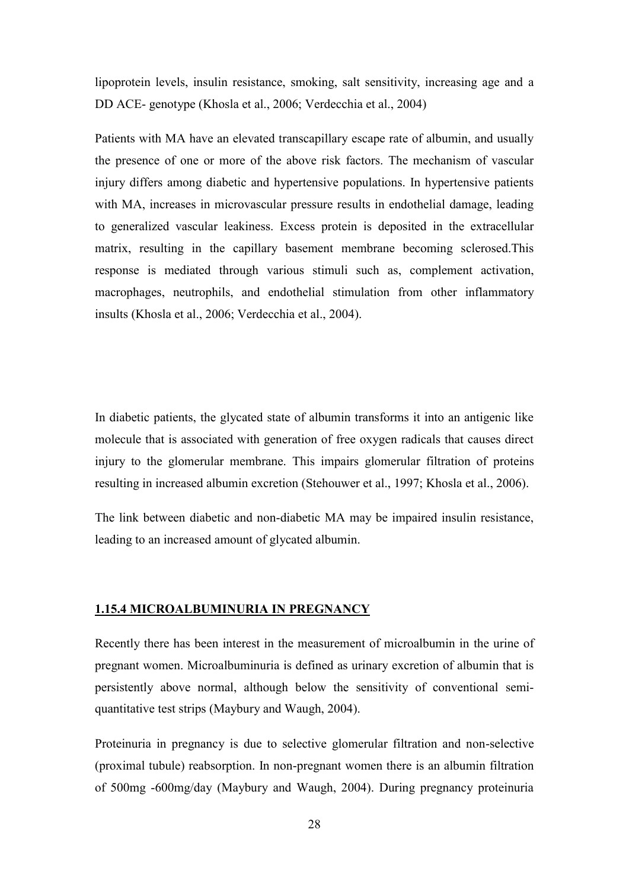lipoprotein levels, insulin resistance, smoking, salt sensitivity, increasing age and a DD ACE- genotype (Khosla et al., 2006; Verdecchia et al., 2004)

Patients with MA have an elevated transcapillary escape rate of albumin, and usually the presence of one or more of the above risk factors. The mechanism of vascular injury differs among diabetic and hypertensive populations. In hypertensive patients with MA, increases in microvascular pressure results in endothelial damage, leading to generalized vascular leakiness. Excess protein is deposited in the extracellular matrix, resulting in the capillary basement membrane becoming sclerosed.This response is mediated through various stimuli such as, complement activation, macrophages, neutrophils, and endothelial stimulation from other inflammatory insults (Khosla et al., 2006; Verdecchia et al., 2004).

In diabetic patients, the glycated state of albumin transforms it into an antigenic like molecule that is associated with generation of free oxygen radicals that causes direct injury to the glomerular membrane. This impairs glomerular filtration of proteins resulting in increased albumin excretion (Stehouwer et al., 1997; Khosla et al., 2006).

The link between diabetic and non-diabetic MA may be impaired insulin resistance, leading to an increased amount of glycated albumin.

### 1.15.4 MICROALBUMINURIA IN PREGNANCY

Recently there has been interest in the measurement of microalbumin in the urine of pregnant women. Microalbuminuria is defined as urinary excretion of albumin that is persistently above normal, although below the sensitivity of conventional semi-quantitative test strips (Maybury and Waugh, 2004).

Proteinuria in pregnancy is due to selective glomerular filtration and non-selective (proximal tubule) reabsorption. In non-pregnant women there is an albumin filtration of 500mg -600mg/day (Maybury and Waugh, 2004). During pregnancy proteinuria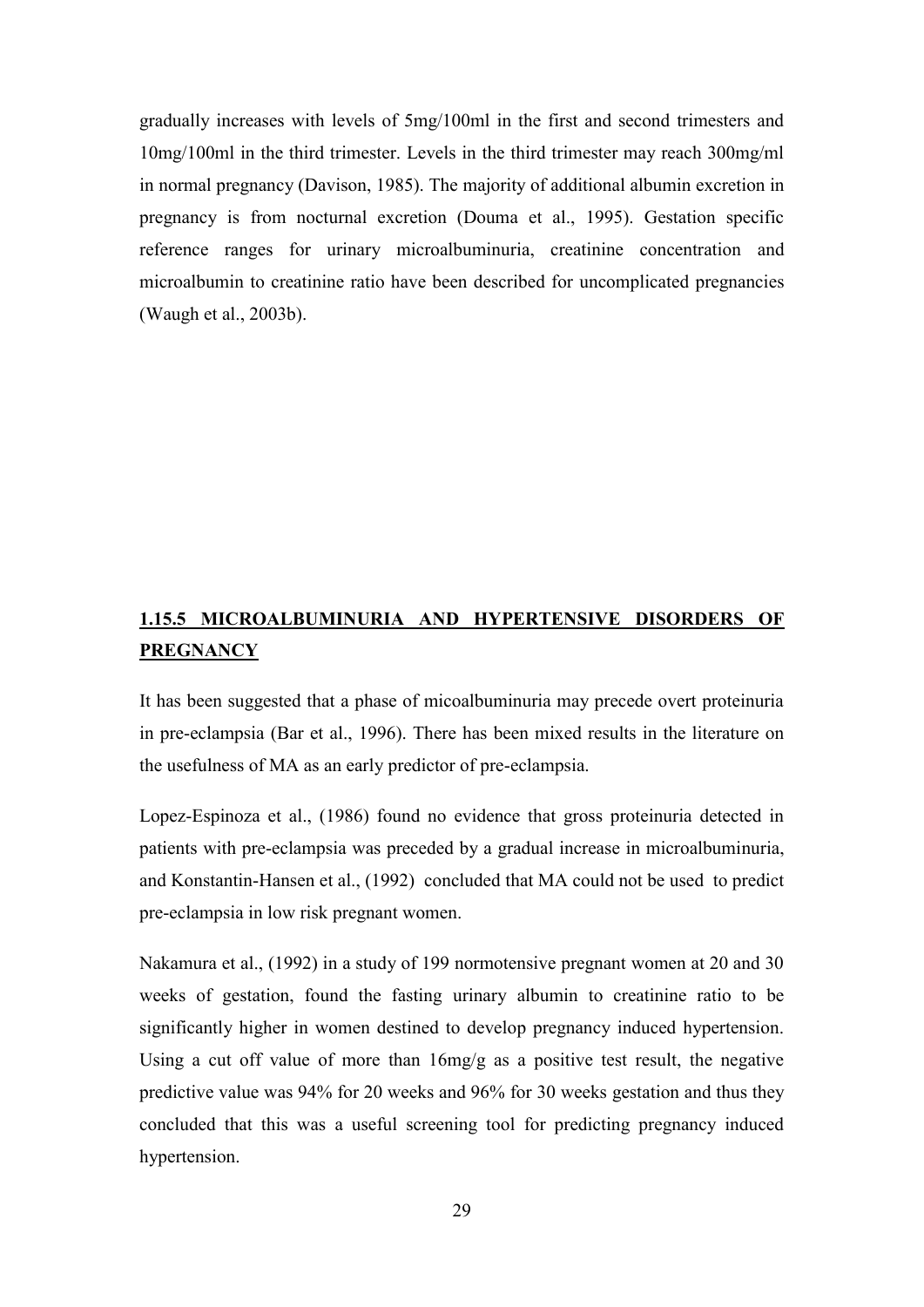gradually increases with levels of 5mg/100ml in the first and second trimesters and 10mg/100ml in the third trimester. Levels in the third trimester may reach 300mg/ml in normal pregnancy (Davison, 1985). The majority of additional albumin excretion in pregnancy is from nocturnal excretion (Douma et al., 1995). Gestation specific reference ranges for urinary microalbuminuria, creatinine concentration and microalbumin to creatinine ratio have been described for uncomplicated pregnancies (Waugh et al., 2003b).

### 1.15.5 MICROALBUMINURIA AND HYPERTENSIVE DISORDERS OF PREGNANCY

It has been suggested that a phase of micoalbuminuria may precede overt proteinuria in pre-eclampsia (Bar et al., 1996). There has been mixed results in the literature on the usefulness of MA as an early predictor of pre-eclampsia.

Lopez-Espinoza et al., (1986) found no evidence that gross proteinuria detected in patients with pre-eclampsia was preceded by a gradual increase in microalbuminuria, and Konstantin-Hansen et al., (1992) concluded that MA could not be used to predict pre-eclampsia in low risk pregnant women.

Nakamura et al., (1992) in a study of 199 normotensive pregnant women at 20 and 30 weeks of gestation, found the fasting urinary albumin to creatinine ratio to be significantly higher in women destined to develop pregnancy induced hypertension. Using a cut off value of more than 16mg/g as a positive test result, the negative predictive value was 94% for 20 weeks and 96% for 30 weeks gestation and thus they concluded that this was a useful screening tool for predicting pregnancy induced hypertension.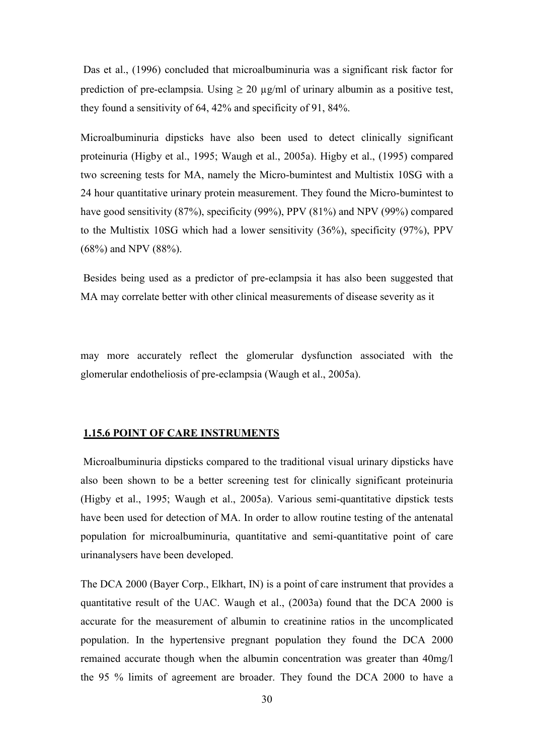Das et al., (1996) concluded that microalbuminuria was a significant risk factor for prediction of pre-eclampsia. Using ≥ 20 µg/ml of urinary albumin as a positive test, they found a sensitivity of 64, 42% and specificity of 91, 84%.

Microalbuminuria dipsticks have also been used to detect clinically significant proteinuria (Higby et al., 1995; Waugh et al., 2005a). Higby et al., (1995) compared two screening tests for MA, namely the Micro-bumintest and Multistix 10SG with a 24 hour quantitative urinary protein measurement. They found the Micro-bumintest to have good sensitivity (87%), specificity (99%), PPV (81%) and NPV (99%) compared to the Multistix 10SG which had a lower sensitivity (36%), specificity (97%), PPV (68%) and NPV (88%).

Besides being used as a predictor of pre-eclampsia it has also been suggested that MA may correlate better with other clinical measurements of disease severity as it may more accurately reflect the glomerular dysfunction associated with the glomerular endotheliosis of pre-eclampsia (Waugh et al., 2005a).

### 1.15.6 POINT OF CARE INSTRUMENTS

Microalbuminuria dipsticks compared to the traditional visual urinary dipsticks have also been shown to be a better screening test for clinically significant proteinuria (Higby et al., 1995; Waugh et al., 2005a). Various semi-quantitative dipstick tests have been used for detection of MA. In order to allow routine testing of the antenatal population for microalbuminuria, quantitative and semi-quantitative point of care urinanalysers have been developed.

The DCA 2000 (Bayer Corp., Elkhart, IN) is a point of care instrument that provides a quantitative result of the UAC. Waugh et al., (2003a) found that the DCA 2000 is accurate for the measurement of albumin to creatinine ratios in the uncomplicated population. In the hypertensive pregnant population they found the DCA 2000 remained accurate though when the albumin concentration was greater than 40mg/l the 95 % limits of agreement are broader. They found the DCA 2000 to have a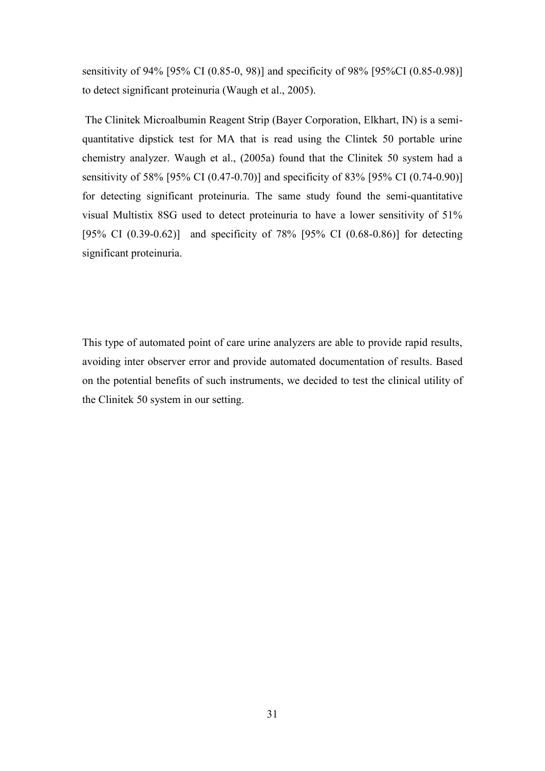sensitivity of 94% [95% CI (0.85-0, 98)] and specificity of 98% [95%CI (0.85-0.98)] to detect significant proteinuria (Waugh et al., 2005).

The Clinitek Microalbumin Reagent Strip (Bayer Corporation, Elkhart, IN) is a semi-quantitative dipstick test for MA that is read using the Clintek 50 portable urine chemistry analyzer. Waugh et al., (2005a) found that the Clinitek 50 system had a sensitivity of 58% [95% CI (0.47-0.70)] and specificity of 83% [95% CI (0.74-0.90)] for detecting significant proteinuria. The same study found the semi-quantitative visual Multistix 8SG used to detect proteinuria to have a lower sensitivity of 51% [95% CI (0.39-0.62)] and specificity of 78% [95% CI (0.68-0.86)] for detecting significant proteinuria.

This type of automated point of care urine analyzers are able to provide rapid results, avoiding inter observer error and provide automated documentation of results. Based on the potential benefits of such instruments, we decided to test the clinical utility of the Clinitek 50 system in our setting.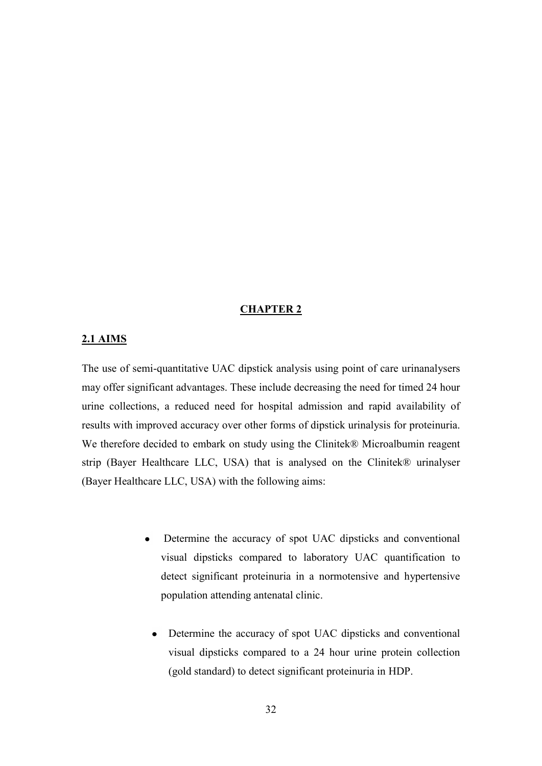# CHAPTER 2

## 2.1 AIMS

The use of semi-quantitative UAC dipstick analysis using point of care urinanalysers may offer significant advantages. These include decreasing the need for timed 24 hour urine collections, a reduced need for hospital admission and rapid availability of results with improved accuracy over other forms of dipstick urinalysis for proteinuria. We therefore decided to embark on study using the Clinitek® Microalbumin reagent strip (Bayer Healthcare LLC, USA) that is analysed on the Clinitek® urinalyser (Bayer Healthcare LLC, USA) with the following aims:

- Determine the accuracy of spot UAC dipsticks and conventional visual dipsticks compared to laboratory UAC quantification to detect significant proteinuria in a normotensive and hypertensive population attending antenatal clinic.
- Determine the accuracy of spot UAC dipsticks and conventional visual dipsticks compared to a 24 hour urine protein collection (gold standard) to detect significant proteinuria in HDP.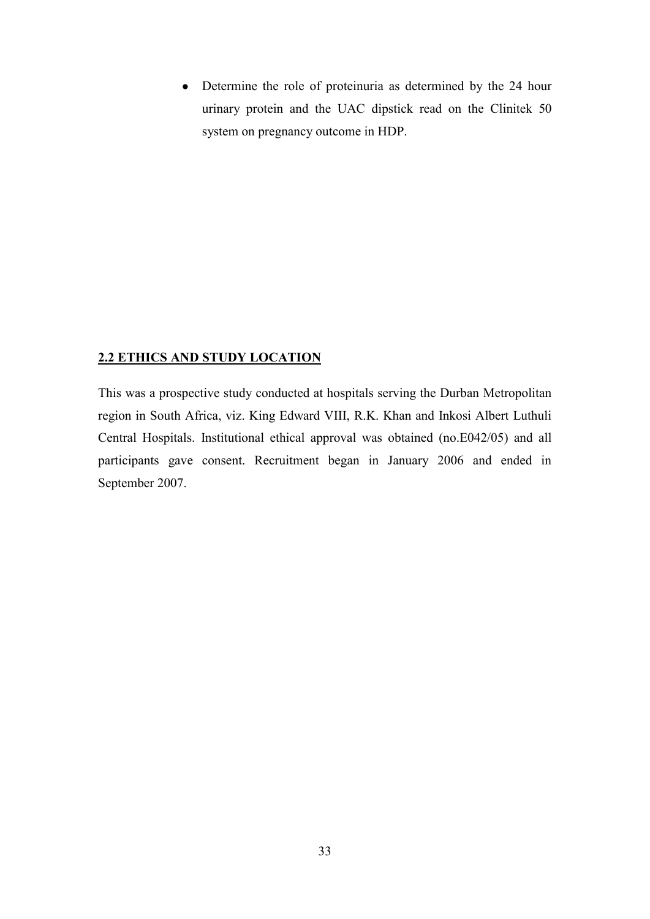- Determine the role of proteinuria as determined by the 24 hour urinary protein and the UAC dipstick read on the Clinitek 50 system on pregnancy outcome in HDP.

## 2.2 ETHICS AND STUDY LOCATION

This was a prospective study conducted at hospitals serving the Durban Metropolitan region in South Africa, viz. King Edward VIII, R.K. Khan and Inkosi Albert Luthuli Central Hospitals. Institutional ethical approval was obtained (no.E042/05) and all participants gave consent. Recruitment began in January 2006 and ended in September 2007.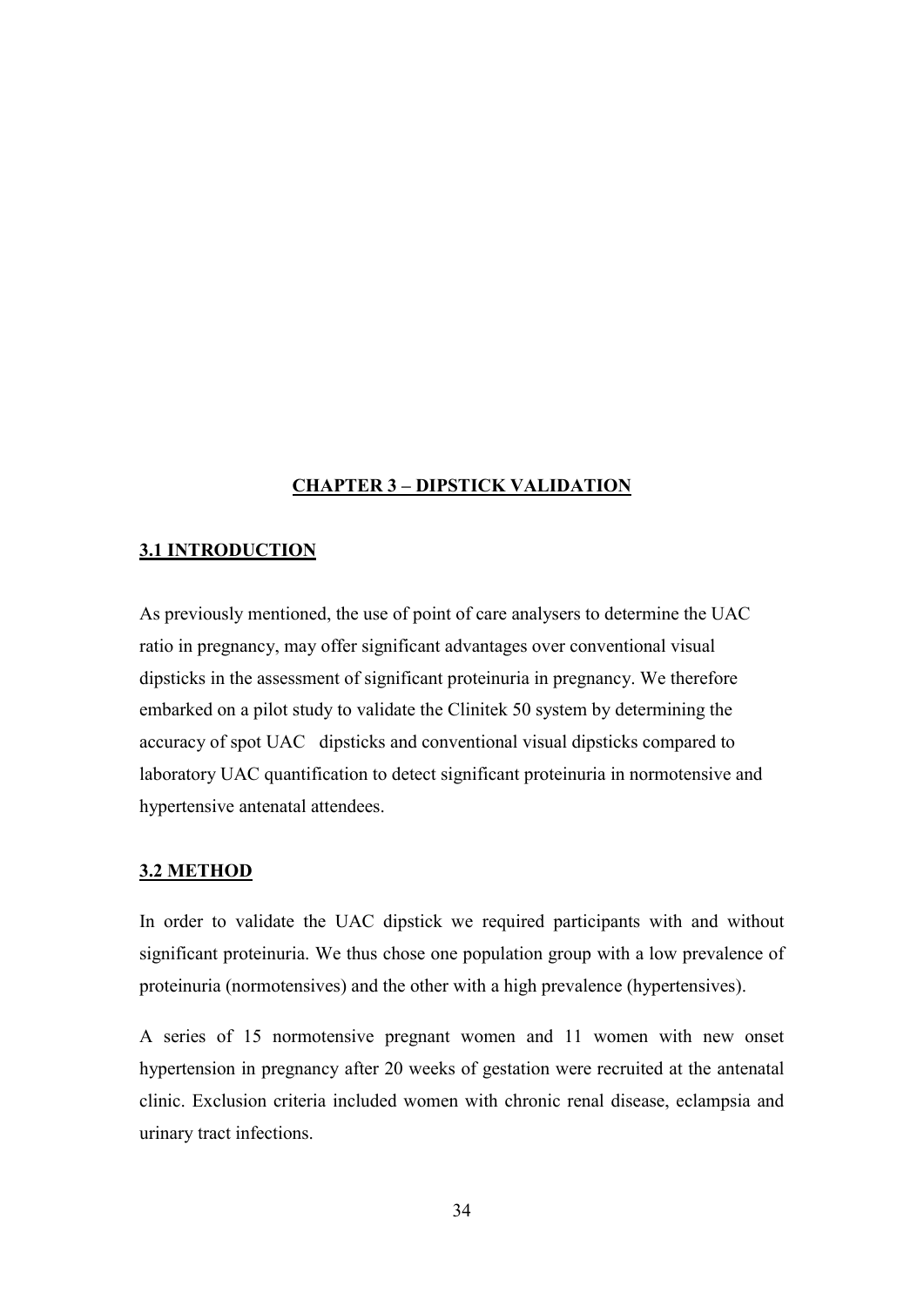# CHAPTER 3 – DIPSTICK VALIDATION

## 3.1 INTRODUCTION

As previously mentioned, the use of point of care analysers to determine the UAC ratio in pregnancy, may offer significant advantages over conventional visual dipsticks in the assessment of significant proteinuria in pregnancy. We therefore embarked on a pilot study to validate the Clinitek 50 system by determining the accuracy of spot UAC dipsticks and conventional visual dipsticks compared to laboratory UAC quantification to detect significant proteinuria in normotensive and hypertensive antenatal attendees.

## 3.2 METHOD

In order to validate the UAC dipstick we required participants with and without significant proteinuria. We thus chose one population group with a low prevalence of proteinuria (normotensives) and the other with a high prevalence (hypertensives).

A series of 15 normotensive pregnant women and 11 women with new onset hypertension in pregnancy after 20 weeks of gestation were recruited at the antenatal clinic. Exclusion criteria included women with chronic renal disease, eclampsia and urinary tract infections.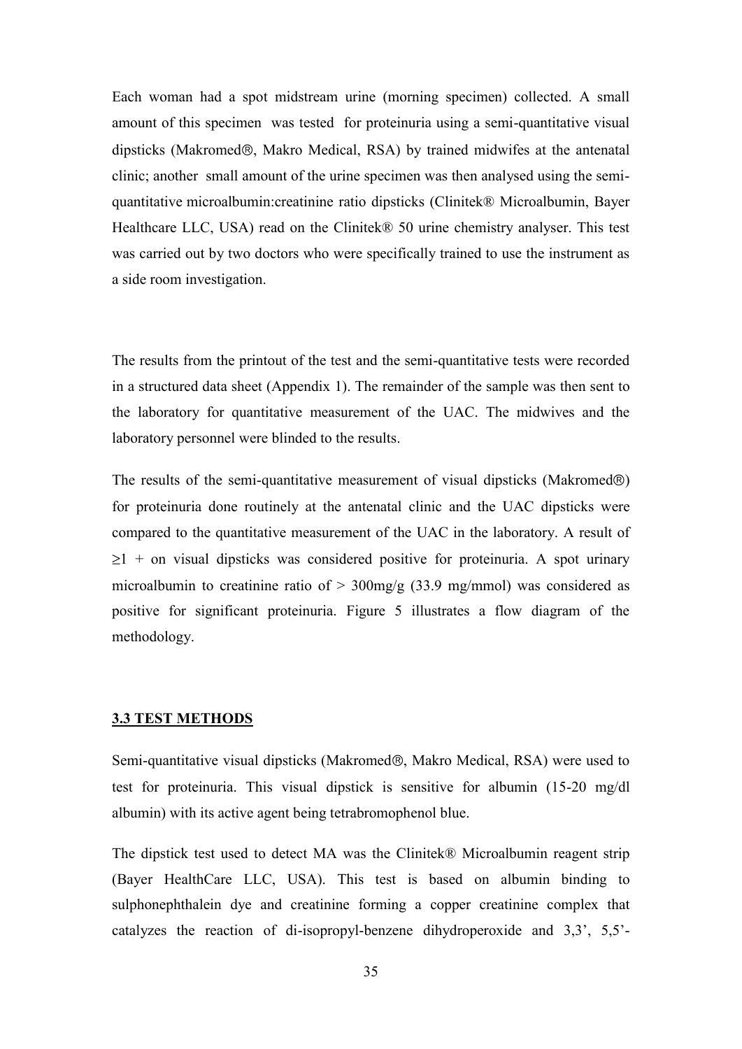Each woman had a spot midstream urine (morning specimen) collected. A small amount of this specimen was tested for proteinuria using a semi-quantitative visual dipsticks (Makromed®, Makro Medical, RSA) by trained midwifes at the antenatal clinic; another small amount of the urine specimen was then analysed using the semi-quantitative microalbumin:creatinine ratio dipsticks (Clinitek® Microalbumin, Bayer Healthcare LLC, USA) read on the Clinitek® 50 urine chemistry analyser. This test was carried out by two doctors who were specifically trained to use the instrument as a side room investigation.

The results from the printout of the test and the semi-quantitative tests were recorded in a structured data sheet (Appendix 1). The remainder of the sample was then sent to the laboratory for quantitative measurement of the UAC. The midwives and the laboratory personnel were blinded to the results.

The results of the semi-quantitative measurement of visual dipsticks (Makromed®) for proteinuria done routinely at the antenatal clinic and the UAC dipsticks were compared to the quantitative measurement of the UAC in the laboratory. A result of $\geq 1$ + on visual dipsticks was considered positive for proteinuria. A spot urinary microalbumin to creatinine ratio of > 300mg/g (33.9 mg/mmol) was considered as positive for significant proteinuria. Figure 5 illustrates a flow diagram of the methodology.

## 3.3 TEST METHODS

Semi-quantitative visual dipsticks (Makromed®, Makro Medical, RSA) were used to test for proteinuria. This visual dipstick is sensitive for albumin (15-20 mg/dl albumin) with its active agent being tetrabromophenol blue.

The dipstick test used to detect MA was the Clinitek® Microalbumin reagent strip (Bayer HealthCare LLC, USA). This test is based on albumin binding to sulphonephthalein dye and creatinine forming a copper creatinine complex that catalyzes the reaction of di-isopropyl-benzene dihydroperoxide and 3,3', 5,5'-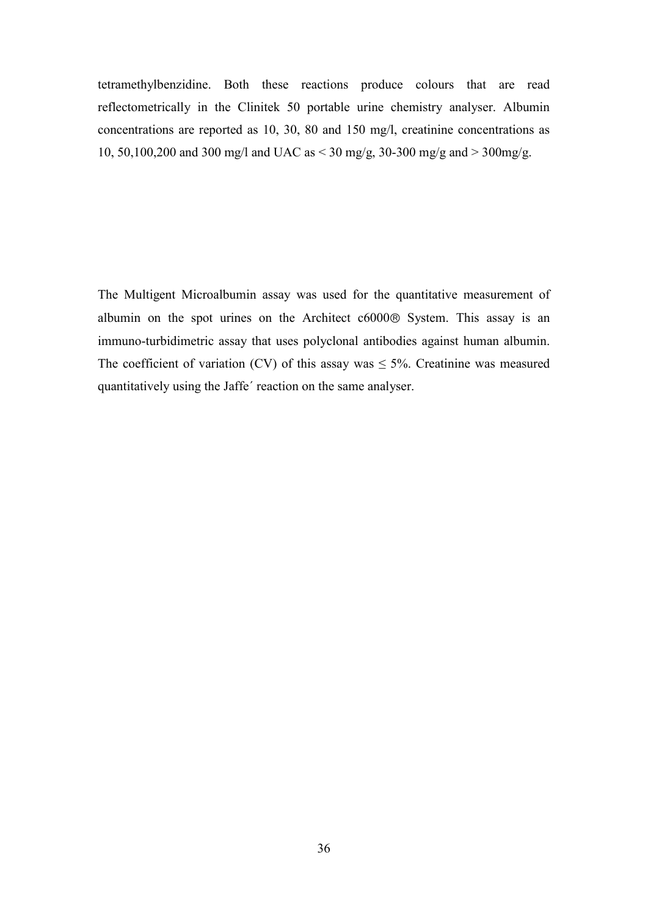tetramethylbenzidine. Both these reactions produce colours that are read reflectometrically in the Clinitek 50 portable urine chemistry analyser. Albumin concentrations are reported as 10, 30, 80 and 150 mg/l, creatinine concentrations as 10, 50,100,200 and 300 mg/l and UAC as < 30 mg/g, 30-300 mg/g and > 300mg/g.

The Multigent Microalbumin assay was used for the quantitative measurement of albumin on the spot urines on the Architect c6000® System. This assay is an immuno-turbidimetric assay that uses polyclonal antibodies against human albumin. The coefficient of variation (CV) of this assay was ≤ 5%. Creatinine was measured quantitatively using the Jaffe´ reaction on the same analyser.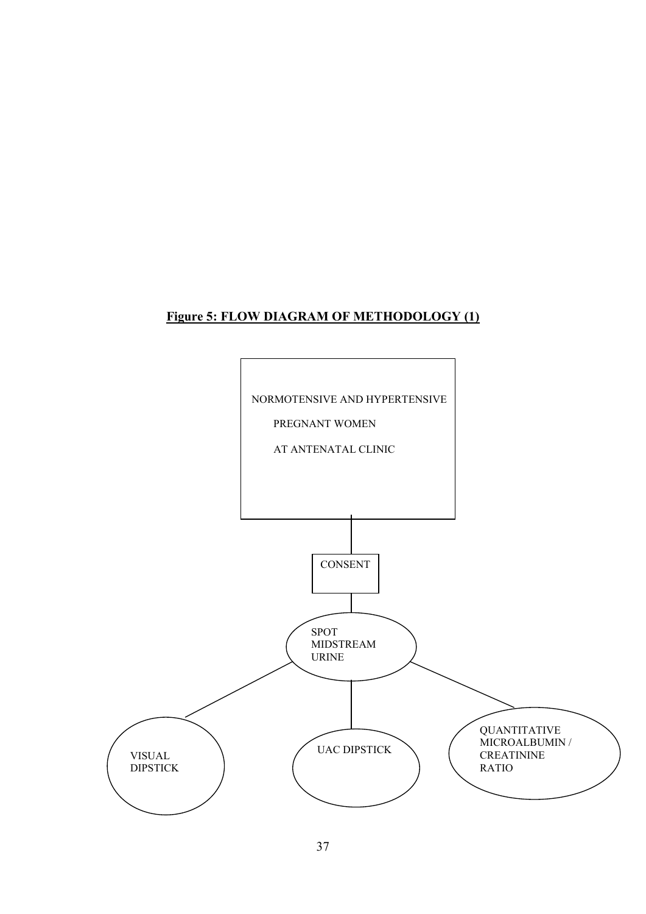**Figure 5: FLOW DIAGRAM OF METHODOLOGY (1)**

NORMOTENSIVE AND HYPERTENSIVE PREGNANT WOMEN AT ANTENATAL CLINIC

CONSENT

SPOT MIDSTREAM URINE

VISUAL DIPSTICK

UAC DIPSTICK

QUANTITATIVE MICROALBUMIN / CREATININE RATIO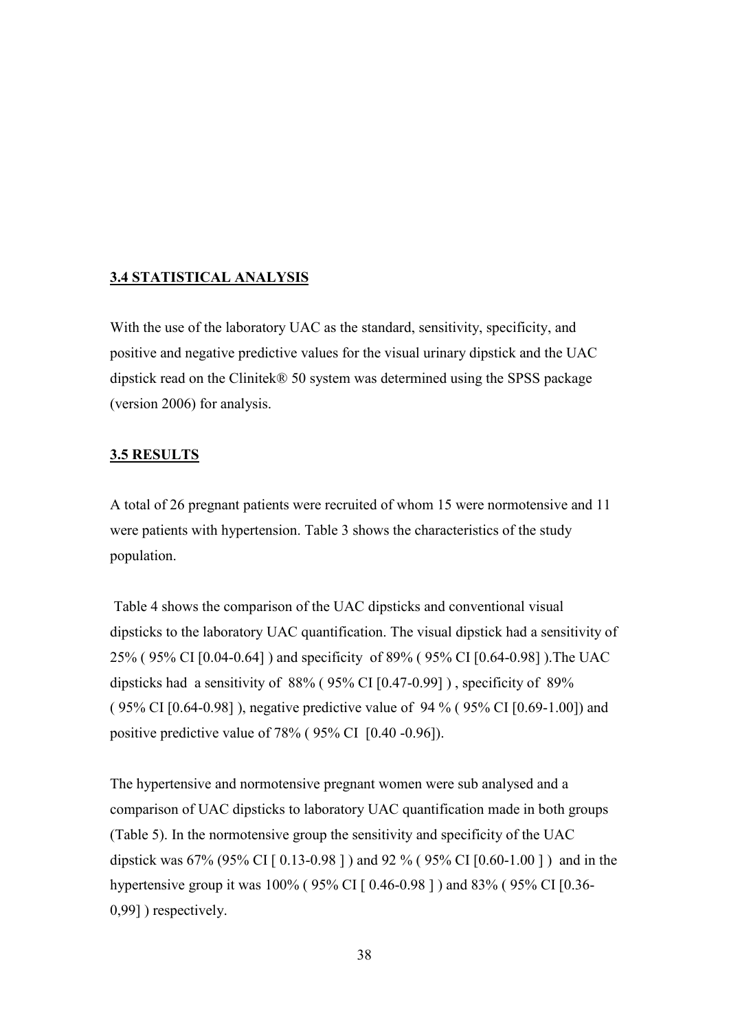### 3.4 STATISTICAL ANALYSIS

With the use of the laboratory UAC as the standard, sensitivity, specificity, and positive and negative predictive values for the visual urinary dipstick and the UAC dipstick read on the Clinitek® 50 system was determined using the SPSS package (version 2006) for analysis.

### 3.5 RESULTS

A total of 26 pregnant patients were recruited of whom 15 were normotensive and 11 were patients with hypertension. Table 3 shows the characteristics of the study population.

Table 4 shows the comparison of the UAC dipsticks and conventional visual dipsticks to the laboratory UAC quantification. The visual dipstick had a sensitivity of 25% ( 95% CI [0.04-0.64] ) and specificity of 89% ( 95% CI [0.64-0.98] ).The UAC dipsticks had a sensitivity of 88% ( 95% CI [0.47-0.99] ) , specificity of 89% ( 95% CI [0.64-0.98] ), negative predictive value of 94 % ( 95% CI [0.69-1.00]) and positive predictive value of 78% ( 95% CI [0.40 -0.96]).

The hypertensive and normotensive pregnant women were sub analysed and a comparison of UAC dipsticks to laboratory UAC quantification made in both groups (Table 5). In the normotensive group the sensitivity and specificity of the UAC dipstick was 67% (95% CI [ 0.13-0.98 ] ) and 92 % ( 95% CI [0.60-1.00 ] ) and in the hypertensive group it was 100% ( 95% CI [ 0.46-0.98 ] ) and 83% ( 95% CI [0.36-0,99] ) respectively.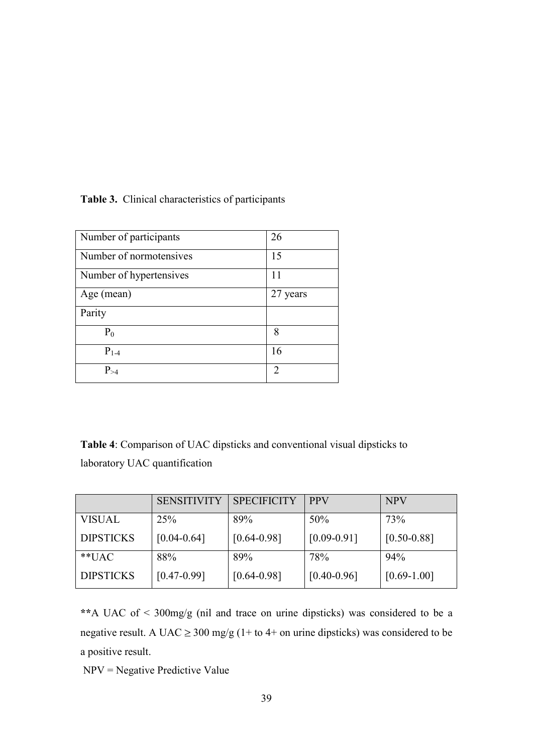**Table 3.** Clinical characteristics of participants

| | |
|---|---|
| Number of participants | 26 |
| Number of normotensives | 15 |
| Number of hypertensives | 11 |
| Age (mean) | 27 years |
| Parity | |
| $P_0$ | 8 |
| $P_{1-4}$ | 16 |
| $P_{>4}$ | 2 |

**Table 4**: Comparison of UAC dipsticks and conventional visual dipsticks to laboratory UAC quantification

| | SENSITIVITY | SPECIFICITY | PPV | NPV |
|---|---|---|---|---|
| VISUAL DIPSTICKS | 25% [0.04-0.64] | 89% [0.64-0.98] | 50% [0.09-0.91] | 73% [0.50-0.88] |
| **UAC DIPSTICKS | 88% [0.47-0.99] | 89% [0.64-0.98] | 78% [0.40-0.96] | 94% [0.69-1.00] |

**A UAC of < 300mg/g (nil and trace on urine dipsticks) was considered to be a negative result. A UAC ≥ 300 mg/g (1+ to 4+ on urine dipsticks) was considered to be a positive result.

NPV = Negative Predictive Value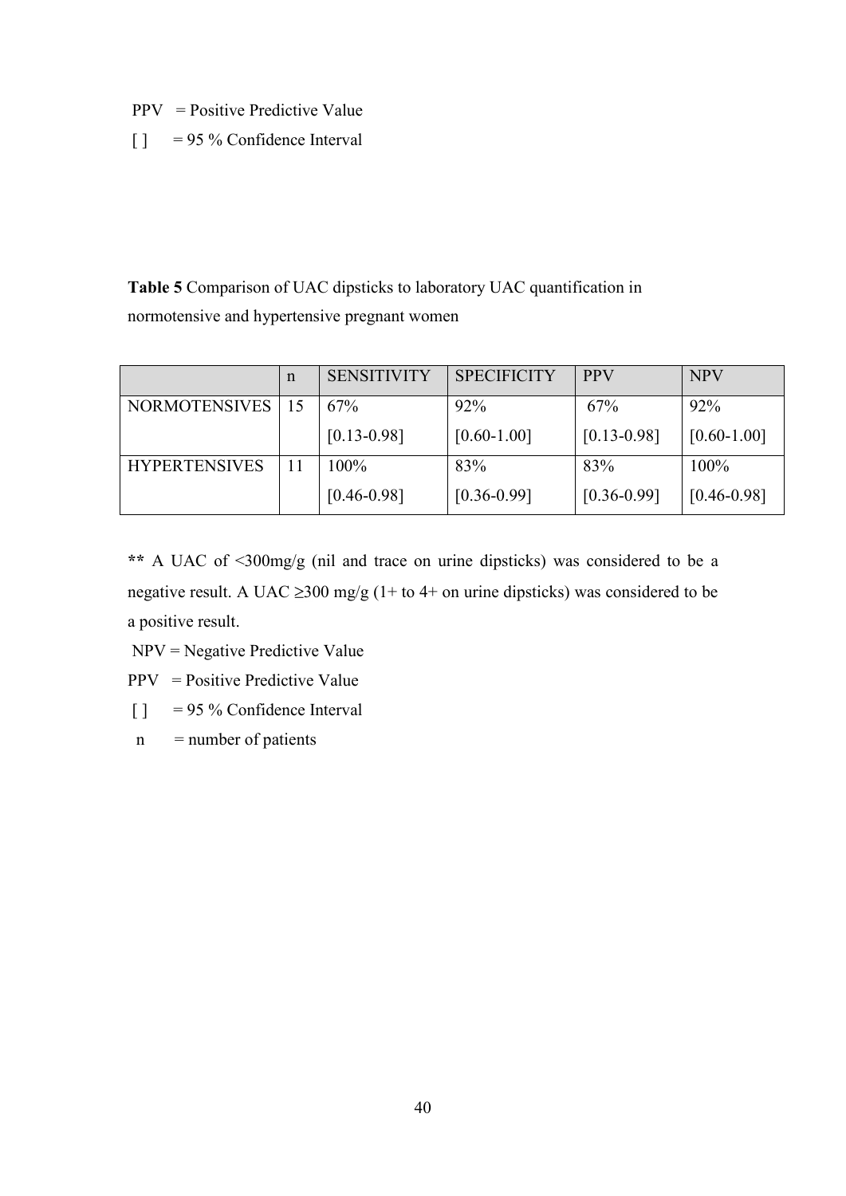PPV = Positive Predictive Value

[ ] = 95 % Confidence Interval

**Table 5** Comparison of UAC dipsticks to laboratory UAC quantification in normotensive and hypertensive pregnant women

| | n | SENSITIVITY | SPECIFICITY | PPV | NPV |
|---|---|---|---|---|---|
| NORMOTENSIVES | 15 | 67% [0.13-0.98] | 92% [0.60-1.00] | 67% [0.13-0.98] | 92% [0.60-1.00] |
| HYPERTENSIVES | 11 | 100% [0.46-0.98] | 83% [0.36-0.99] | 83% [0.36-0.99] | 100% [0.46-0.98] |

**\*\*** A UAC of <300mg/g (nil and trace on urine dipsticks) was considered to be a negative result. A UAC ≥300 mg/g (1+ to 4+ on urine dipsticks) was considered to be a positive result.

NPV = Negative Predictive Value

PPV = Positive Predictive Value

[ ] = 95 % Confidence Interval

n = number of patients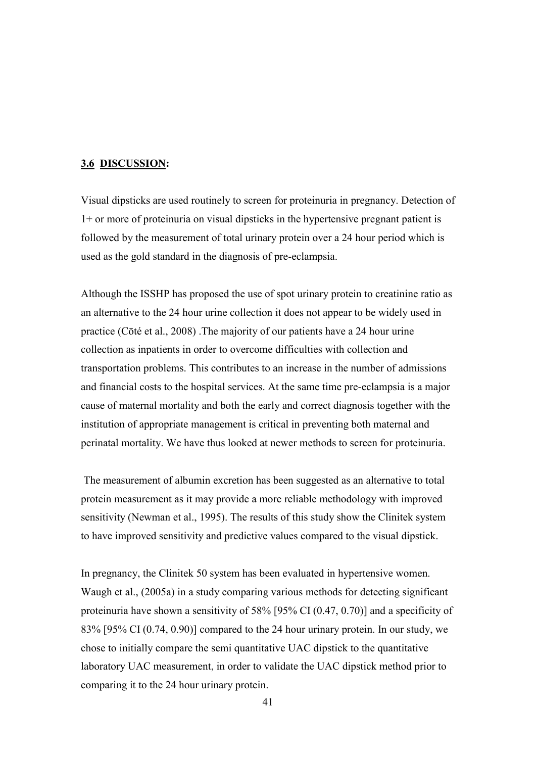### **3.6 DISCUSSION:**

Visual dipsticks are used routinely to screen for proteinuria in pregnancy. Detection of 1+ or more of proteinuria on visual dipsticks in the hypertensive pregnant patient is followed by the measurement of total urinary protein over a 24 hour period which is used as the gold standard in the diagnosis of pre-eclampsia.

Although the ISSHP has proposed the use of spot urinary protein to creatinine ratio as an alternative to the 24 hour urine collection it does not appear to be widely used in practice (Cōté et al., 2008) .The majority of our patients have a 24 hour urine collection as inpatients in order to overcome difficulties with collection and transportation problems. This contributes to an increase in the number of admissions and financial costs to the hospital services. At the same time pre-eclampsia is a major cause of maternal mortality and both the early and correct diagnosis together with the institution of appropriate management is critical in preventing both maternal and perinatal mortality. We have thus looked at newer methods to screen for proteinuria.

The measurement of albumin excretion has been suggested as an alternative to total protein measurement as it may provide a more reliable methodology with improved sensitivity (Newman et al., 1995). The results of this study show the Clinitek system to have improved sensitivity and predictive values compared to the visual dipstick.

In pregnancy, the Clinitek 50 system has been evaluated in hypertensive women. Waugh et al., (2005a) in a study comparing various methods for detecting significant proteinuria have shown a sensitivity of 58% [95% CI (0.47, 0.70)] and a specificity of 83% [95% CI (0.74, 0.90)] compared to the 24 hour urinary protein. In our study, we chose to initially compare the semi quantitative UAC dipstick to the quantitative laboratory UAC measurement, in order to validate the UAC dipstick method prior to comparing it to the 24 hour urinary protein.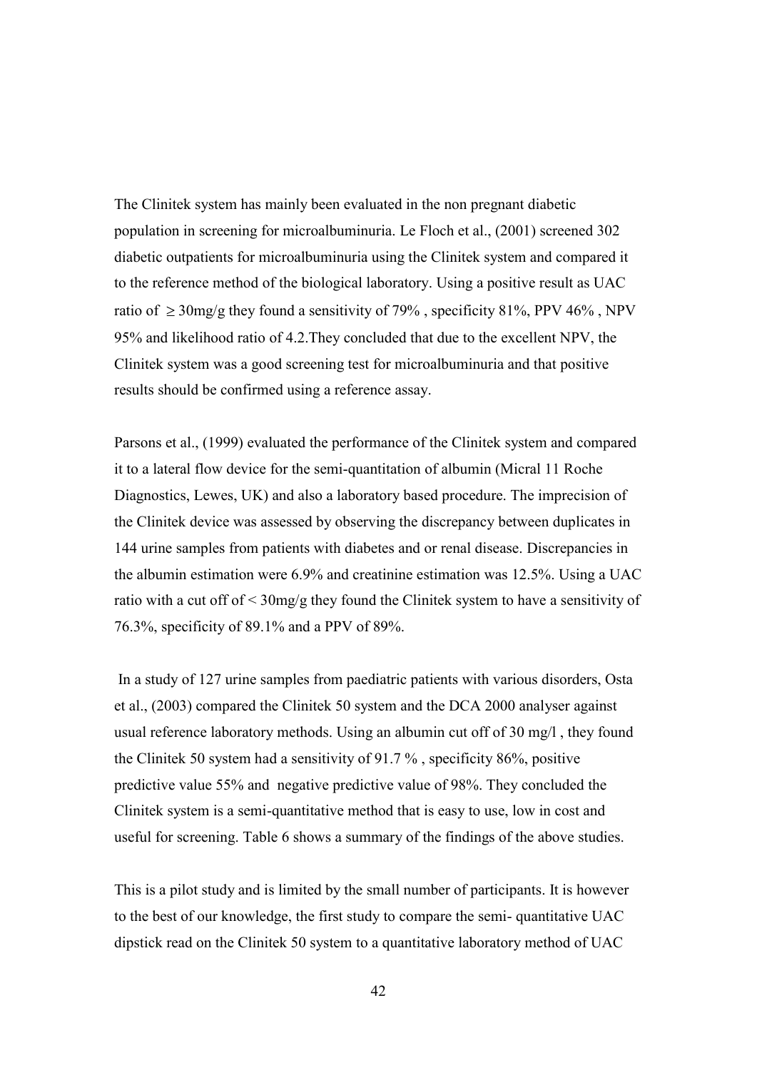The Clinitek system has mainly been evaluated in the non pregnant diabetic population in screening for microalbuminuria. Le Floch et al., (2001) screened 302 diabetic outpatients for microalbuminuria using the Clinitek system and compared it to the reference method of the biological laboratory. Using a positive result as UAC ratio of $\geq 30$mg/g they found a sensitivity of 79% , specificity 81%, PPV 46% , NPV 95% and likelihood ratio of 4.2.They concluded that due to the excellent NPV, the Clinitek system was a good screening test for microalbuminuria and that positive results should be confirmed using a reference assay.

Parsons et al., (1999) evaluated the performance of the Clinitek system and compared it to a lateral flow device for the semi-quantitation of albumin (Micral 11 Roche Diagnostics, Lewes, UK) and also a laboratory based procedure. The imprecision of the Clinitek device was assessed by observing the discrepancy between duplicates in 144 urine samples from patients with diabetes and or renal disease. Discrepancies in the albumin estimation were 6.9% and creatinine estimation was 12.5%. Using a UAC ratio with a cut off of < 30mg/g they found the Clinitek system to have a sensitivity of 76.3%, specificity of 89.1% and a PPV of 89%.

In a study of 127 urine samples from paediatric patients with various disorders, Osta et al., (2003) compared the Clinitek 50 system and the DCA 2000 analyser against usual reference laboratory methods. Using an albumin cut off of 30 mg/l , they found the Clinitek 50 system had a sensitivity of 91.7 % , specificity 86%, positive predictive value 55% and negative predictive value of 98%. They concluded the Clinitek system is a semi-quantitative method that is easy to use, low in cost and useful for screening. Table 6 shows a summary of the findings of the above studies.

This is a pilot study and is limited by the small number of participants. It is however to the best of our knowledge, the first study to compare the semi- quantitative UAC dipstick read on the Clinitek 50 system to a quantitative laboratory method of UAC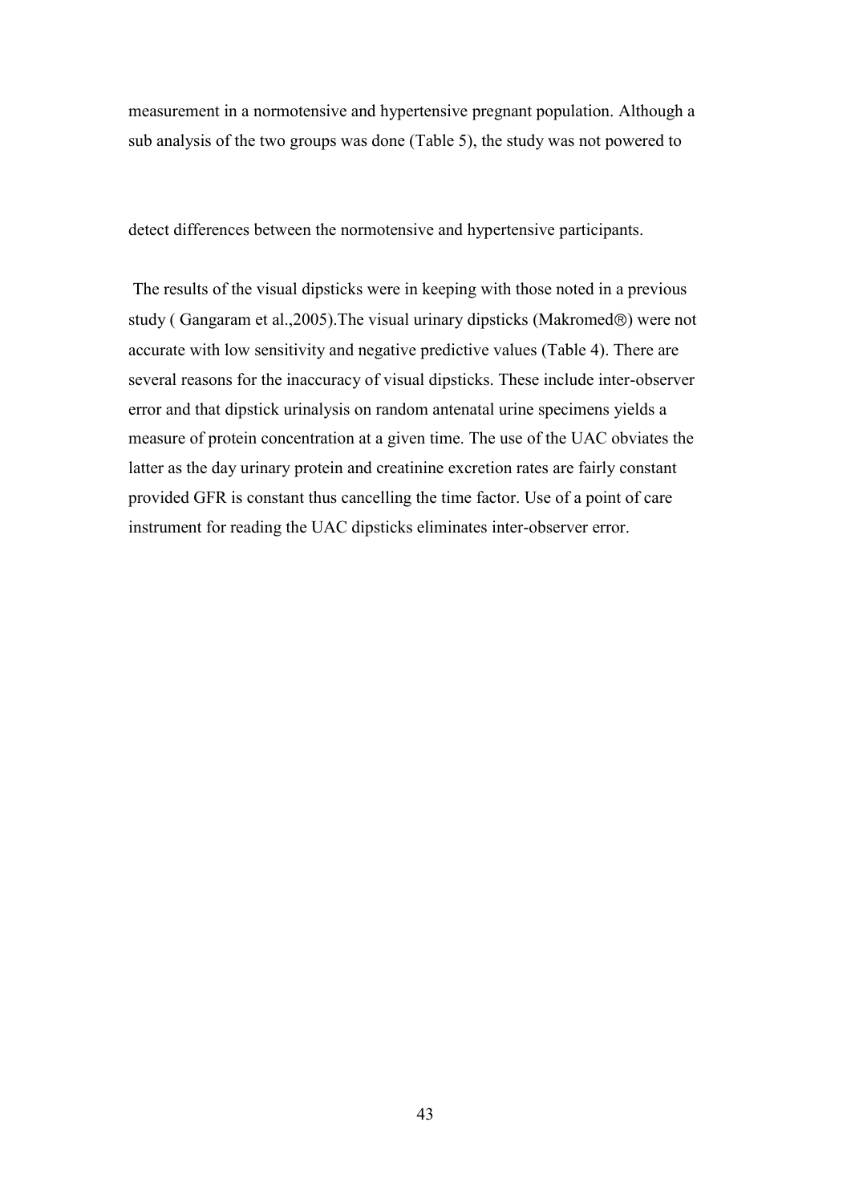measurement in a normotensive and hypertensive pregnant population. Although a sub analysis of the two groups was done (Table 5), the study was not powered to

detect differences between the normotensive and hypertensive participants.

The results of the visual dipsticks were in keeping with those noted in a previous study ( Gangaram et al.,2005).The visual urinary dipsticks (Makromed®) were not accurate with low sensitivity and negative predictive values (Table 4). There are several reasons for the inaccuracy of visual dipsticks. These include inter-observer error and that dipstick urinalysis on random antenatal urine specimens yields a measure of protein concentration at a given time. The use of the UAC obviates the latter as the day urinary protein and creatinine excretion rates are fairly constant provided GFR is constant thus cancelling the time factor. Use of a point of care instrument for reading the UAC dipsticks eliminates inter-observer error.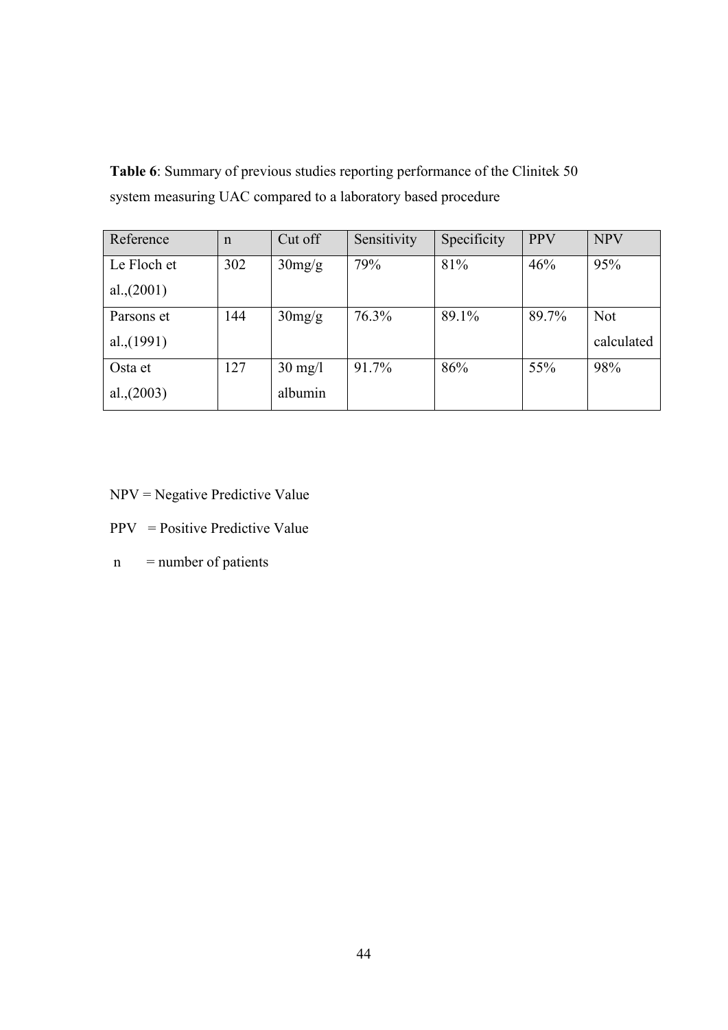**Table 6**: Summary of previous studies reporting performance of the Clinitek 50 system measuring UAC compared to a laboratory based procedure

| Reference | n | Cut off | Sensitivity | Specificity | PPV | NPV |
|---|---|---|---|---|---|---|
| Le Floch et al.,(2001) | 302 | 30mg/g | 79% | 81% | 46% | 95% |
| Parsons et al.,(1991) | 144 | 30mg/g | 76.3% | 89.1% | 89.7% | Not calculated |
| Osta et al.,(2003) | 127 | 30 mg/l albumin | 91.7% | 86% | 55% | 98% |

NPV = Negative Predictive Value

PPV = Positive Predictive Value

n = number of patients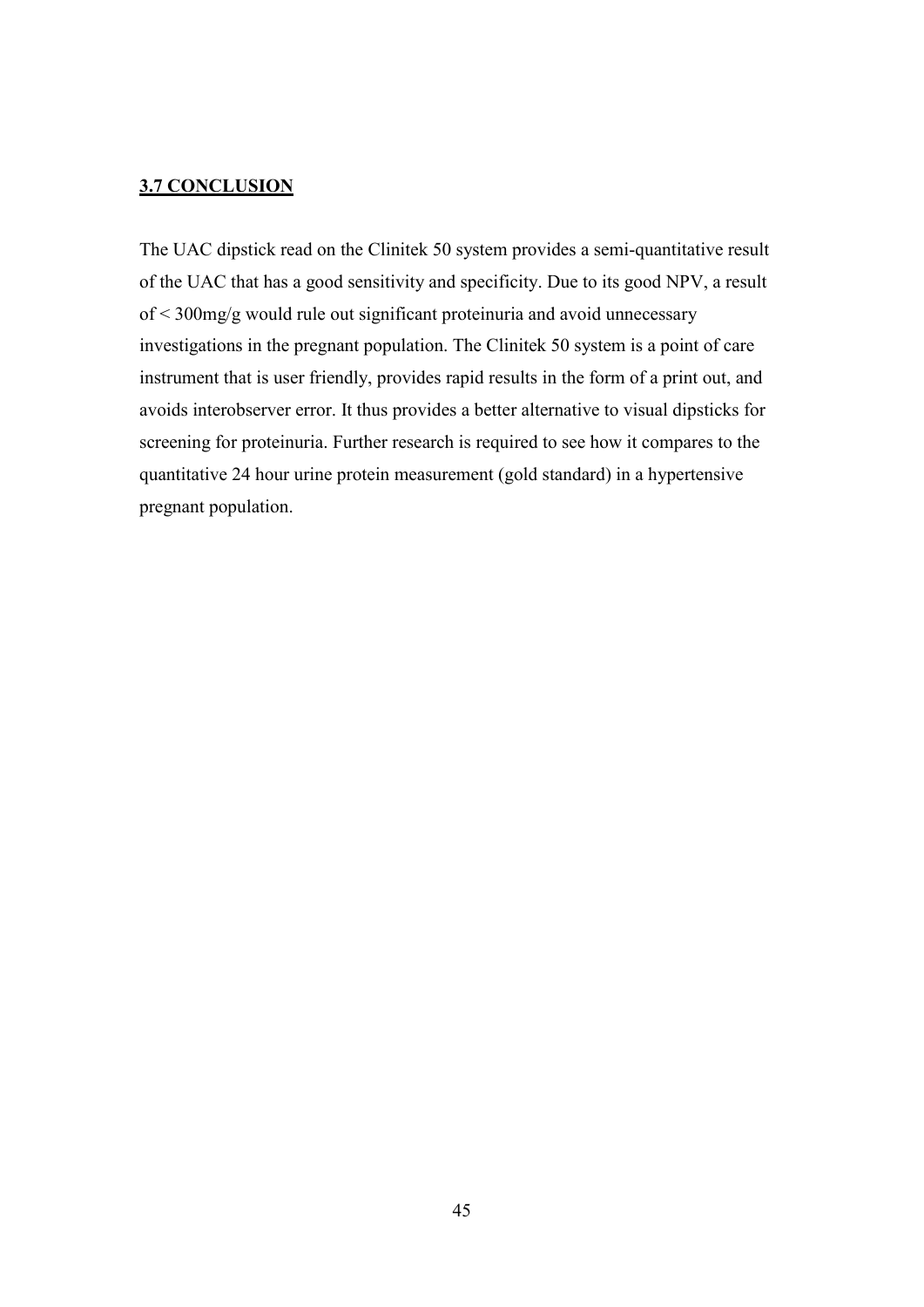### 3.7 CONCLUSION

The UAC dipstick read on the Clinitek 50 system provides a semi-quantitative result of the UAC that has a good sensitivity and specificity. Due to its good NPV, a result of < 300mg/g would rule out significant proteinuria and avoid unnecessary investigations in the pregnant population. The Clinitek 50 system is a point of care instrument that is user friendly, provides rapid results in the form of a print out, and avoids interobserver error. It thus provides a better alternative to visual dipsticks for screening for proteinuria. Further research is required to see how it compares to the quantitative 24 hour urine protein measurement (gold standard) in a hypertensive pregnant population.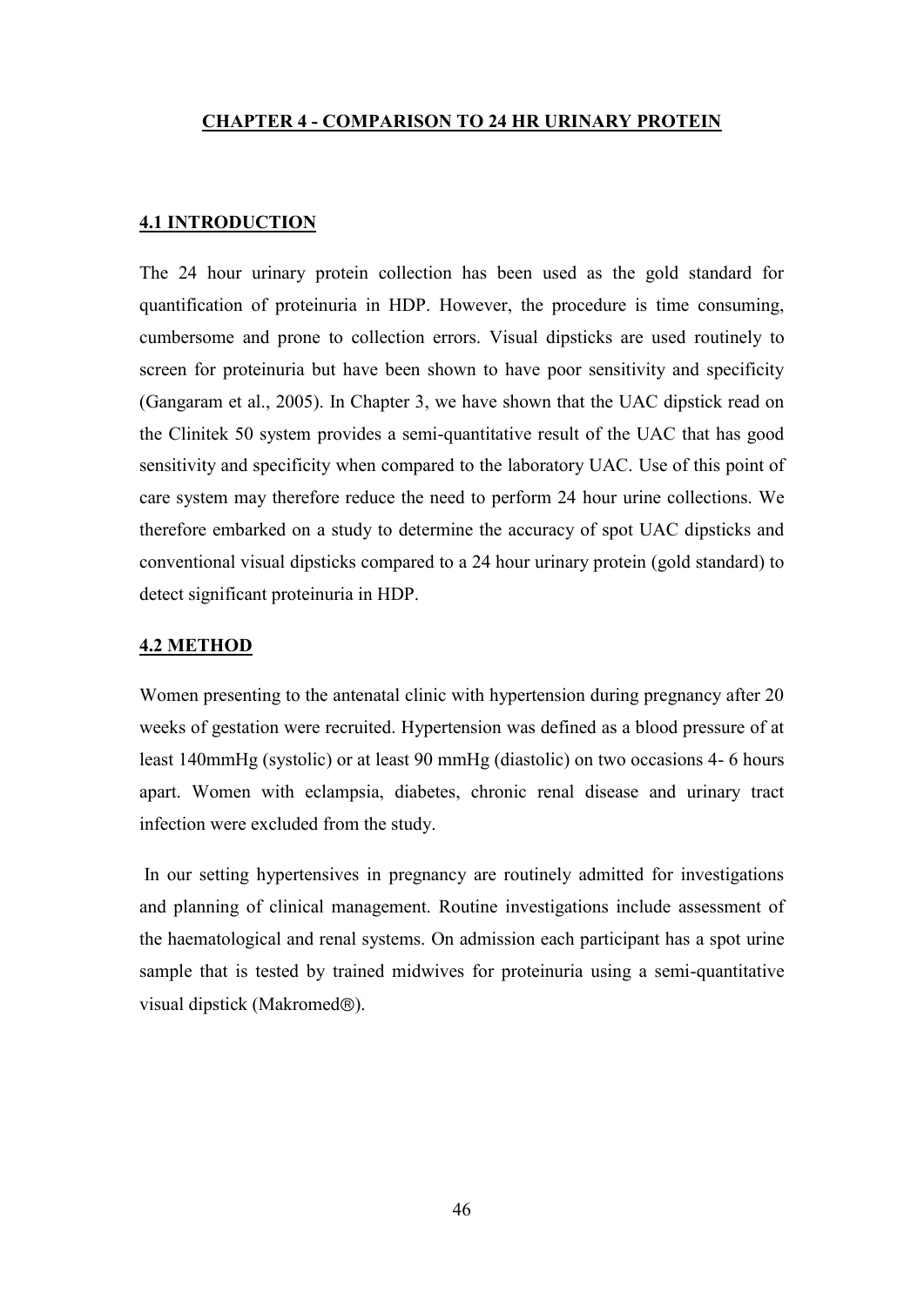# CHAPTER 4 - COMPARISON TO 24 HR URINARY PROTEIN

## 4.1 INTRODUCTION

The 24 hour urinary protein collection has been used as the gold standard for quantification of proteinuria in HDP. However, the procedure is time consuming, cumbersome and prone to collection errors. Visual dipsticks are used routinely to screen for proteinuria but have been shown to have poor sensitivity and specificity (Gangaram et al., 2005). In Chapter 3, we have shown that the UAC dipstick read on the Clinitek 50 system provides a semi-quantitative result of the UAC that has good sensitivity and specificity when compared to the laboratory UAC. Use of this point of care system may therefore reduce the need to perform 24 hour urine collections. We therefore embarked on a study to determine the accuracy of spot UAC dipsticks and conventional visual dipsticks compared to a 24 hour urinary protein (gold standard) to detect significant proteinuria in HDP.

## 4.2 METHOD

Women presenting to the antenatal clinic with hypertension during pregnancy after 20 weeks of gestation were recruited. Hypertension was defined as a blood pressure of at least 140mmHg (systolic) or at least 90 mmHg (diastolic) on two occasions 4- 6 hours apart. Women with eclampsia, diabetes, chronic renal disease and urinary tract infection were excluded from the study.

In our setting hypertensives in pregnancy are routinely admitted for investigations and planning of clinical management. Routine investigations include assessment of the haematological and renal systems. On admission each participant has a spot urine sample that is tested by trained midwives for proteinuria using a semi-quantitative visual dipstick (Makromed®).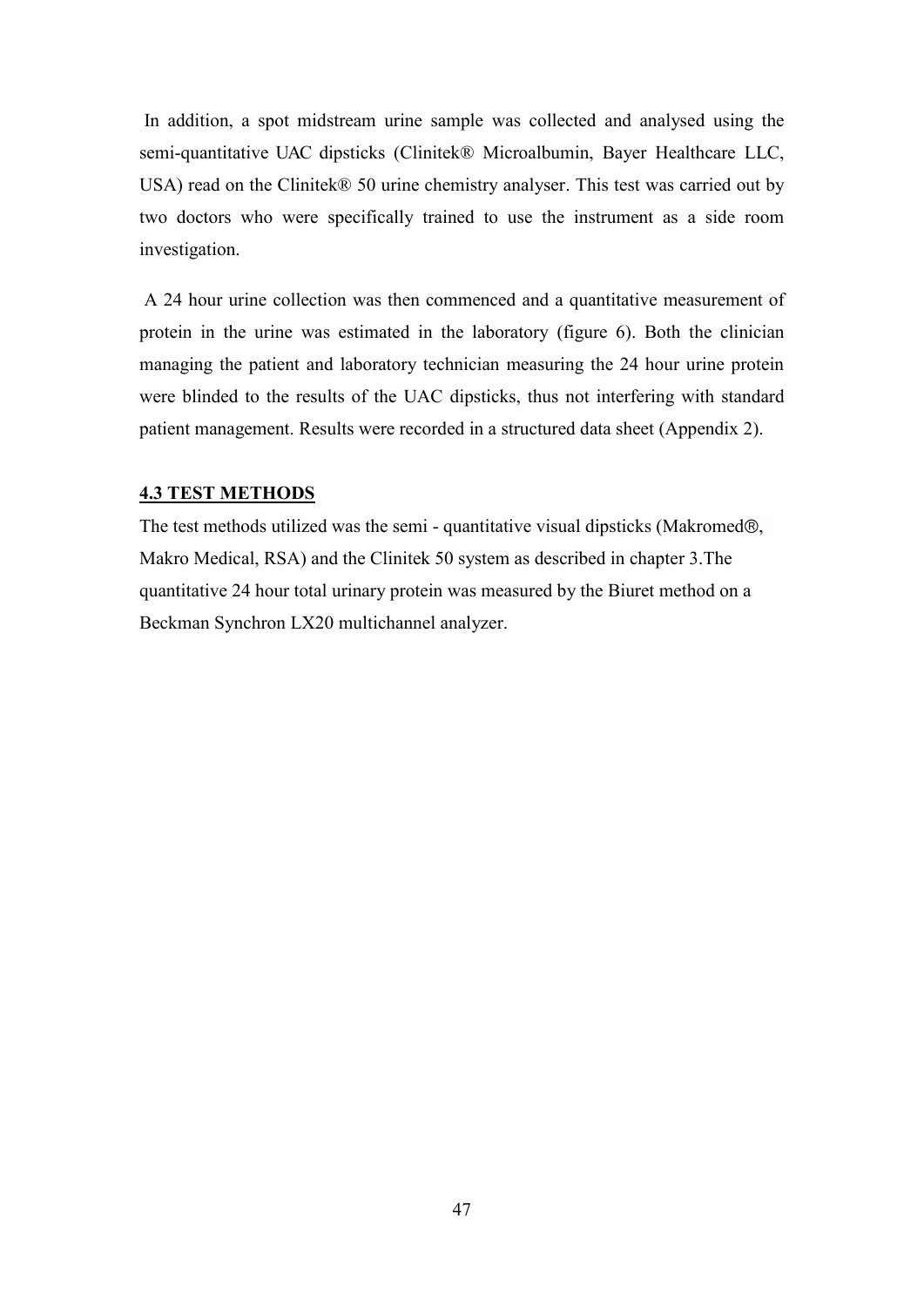In addition, a spot midstream urine sample was collected and analysed using the semi-quantitative UAC dipsticks (Clinitek® Microalbumin, Bayer Healthcare LLC, USA) read on the Clinitek® 50 urine chemistry analyser. This test was carried out by two doctors who were specifically trained to use the instrument as a side room investigation.

A 24 hour urine collection was then commenced and a quantitative measurement of protein in the urine was estimated in the laboratory (figure 6). Both the clinician managing the patient and laboratory technician measuring the 24 hour urine protein were blinded to the results of the UAC dipsticks, thus not interfering with standard patient management. Results were recorded in a structured data sheet (Appendix 2).

### 4.3 TEST METHODS

The test methods utilized was the semi - quantitative visual dipsticks (Makromed®, Makro Medical, RSA) and the Clinitek 50 system as described in chapter 3.The quantitative 24 hour total urinary protein was measured by the Biuret method on a Beckman Synchron LX20 multichannel analyzer.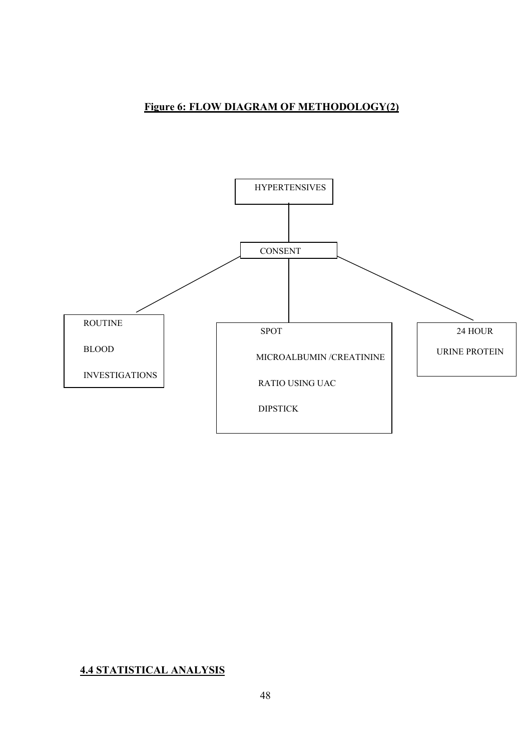**Figure 6: FLOW DIAGRAM OF METHODOLOGY(2)**

HYPERTENSIVES

CONSENT

ROUTINE

BLOOD

INVESTIGATIONS

SPOT

MICROALBUMIN /CREATININE

RATIO USING UAC

DIPSTICK

24 HOUR

URINE PROTEIN

## 4.4 STATISTICAL ANALYSIS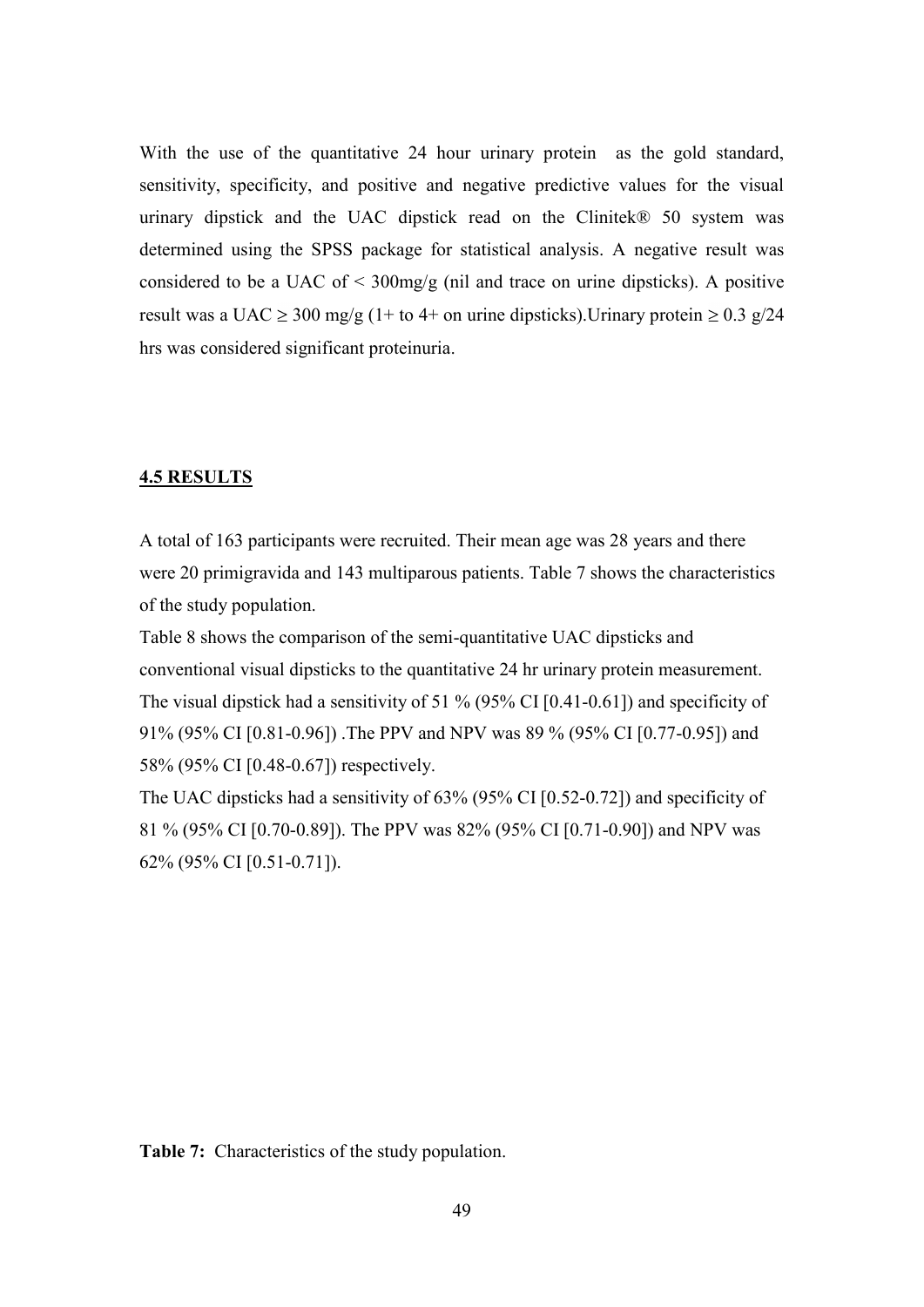With the use of the quantitative 24 hour urinary protein as the gold standard, sensitivity, specificity, and positive and negative predictive values for the visual urinary dipstick and the UAC dipstick read on the Clinitek® 50 system was determined using the SPSS package for statistical analysis. A negative result was considered to be a UAC of < 300mg/g (nil and trace on urine dipsticks). A positive result was a UAC ≥ 300 mg/g (1+ to 4+ on urine dipsticks).Urinary protein ≥ 0.3 g/24 hrs was considered significant proteinuria.

## 4.5 RESULTS

A total of 163 participants were recruited. Their mean age was 28 years and there were 20 primigravida and 143 multiparous patients. Table 7 shows the characteristics of the study population.

Table 8 shows the comparison of the semi-quantitative UAC dipsticks and conventional visual dipsticks to the quantitative 24 hr urinary protein measurement. The visual dipstick had a sensitivity of 51 % (95% CI [0.41-0.61]) and specificity of 91% (95% CI [0.81-0.96]) .The PPV and NPV was 89 % (95% CI [0.77-0.95]) and 58% (95% CI [0.48-0.67]) respectively.

The UAC dipsticks had a sensitivity of 63% (95% CI [0.52-0.72]) and specificity of 81 % (95% CI [0.70-0.89]). The PPV was 82% (95% CI [0.71-0.90]) and NPV was 62% (95% CI [0.51-0.71]).

**Table 7:** Characteristics of the study population.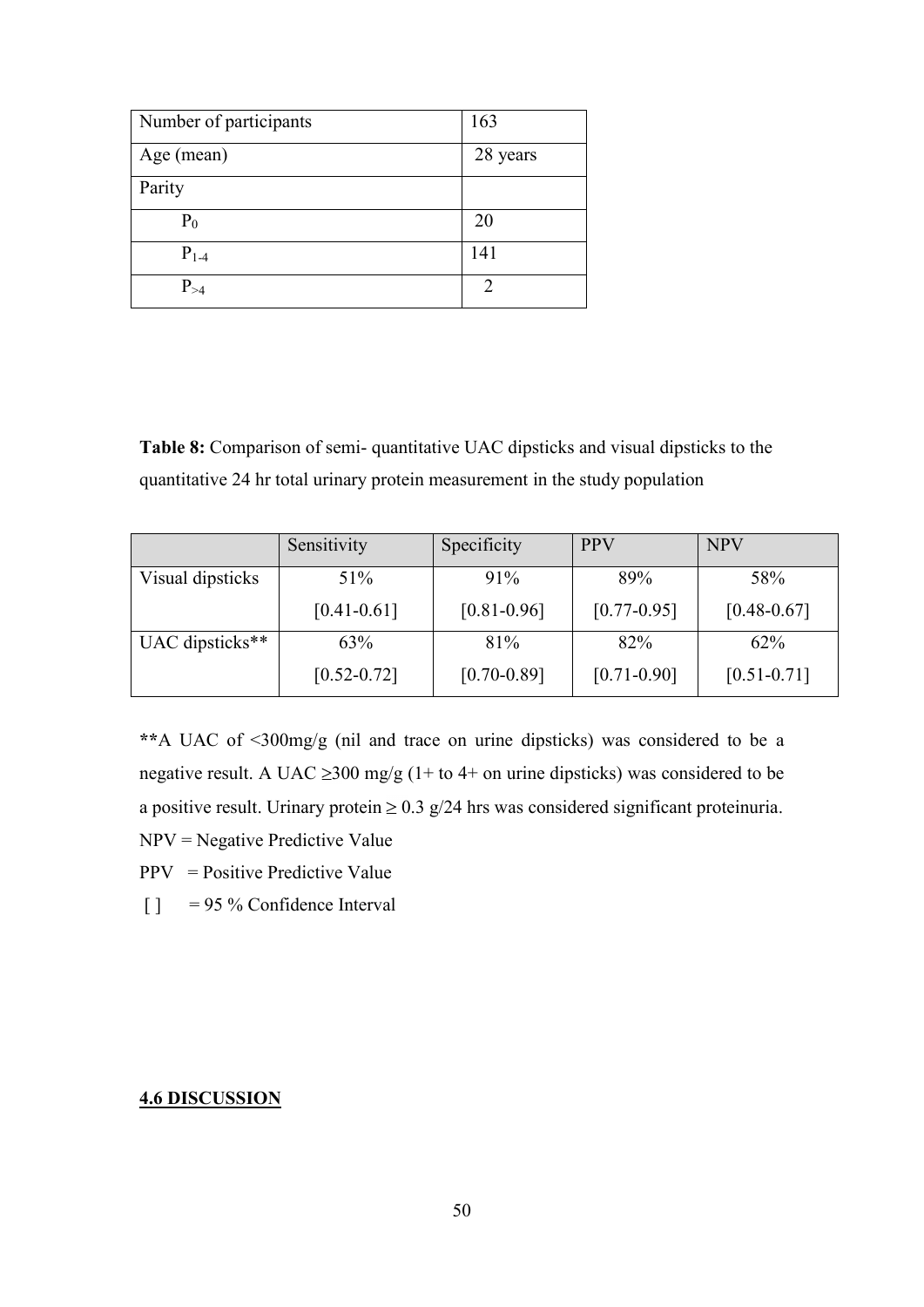| Number of participants | 163 |
|---|---|
| Age (mean) | 28 years |
| Parity | |
| $P_0$ | 20 |
| $P_{1-4}$ | 141 |
| $P_{>4}$ | 2 |

**Table 8:** Comparison of semi- quantitative UAC dipsticks and visual dipsticks to the quantitative 24 hr total urinary protein measurement in the study population

| | Sensitivity | Specificity | PPV | NPV |
|---|---|---|---|---|
| Visual dipsticks | 51% [0.41-0.61] | 91% [0.81-0.96] | 89% [0.77-0.95] | 58% [0.48-0.67] |
| UAC dipsticks** | 63% [0.52-0.72] | 81% [0.70-0.89] | 82% [0.71-0.90] | 62% [0.51-0.71] |

**A UAC of <300mg/g (nil and trace on urine dipsticks) was considered to be a negative result. A UAC ≥300 mg/g (1+ to 4+ on urine dipsticks) was considered to be a positive result. Urinary protein ≥ 0.3 g/24 hrs was considered significant proteinuria.

NPV = Negative Predictive Value

PPV = Positive Predictive Value

[ ] = 95 % Confidence Interval

## 4.6 DISCUSSION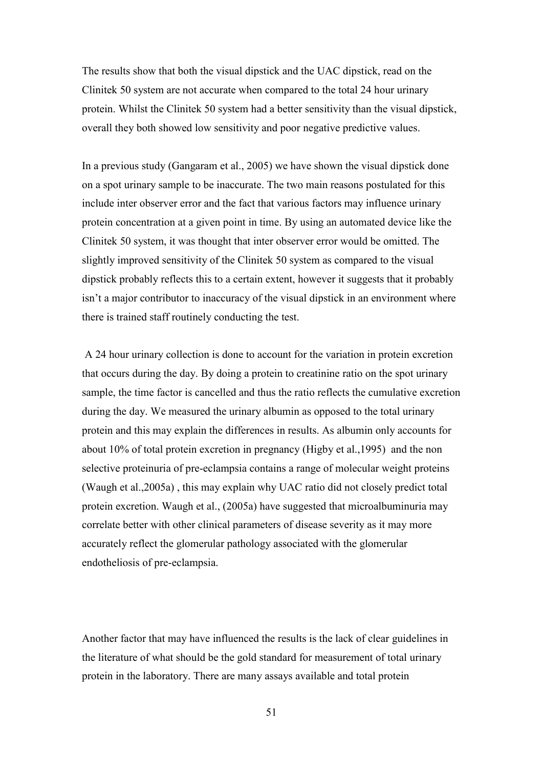The results show that both the visual dipstick and the UAC dipstick, read on the Clinitek 50 system are not accurate when compared to the total 24 hour urinary protein. Whilst the Clinitek 50 system had a better sensitivity than the visual dipstick, overall they both showed low sensitivity and poor negative predictive values.

In a previous study (Gangaram et al., 2005) we have shown the visual dipstick done on a spot urinary sample to be inaccurate. The two main reasons postulated for this include inter observer error and the fact that various factors may influence urinary protein concentration at a given point in time. By using an automated device like the Clinitek 50 system, it was thought that inter observer error would be omitted. The slightly improved sensitivity of the Clinitek 50 system as compared to the visual dipstick probably reflects this to a certain extent, however it suggests that it probably isn't a major contributor to inaccuracy of the visual dipstick in an environment where there is trained staff routinely conducting the test.

A 24 hour urinary collection is done to account for the variation in protein excretion that occurs during the day. By doing a protein to creatinine ratio on the spot urinary sample, the time factor is cancelled and thus the ratio reflects the cumulative excretion during the day. We measured the urinary albumin as opposed to the total urinary protein and this may explain the differences in results. As albumin only accounts for about 10% of total protein excretion in pregnancy (Higby et al.,1995) and the non selective proteinuria of pre-eclampsia contains a range of molecular weight proteins (Waugh et al.,2005a) , this may explain why UAC ratio did not closely predict total protein excretion. Waugh et al., (2005a) have suggested that microalbuminuria may correlate better with other clinical parameters of disease severity as it may more accurately reflect the glomerular pathology associated with the glomerular endotheliosis of pre-eclampsia.

Another factor that may have influenced the results is the lack of clear guidelines in the literature of what should be the gold standard for measurement of total urinary protein in the laboratory. There are many assays available and total protein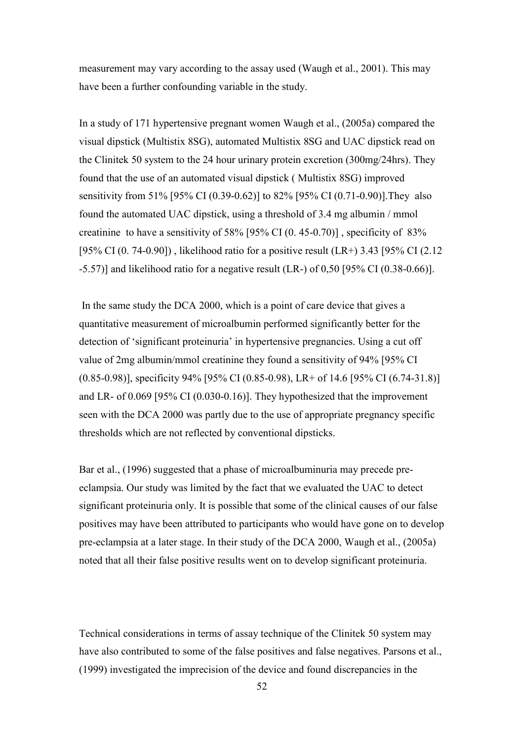measurement may vary according to the assay used (Waugh et al., 2001). This may have been a further confounding variable in the study.

In a study of 171 hypertensive pregnant women Waugh et al., (2005a) compared the visual dipstick (Multistix 8SG), automated Multistix 8SG and UAC dipstick read on the Clinitek 50 system to the 24 hour urinary protein excretion (300mg/24hrs). They found that the use of an automated visual dipstick ( Multistix 8SG) improved sensitivity from 51% [95% CI (0.39-0.62)] to 82% [95% CI (0.71-0.90)].They also found the automated UAC dipstick, using a threshold of 3.4 mg albumin / mmol creatinine to have a sensitivity of 58% [95% CI (0. 45-0.70)] , specificity of 83% [95% CI (0. 74-0.90]) , likelihood ratio for a positive result (LR+) 3.43 [95% CI (2.12 -5.57)] and likelihood ratio for a negative result (LR-) of 0,50 [95% CI (0.38-0.66)].

In the same study the DCA 2000, which is a point of care device that gives a quantitative measurement of microalbumin performed significantly better for the detection of 'significant proteinuria' in hypertensive pregnancies. Using a cut off value of 2mg albumin/mmol creatinine they found a sensitivity of 94% [95% CI (0.85-0.98)], specificity 94% [95% CI (0.85-0.98), LR+ of 14.6 [95% CI (6.74-31.8)] and LR- of 0.069 [95% CI (0.030-0.16)]. They hypothesized that the improvement seen with the DCA 2000 was partly due to the use of appropriate pregnancy specific thresholds which are not reflected by conventional dipsticks.

Bar et al., (1996) suggested that a phase of microalbuminuria may precede pre-eclampsia. Our study was limited by the fact that we evaluated the UAC to detect significant proteinuria only. It is possible that some of the clinical causes of our false positives may have been attributed to participants who would have gone on to develop pre-eclampsia at a later stage. In their study of the DCA 2000, Waugh et al., (2005a) noted that all their false positive results went on to develop significant proteinuria.

Technical considerations in terms of assay technique of the Clinitek 50 system may have also contributed to some of the false positives and false negatives. Parsons et al., (1999) investigated the imprecision of the device and found discrepancies in the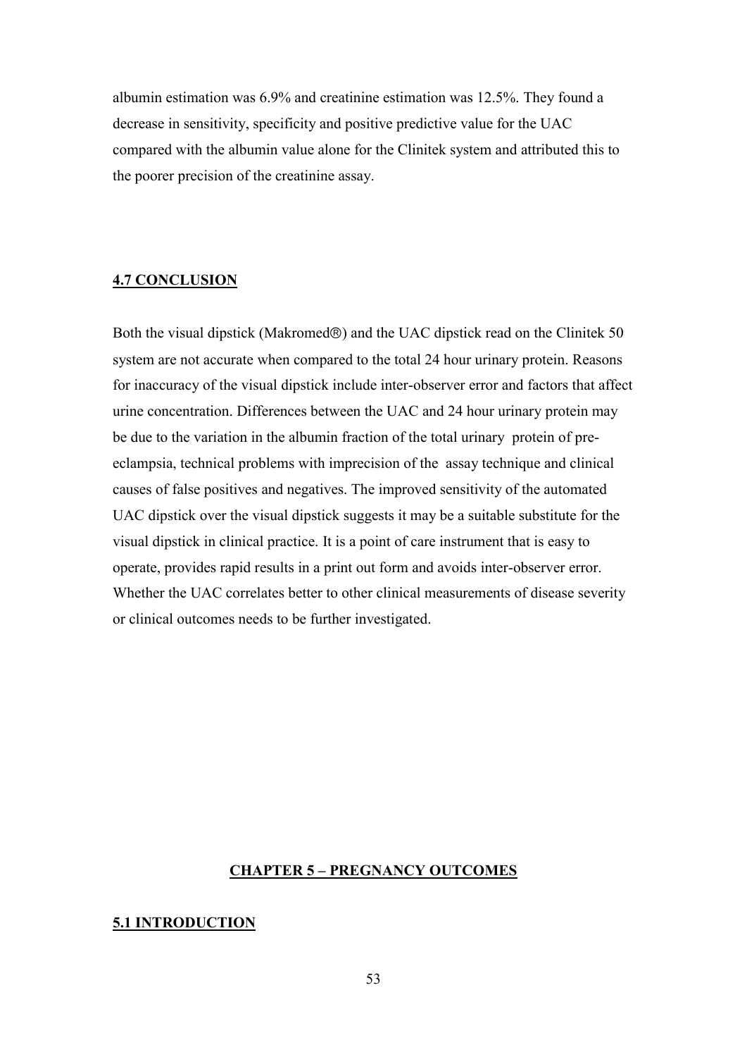albumin estimation was 6.9% and creatinine estimation was 12.5%. They found a decrease in sensitivity, specificity and positive predictive value for the UAC compared with the albumin value alone for the Clinitek system and attributed this to the poorer precision of the creatinine assay.

## 4.7 CONCLUSION

Both the visual dipstick (Makromed®) and the UAC dipstick read on the Clinitek 50 system are not accurate when compared to the total 24 hour urinary protein. Reasons for inaccuracy of the visual dipstick include inter-observer error and factors that affect urine concentration. Differences between the UAC and 24 hour urinary protein may be due to the variation in the albumin fraction of the total urinary protein of pre-eclampsia, technical problems with imprecision of the assay technique and clinical causes of false positives and negatives. The improved sensitivity of the automated UAC dipstick over the visual dipstick suggests it may be a suitable substitute for the visual dipstick in clinical practice. It is a point of care instrument that is easy to operate, provides rapid results in a print out form and avoids inter-observer error. Whether the UAC correlates better to other clinical measurements of disease severity or clinical outcomes needs to be further investigated.

# CHAPTER 5 – PREGNANCY OUTCOMES

## 5.1 INTRODUCTION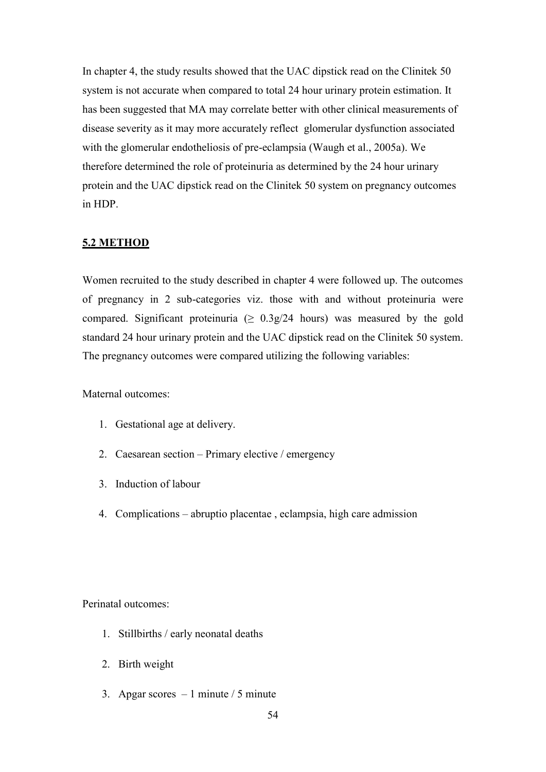In chapter 4, the study results showed that the UAC dipstick read on the Clinitek 50 system is not accurate when compared to total 24 hour urinary protein estimation. It has been suggested that MA may correlate better with other clinical measurements of disease severity as it may more accurately reflect glomerular dysfunction associated with the glomerular endotheliosis of pre-eclampsia (Waugh et al., 2005a). We therefore determined the role of proteinuria as determined by the 24 hour urinary protein and the UAC dipstick read on the Clinitek 50 system on pregnancy outcomes in HDP.

## 5.2 METHOD

Women recruited to the study described in chapter 4 were followed up. The outcomes of pregnancy in 2 sub-categories viz. those with and without proteinuria were compared. Significant proteinuria ($\geq$ 0.3g/24 hours) was measured by the gold standard 24 hour urinary protein and the UAC dipstick read on the Clinitek 50 system. The pregnancy outcomes were compared utilizing the following variables:

Maternal outcomes:

1. Gestational age at delivery.
2. Caesarean section – Primary elective / emergency
3. Induction of labour
4. Complications – abruptio placentae , eclampsia, high care admission

Perinatal outcomes:

1. Stillbirths / early neonatal deaths
2. Birth weight
3. Apgar scores – 1 minute / 5 minute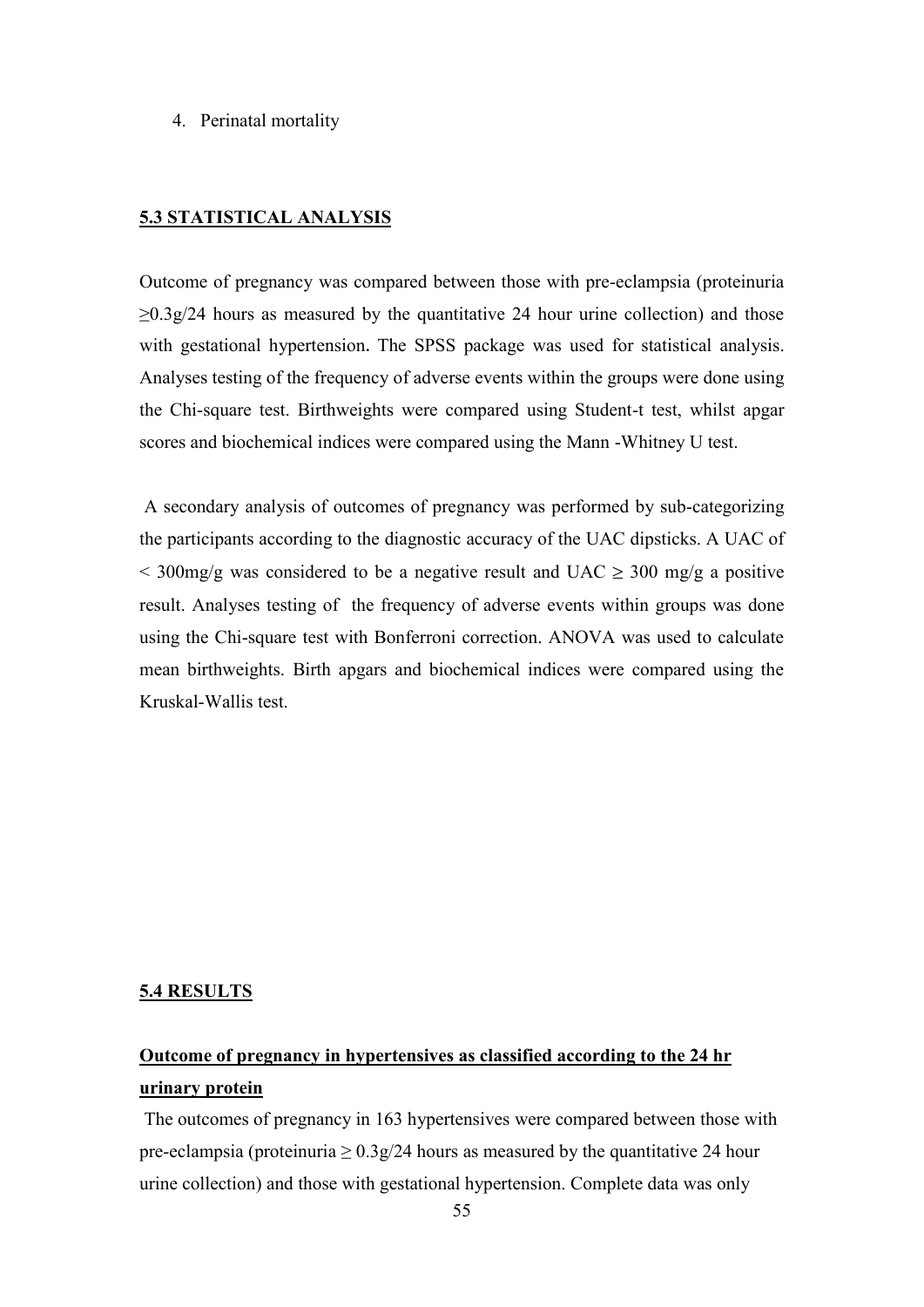4. Perinatal mortality

## 5.3 STATISTICAL ANALYSIS

Outcome of pregnancy was compared between those with pre-eclampsia (proteinuria $\geq$0.3g/24 hours as measured by the quantitative 24 hour urine collection) and those with gestational hypertension**.** The SPSS package was used for statistical analysis. Analyses testing of the frequency of adverse events within the groups were done using the Chi-square test. Birthweights were compared using Student-t test, whilst apgar scores and biochemical indices were compared using the Mann -Whitney U test.

A secondary analysis of outcomes of pregnancy was performed by sub-categorizing the participants according to the diagnostic accuracy of the UAC dipsticks. A UAC of $<$ 300mg/g was considered to be a negative result and UAC $\geq$ 300 mg/g a positive result. Analyses testing of the frequency of adverse events within groups was done using the Chi-square test with Bonferroni correction. ANOVA was used to calculate mean birthweights. Birth apgars and biochemical indices were compared using the Kruskal-Wallis test.

## 5.4 RESULTS

### Outcome of pregnancy in hypertensives as classified according to the 24 hr urinary protein

The outcomes of pregnancy in 163 hypertensives were compared between those with pre-eclampsia (proteinuria $\geq$ 0.3g/24 hours as measured by the quantitative 24 hour urine collection) and those with gestational hypertension. Complete data was only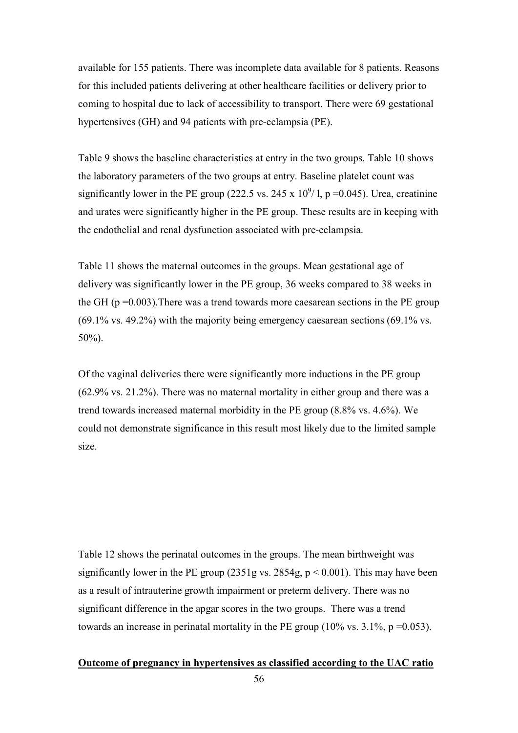available for 155 patients. There was incomplete data available for 8 patients. Reasons for this included patients delivering at other healthcare facilities or delivery prior to coming to hospital due to lack of accessibility to transport. There were 69 gestational hypertensives (GH) and 94 patients with pre-eclampsia (PE).

Table 9 shows the baseline characteristics at entry in the two groups. Table 10 shows the laboratory parameters of the two groups at entry. Baseline platelet count was significantly lower in the PE group (222.5 vs. 245 x $10^9$/ l, $p = 0.045$). Urea, creatinine and urates were significantly higher in the PE group. These results are in keeping with the endothelial and renal dysfunction associated with pre-eclampsia.

Table 11 shows the maternal outcomes in the groups. Mean gestational age of delivery was significantly lower in the PE group, 36 weeks compared to 38 weeks in the GH ($p = 0.003$).There was a trend towards more caesarean sections in the PE group (69.1% vs. 49.2%) with the majority being emergency caesarean sections (69.1% vs. 50%).

Of the vaginal deliveries there were significantly more inductions in the PE group (62.9% vs. 21.2%). There was no maternal mortality in either group and there was a trend towards increased maternal morbidity in the PE group (8.8% vs. 4.6%). We could not demonstrate significance in this result most likely due to the limited sample size.

Table 12 shows the perinatal outcomes in the groups. The mean birthweight was significantly lower in the PE group (2351g vs. 2854g, $p < 0.001$). This may have been as a result of intrauterine growth impairment or preterm delivery. There was no significant difference in the apgar scores in the two groups. There was a trend towards an increase in perinatal mortality in the PE group (10% vs. 3.1%, $p = 0.053$).

**Outcome of pregnancy in hypertensives as classified according to the UAC ratio**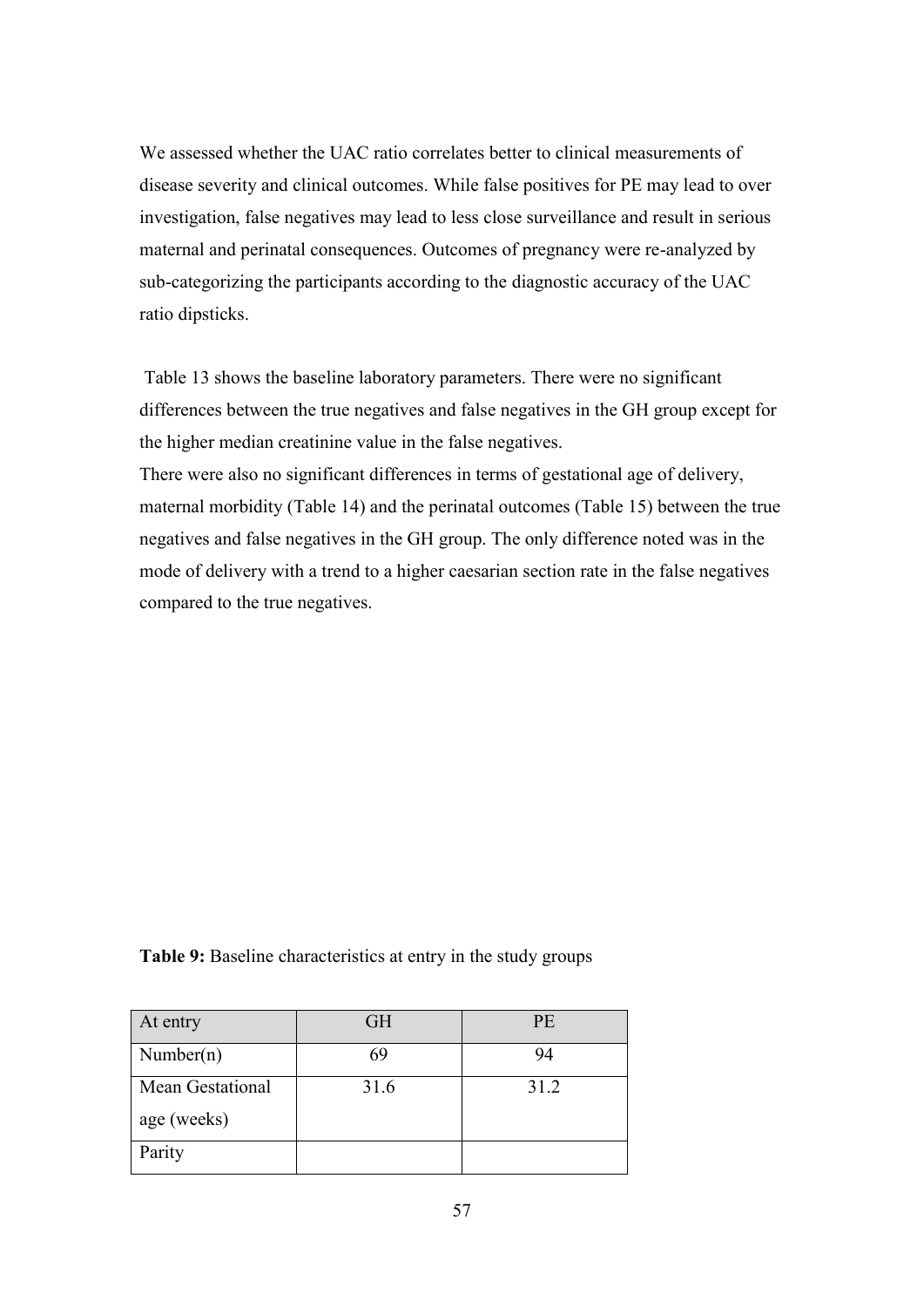We assessed whether the UAC ratio correlates better to clinical measurements of disease severity and clinical outcomes. While false positives for PE may lead to over investigation, false negatives may lead to less close surveillance and result in serious maternal and perinatal consequences. Outcomes of pregnancy were re-analyzed by sub-categorizing the participants according to the diagnostic accuracy of the UAC ratio dipsticks.

Table 13 shows the baseline laboratory parameters. There were no significant differences between the true negatives and false negatives in the GH group except for the higher median creatinine value in the false negatives.
There were also no significant differences in terms of gestational age of delivery, maternal morbidity (Table 14) and the perinatal outcomes (Table 15) between the true negatives and false negatives in the GH group. The only difference noted was in the mode of delivery with a trend to a higher caesarian section rate in the false negatives compared to the true negatives.

**Table 9:** Baseline characteristics at entry in the study groups

| At entry | GH | PE |
|---|---|---|
| Number(n) | 69 | 94 |
| Mean Gestational age (weeks) | 31.6 | 31.2 |
| Parity | | |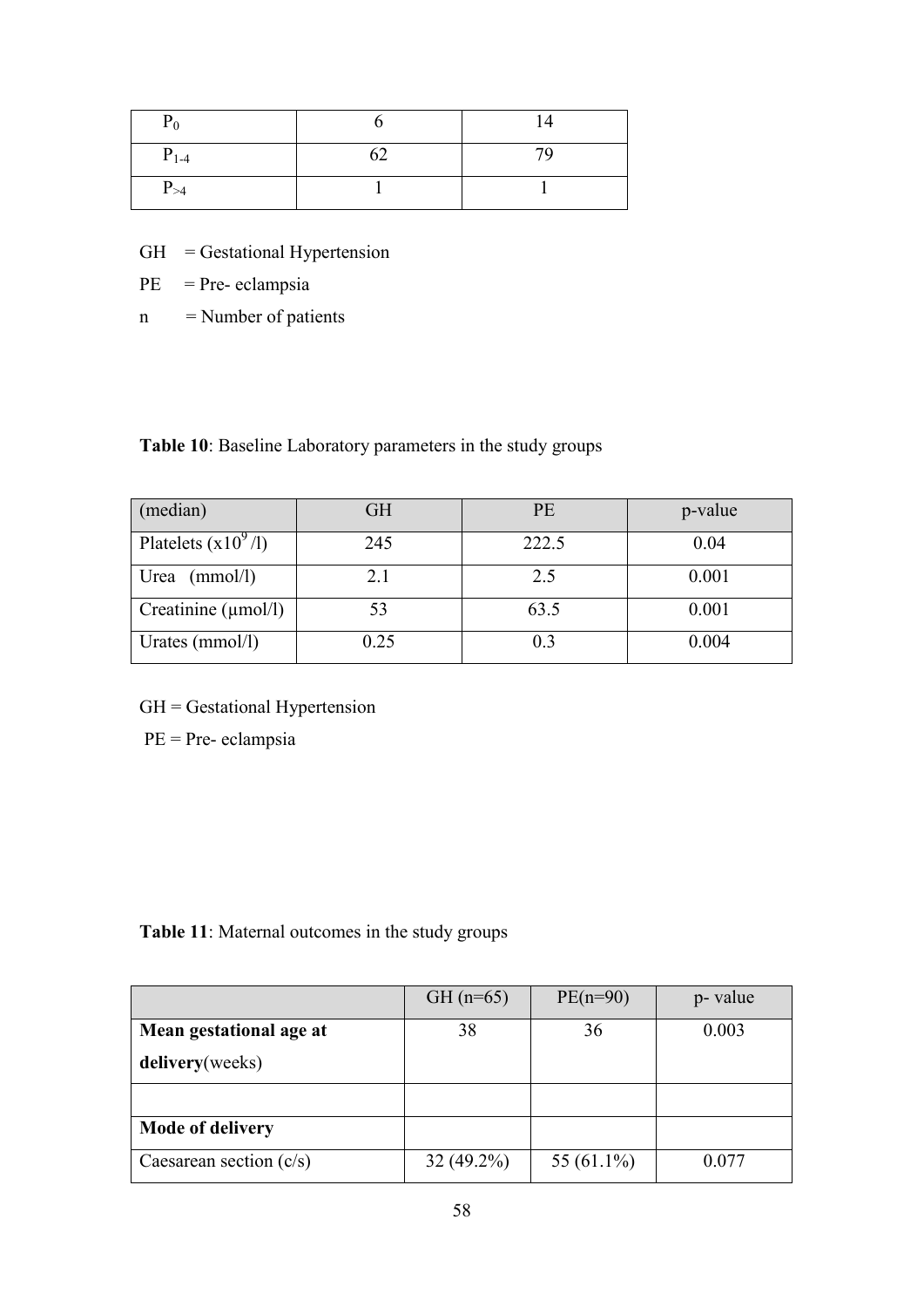| $P_0$ | 6 | 14 |
|---|---|---|
| $P_{1-4}$ | 62 | 79 |
| $P_{>4}$ | 1 | 1 |

GH = Gestational Hypertension

PE = Pre- eclampsia

n = Number of patients

**Table 10**: Baseline Laboratory parameters in the study groups

| (median) | GH | PE | p-value |
|---|---|---|---|
| Platelets ($x10^9$/l) | 245 | 222.5 | 0.04 |
| Urea (mmol/l) | 2.1 | 2.5 | 0.001 |
| Creatinine (μmol/l) | 53 | 63.5 | 0.001 |
| Urates (mmol/l) | 0.25 | 0.3 | 0.004 |

GH = Gestational Hypertension

PE = Pre- eclampsia

**Table 11**: Maternal outcomes in the study groups

| | GH (n=65) | PE(n=90) | p- value |
|---|---|---|---|
| **Mean gestational age at delivery**(weeks) | 38 | 36 | 0.003 |
| | | | |
| **Mode of delivery** | | | |
| Caesarean section (c/s) | 32 (49.2%) | 55 (61.1%) | 0.077 |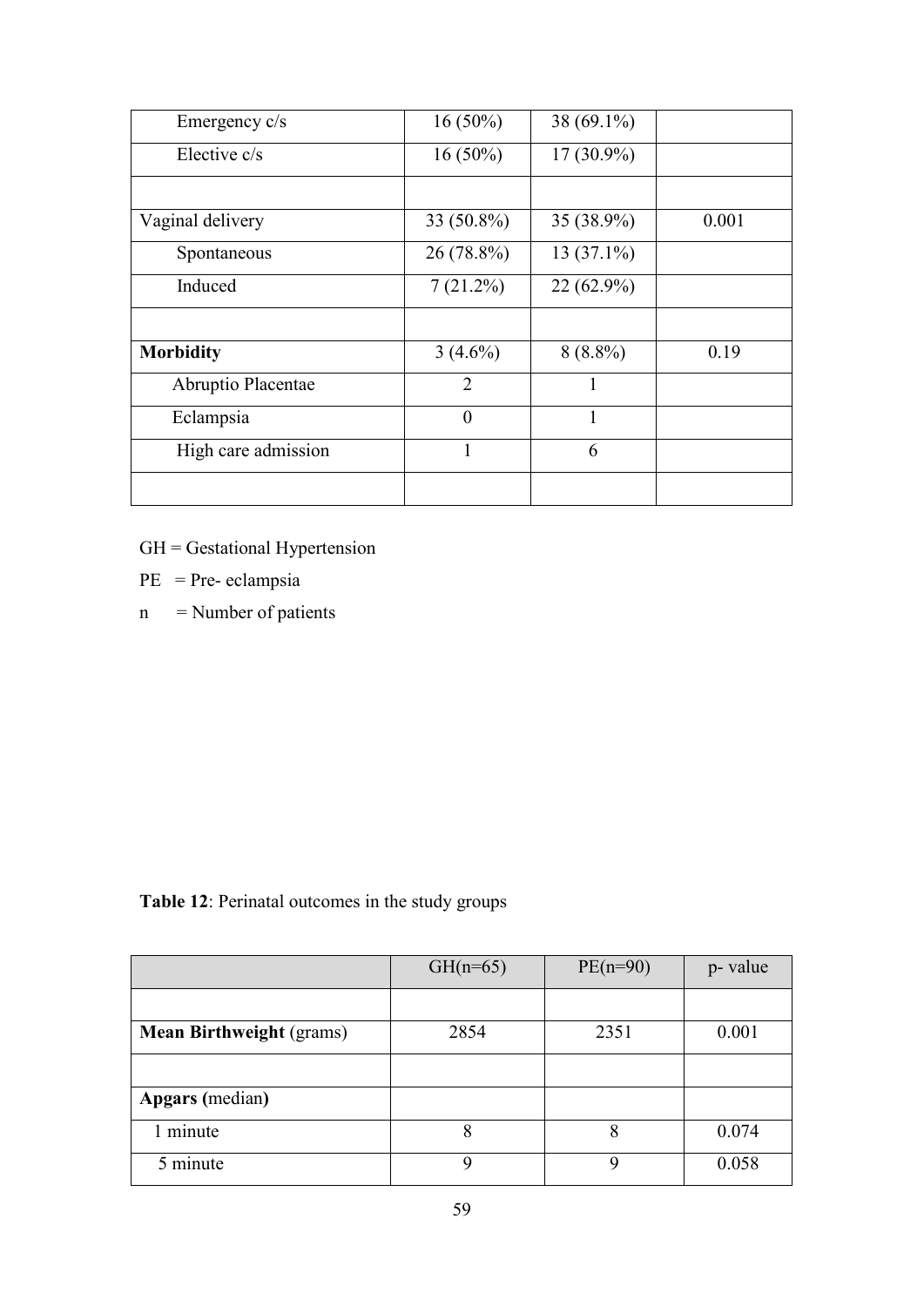| | | | |
|---|---|---|---|
| Emergency c/s | 16 (50%) | 38 (69.1%) | |
| Elective c/s | 16 (50%) | 17 (30.9%) | |
| | | | |
| Vaginal delivery | 33 (50.8%) | 35 (38.9%) | 0.001 |
| Spontaneous | 26 (78.8%) | 13 (37.1%) | |
| Induced | 7 (21.2%) | 22 (62.9%) | |
| | | | |
| **Morbidity** | 3 (4.6%) | 8 (8.8%) | 0.19 |
| Abruptio Placentae | 2 | 1 | |
| Eclampsia | 0 | 1 | |
| High care admission | 1 | 6 | |
| | | | |

GH = Gestational Hypertension

PE = Pre- eclampsia

n = Number of patients

**Table 12**: Perinatal outcomes in the study groups

| | GH(n=65) | PE(n=90) | p- value |
|---|---|---|---|
| | | | |
| **Mean Birthweight** (grams) | 2854 | 2351 | 0.001 |
| | | | |
| **Apgars (**median**)** | | | |
| 1 minute | 8 | 8 | 0.074 |
| 5 minute | 9 | 9 | 0.058 |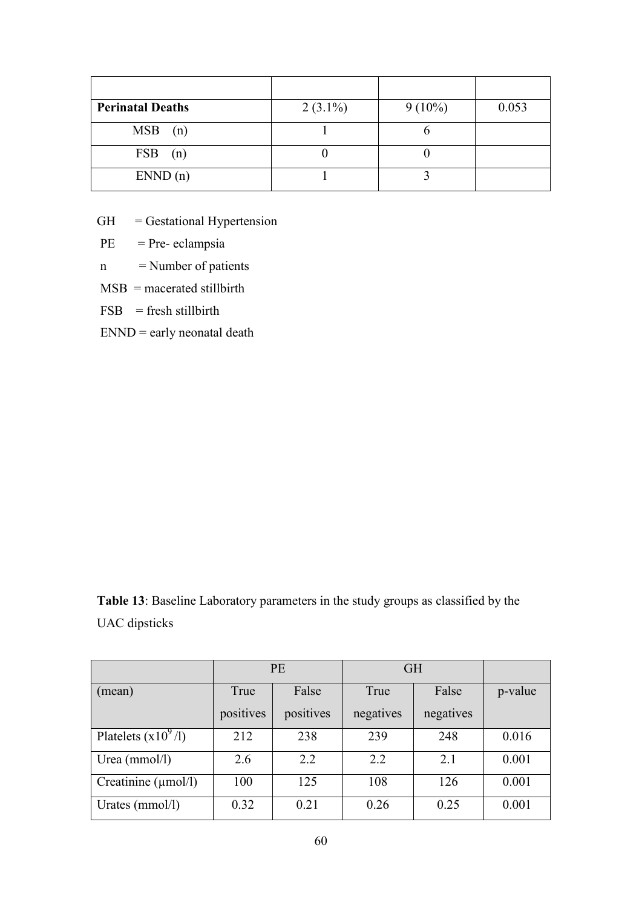| | | | |
|---|---|---|---|
| **Perinatal Deaths** | 2 (3.1%) | 9 (10%) | 0.053 |
| MSB (n) | 1 | 6 | |
| FSB (n) | 0 | 0 | |
| ENND (n) | 1 | 3 | |

GH = Gestational Hypertension

PE = Pre- eclampsia

n = Number of patients

MSB = macerated stillbirth

FSB = fresh stillbirth

ENND = early neonatal death

**Table 13**: Baseline Laboratory parameters in the study groups as classified by the UAC dipsticks

| | PE | | GH | | |
|---|---|---|---|---|---|
| (mean) | True positives | False positives | True negatives | False negatives | p-value |
| Platelets ($x10^9$/l) | 212 | 238 | 239 | 248 | 0.016 |
| Urea (mmol/l) | 2.6 | 2.2 | 2.2 | 2.1 | 0.001 |
| Creatinine (μmol/l) | 100 | 125 | 108 | 126 | 0.001 |
| Urates (mmol/l) | 0.32 | 0.21 | 0.26 | 0.25 | 0.001 |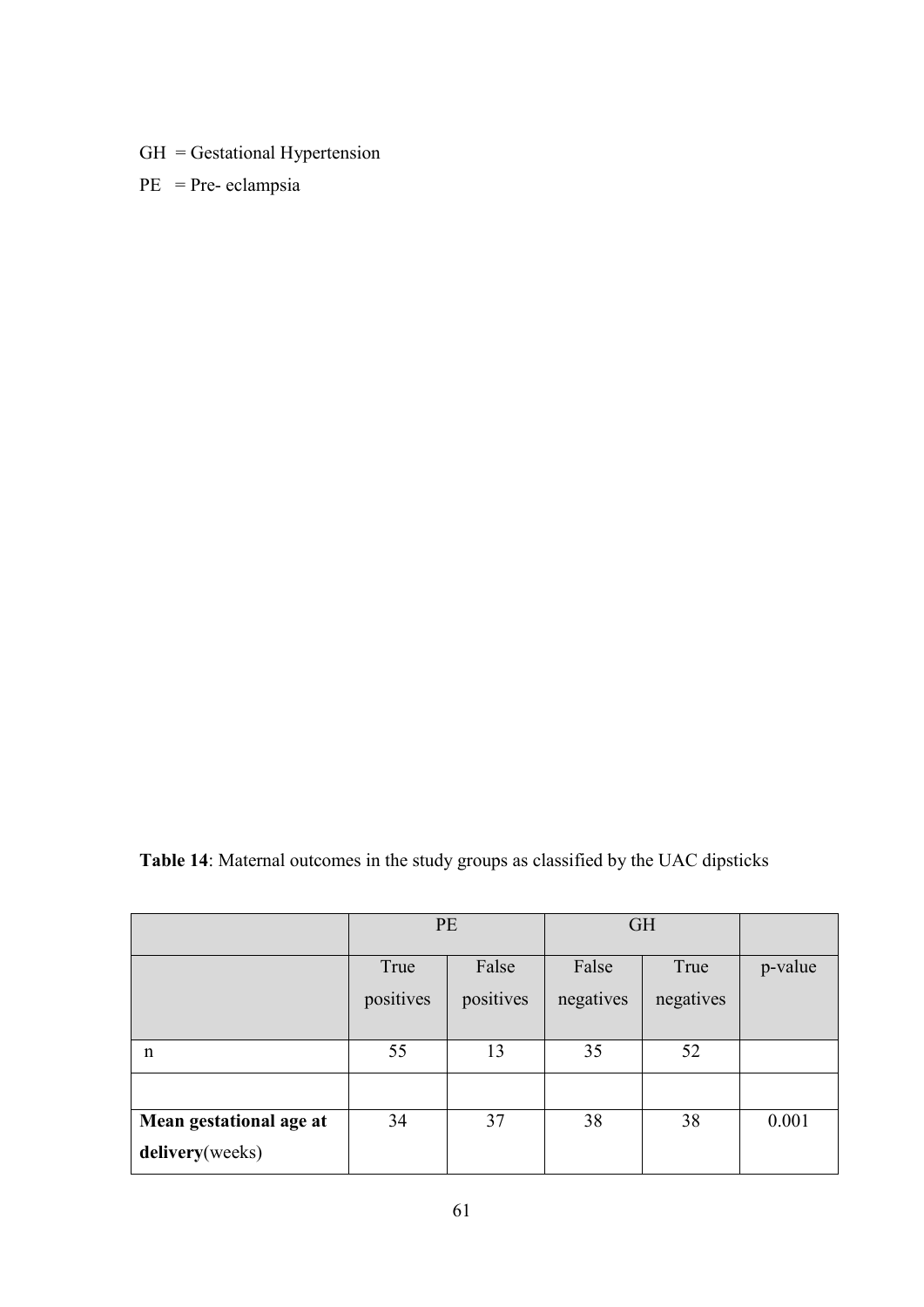GH = Gestational Hypertension

PE = Pre- eclampsia

**Table 14**: Maternal outcomes in the study groups as classified by the UAC dipsticks

| | PE | | GH | | |
|---|---|---|---|---|---|
| | True positives | False positives | False negatives | True negatives | p-value |
| n | 55 | 13 | 35 | 52 | |
| | | | | | |
| **Mean gestational age at delivery**(weeks) | 34 | 37 | 38 | 38 | 0.001 |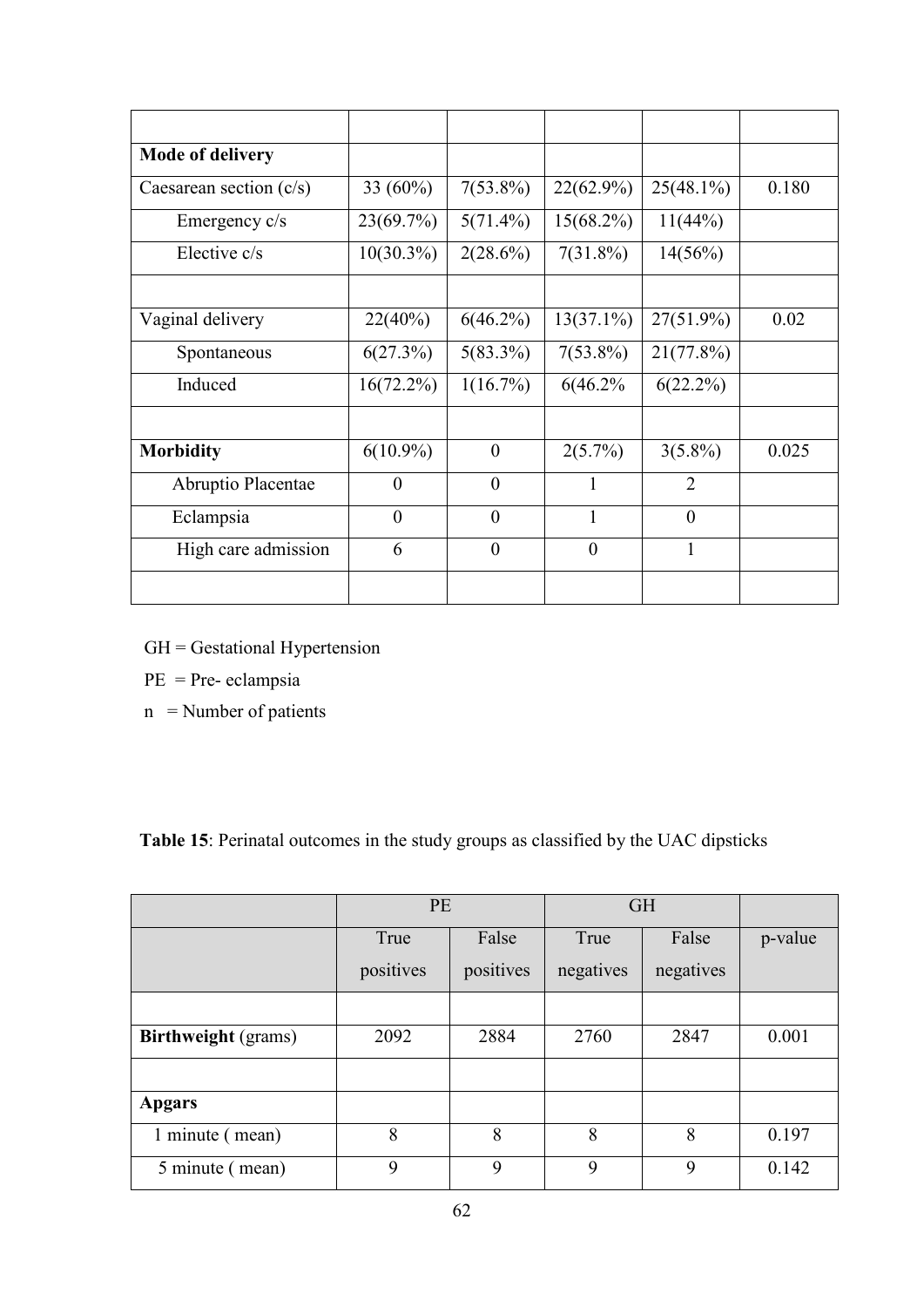| | | | | | |
|---|---|---|---|---|---|
| **Mode of delivery** | | | | | |
| Caesarean section (c/s) | 33 (60%) | 7(53.8%) | 22(62.9%) | 25(48.1%) | 0.180 |
| Emergency c/s | 23(69.7%) | 5(71.4%) | 15(68.2%) | 11(44%) | |
| Elective c/s | 10(30.3%) | 2(28.6%) | 7(31.8%) | 14(56%) | |
| | | | | | |
| Vaginal delivery | 22(40%) | 6(46.2%) | 13(37.1%) | 27(51.9%) | 0.02 |
| Spontaneous | 6(27.3%) | 5(83.3%) | 7(53.8%) | 21(77.8%) | |
| Induced | 16(72.2%) | 1(16.7%) | 6(46.2% | 6(22.2%) | |
| | | | | | |
| **Morbidity** | 6(10.9%) | 0 | 2(5.7%) | 3(5.8%) | 0.025 |
| Abruptio Placentae | 0 | 0 | 1 | 2 | |
| Eclampsia | 0 | 0 | 1 | 0 | |
| High care admission | 6 | 0 | 0 | 1 | |
| | | | | | |

GH = Gestational Hypertension

PE = Pre- eclampsia

n = Number of patients

**Table 15**: Perinatal outcomes in the study groups as classified by the UAC dipsticks

| | PE | | GH | | |
|---|---|---|---|---|---|
| | True positives | False positives | True negatives | False negatives | p-value |
| | | | | | |
| **Birthweight** (grams) | 2092 | 2884 | 2760 | 2847 | 0.001 |
| | | | | | |
| **Apgars** | | | | | |
| 1 minute ( mean) | 8 | 8 | 8 | 8 | 0.197 |
| 5 minute ( mean) | 9 | 9 | 9 | 9 | 0.142 |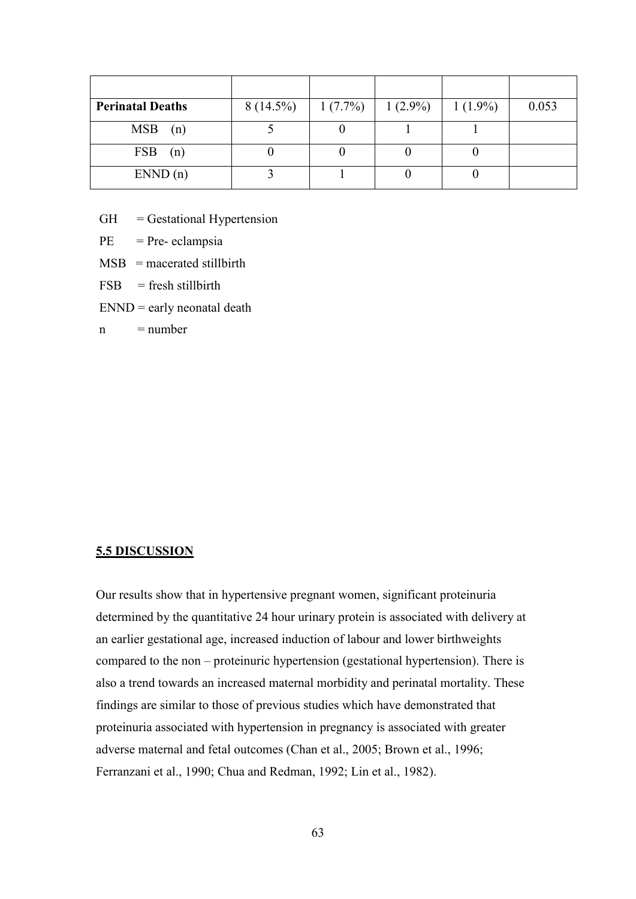| | | | | | |
|---|---|---|---|---|---|
| **Perinatal Deaths** | 8 (14.5%) | 1 (7.7%) | 1 (2.9%) | 1 (1.9%) | 0.053 |
| MSB (n) | 5 | 0 | 1 | 1 | |
| FSB (n) | 0 | 0 | 0 | 0 | |
| ENND (n) | 3 | 1 | 0 | 0 | |

GH = Gestational Hypertension

PE = Pre- eclampsia

MSB = macerated stillbirth

FSB = fresh stillbirth

ENND = early neonatal death

n = number

## 5.5 DISCUSSION

Our results show that in hypertensive pregnant women, significant proteinuria determined by the quantitative 24 hour urinary protein is associated with delivery at an earlier gestational age, increased induction of labour and lower birthweights compared to the non – proteinuric hypertension (gestational hypertension). There is also a trend towards an increased maternal morbidity and perinatal mortality. These findings are similar to those of previous studies which have demonstrated that proteinuria associated with hypertension in pregnancy is associated with greater adverse maternal and fetal outcomes (Chan et al., 2005; Brown et al., 1996; Ferranzani et al., 1990; Chua and Redman, 1992; Lin et al., 1982).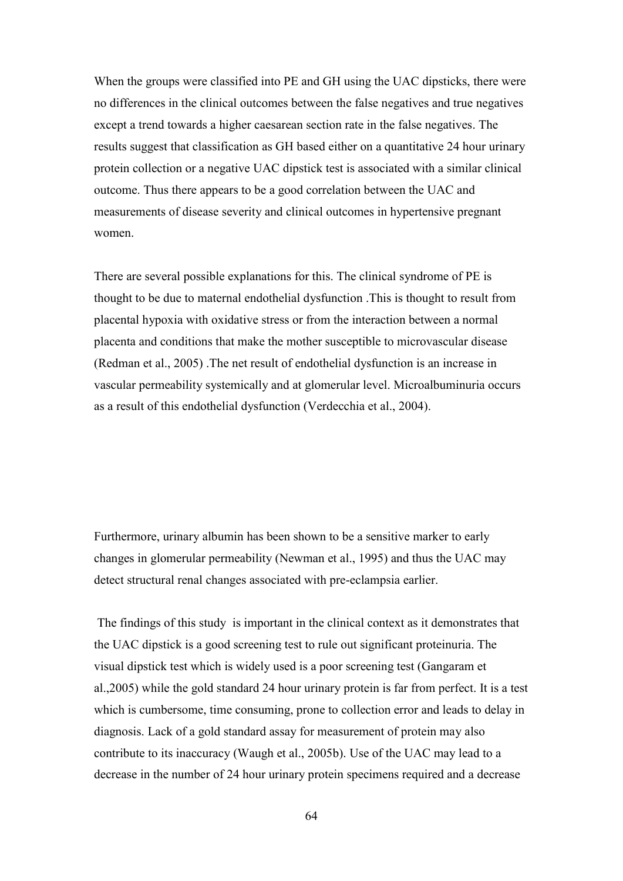When the groups were classified into PE and GH using the UAC dipsticks, there were no differences in the clinical outcomes between the false negatives and true negatives except a trend towards a higher caesarean section rate in the false negatives. The results suggest that classification as GH based either on a quantitative 24 hour urinary protein collection or a negative UAC dipstick test is associated with a similar clinical outcome. Thus there appears to be a good correlation between the UAC and measurements of disease severity and clinical outcomes in hypertensive pregnant women.

There are several possible explanations for this. The clinical syndrome of PE is thought to be due to maternal endothelial dysfunction .This is thought to result from placental hypoxia with oxidative stress or from the interaction between a normal placenta and conditions that make the mother susceptible to microvascular disease (Redman et al., 2005) .The net result of endothelial dysfunction is an increase in vascular permeability systemically and at glomerular level. Microalbuminuria occurs as a result of this endothelial dysfunction (Verdecchia et al., 2004).

Furthermore, urinary albumin has been shown to be a sensitive marker to early changes in glomerular permeability (Newman et al., 1995) and thus the UAC may detect structural renal changes associated with pre-eclampsia earlier.

The findings of this study is important in the clinical context as it demonstrates that the UAC dipstick is a good screening test to rule out significant proteinuria. The visual dipstick test which is widely used is a poor screening test (Gangaram et al.,2005) while the gold standard 24 hour urinary protein is far from perfect. It is a test which is cumbersome, time consuming, prone to collection error and leads to delay in diagnosis. Lack of a gold standard assay for measurement of protein may also contribute to its inaccuracy (Waugh et al., 2005b). Use of the UAC may lead to a decrease in the number of 24 hour urinary protein specimens required and a decrease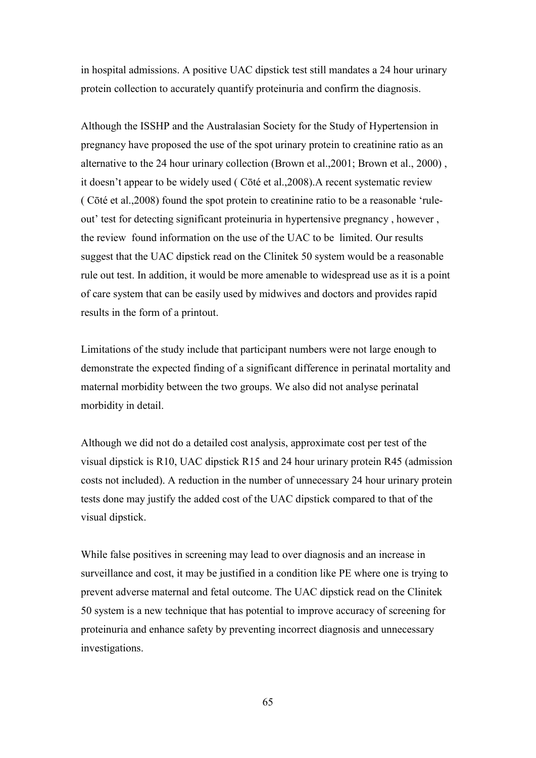in hospital admissions. A positive UAC dipstick test still mandates a 24 hour urinary protein collection to accurately quantify proteinuria and confirm the diagnosis.

Although the ISSHP and the Australasian Society for the Study of Hypertension in pregnancy have proposed the use of the spot urinary protein to creatinine ratio as an alternative to the 24 hour urinary collection (Brown et al.,2001; Brown et al., 2000) , it doesn't appear to be widely used ( Cōté et al.,2008).A recent systematic review ( Cōté et al.,2008) found the spot protein to creatinine ratio to be a reasonable 'rule-out' test for detecting significant proteinuria in hypertensive pregnancy , however , the review found information on the use of the UAC to be limited. Our results suggest that the UAC dipstick read on the Clinitek 50 system would be a reasonable rule out test. In addition, it would be more amenable to widespread use as it is a point of care system that can be easily used by midwives and doctors and provides rapid results in the form of a printout.

Limitations of the study include that participant numbers were not large enough to demonstrate the expected finding of a significant difference in perinatal mortality and maternal morbidity between the two groups. We also did not analyse perinatal morbidity in detail.

Although we did not do a detailed cost analysis, approximate cost per test of the visual dipstick is R10, UAC dipstick R15 and 24 hour urinary protein R45 (admission costs not included). A reduction in the number of unnecessary 24 hour urinary protein tests done may justify the added cost of the UAC dipstick compared to that of the visual dipstick.

While false positives in screening may lead to over diagnosis and an increase in surveillance and cost, it may be justified in a condition like PE where one is trying to prevent adverse maternal and fetal outcome. The UAC dipstick read on the Clinitek 50 system is a new technique that has potential to improve accuracy of screening for proteinuria and enhance safety by preventing incorrect diagnosis and unnecessary investigations.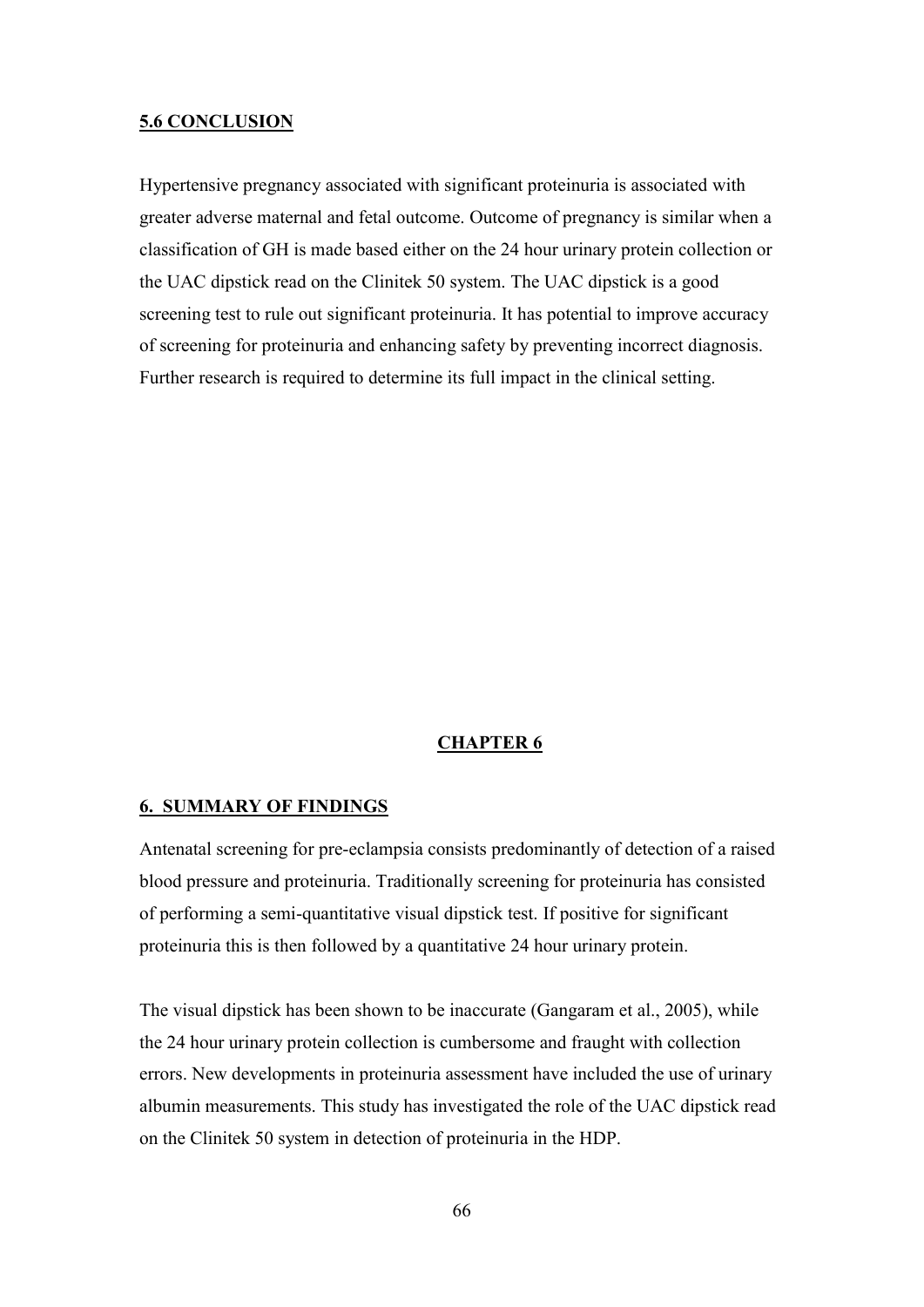## **5.6 CONCLUSION**

Hypertensive pregnancy associated with significant proteinuria is associated with greater adverse maternal and fetal outcome. Outcome of pregnancy is similar when a classification of GH is made based either on the 24 hour urinary protein collection or the UAC dipstick read on the Clinitek 50 system. The UAC dipstick is a good screening test to rule out significant proteinuria. It has potential to improve accuracy of screening for proteinuria and enhancing safety by preventing incorrect diagnosis. Further research is required to determine its full impact in the clinical setting.

# **CHAPTER 6**

## **6. SUMMARY OF FINDINGS**

Antenatal screening for pre-eclampsia consists predominantly of detection of a raised blood pressure and proteinuria. Traditionally screening for proteinuria has consisted of performing a semi-quantitative visual dipstick test. If positive for significant proteinuria this is then followed by a quantitative 24 hour urinary protein.

The visual dipstick has been shown to be inaccurate (Gangaram et al., 2005), while the 24 hour urinary protein collection is cumbersome and fraught with collection errors. New developments in proteinuria assessment have included the use of urinary albumin measurements. This study has investigated the role of the UAC dipstick read on the Clinitek 50 system in detection of proteinuria in the HDP.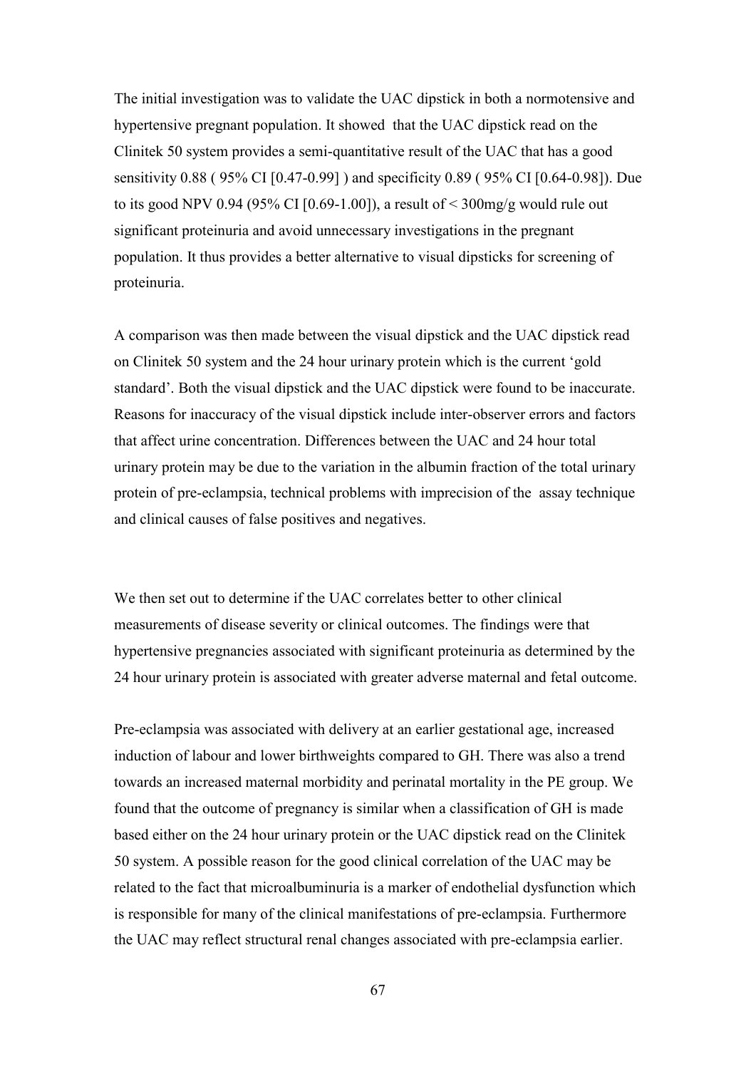The initial investigation was to validate the UAC dipstick in both a normotensive and hypertensive pregnant population. It showed that the UAC dipstick read on the Clinitek 50 system provides a semi-quantitative result of the UAC that has a good sensitivity 0.88 ( 95% CI [0.47-0.99] ) and specificity 0.89 ( 95% CI [0.64-0.98]). Due to its good NPV 0.94 (95% CI [0.69-1.00]), a result of < 300mg/g would rule out significant proteinuria and avoid unnecessary investigations in the pregnant population. It thus provides a better alternative to visual dipsticks for screening of proteinuria.

A comparison was then made between the visual dipstick and the UAC dipstick read on Clinitek 50 system and the 24 hour urinary protein which is the current 'gold standard'. Both the visual dipstick and the UAC dipstick were found to be inaccurate. Reasons for inaccuracy of the visual dipstick include inter-observer errors and factors that affect urine concentration. Differences between the UAC and 24 hour total urinary protein may be due to the variation in the albumin fraction of the total urinary protein of pre-eclampsia, technical problems with imprecision of the assay technique and clinical causes of false positives and negatives.

We then set out to determine if the UAC correlates better to other clinical measurements of disease severity or clinical outcomes. The findings were that hypertensive pregnancies associated with significant proteinuria as determined by the 24 hour urinary protein is associated with greater adverse maternal and fetal outcome.

Pre-eclampsia was associated with delivery at an earlier gestational age, increased induction of labour and lower birthweights compared to GH. There was also a trend towards an increased maternal morbidity and perinatal mortality in the PE group. We found that the outcome of pregnancy is similar when a classification of GH is made based either on the 24 hour urinary protein or the UAC dipstick read on the Clinitek 50 system. A possible reason for the good clinical correlation of the UAC may be related to the fact that microalbuminuria is a marker of endothelial dysfunction which is responsible for many of the clinical manifestations of pre-eclampsia. Furthermore the UAC may reflect structural renal changes associated with pre-eclampsia earlier.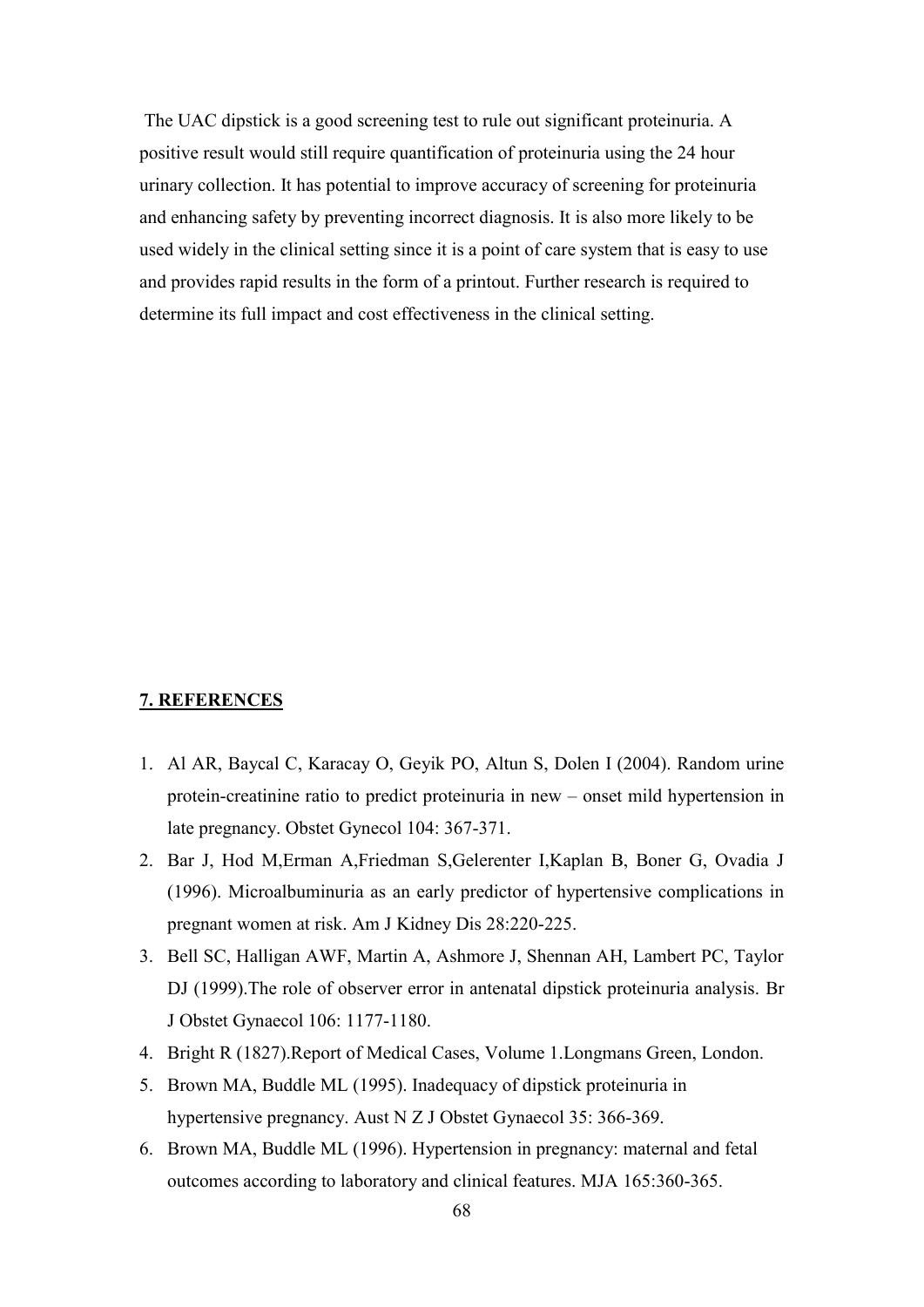The UAC dipstick is a good screening test to rule out significant proteinuria. A positive result would still require quantification of proteinuria using the 24 hour urinary collection. It has potential to improve accuracy of screening for proteinuria and enhancing safety by preventing incorrect diagnosis. It is also more likely to be used widely in the clinical setting since it is a point of care system that is easy to use and provides rapid results in the form of a printout. Further research is required to determine its full impact and cost effectiveness in the clinical setting.

## 7. REFERENCES

1. Al AR, Baycal C, Karacay O, Geyik PO, Altun S, Dolen I (2004). Random urine protein-creatinine ratio to predict proteinuria in new – onset mild hypertension in late pregnancy. Obstet Gynecol 104: 367-371.
2. Bar J, Hod M,Erman A,Friedman S,Gelerenter I,Kaplan B, Boner G, Ovadia J (1996). Microalbuminuria as an early predictor of hypertensive complications in pregnant women at risk. Am J Kidney Dis 28:220-225.
3. Bell SC, Halligan AWF, Martin A, Ashmore J, Shennan AH, Lambert PC, Taylor DJ (1999).The role of observer error in antenatal dipstick proteinuria analysis. Br J Obstet Gynaecol 106: 1177-1180.
4. Bright R (1827).Report of Medical Cases, Volume 1.Longmans Green, London.
5. Brown MA, Buddle ML (1995). Inadequacy of dipstick proteinuria in hypertensive pregnancy. Aust N Z J Obstet Gynaecol 35: 366-369.
6. Brown MA, Buddle ML (1996). Hypertension in pregnancy: maternal and fetal outcomes according to laboratory and clinical features. MJA 165:360-365.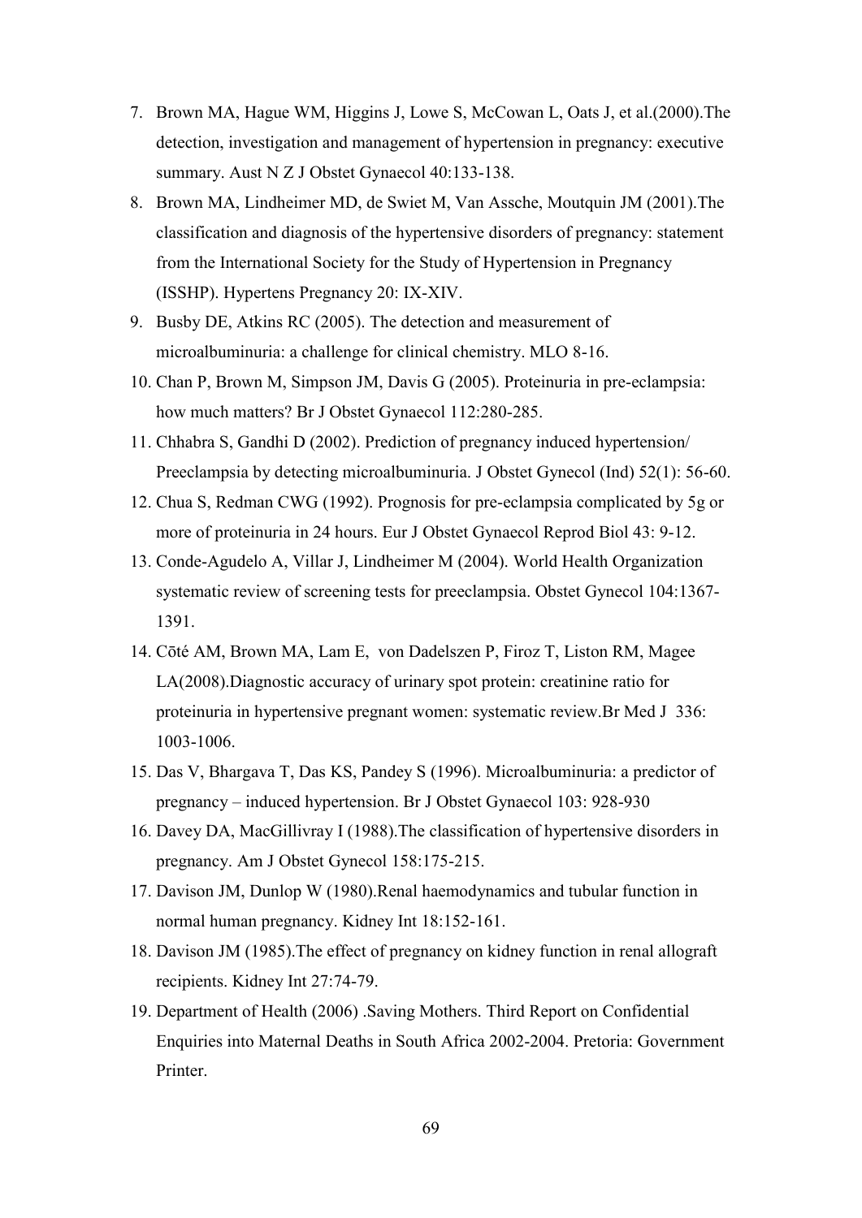7. Brown MA, Hague WM, Higgins J, Lowe S, McCowan L, Oats J, et al.(2000).The detection, investigation and management of hypertension in pregnancy: executive summary. Aust N Z J Obstet Gynaecol 40:133-138.
8. Brown MA, Lindheimer MD, de Swiet M, Van Assche, Moutquin JM (2001).The classification and diagnosis of the hypertensive disorders of pregnancy: statement from the International Society for the Study of Hypertension in Pregnancy (ISSHP). Hypertens Pregnancy 20: IX-XIV.
9. Busby DE, Atkins RC (2005). The detection and measurement of microalbuminuria: a challenge for clinical chemistry. MLO 8-16.
10. Chan P, Brown M, Simpson JM, Davis G (2005). Proteinuria in pre-eclampsia: how much matters? Br J Obstet Gynaecol 112:280-285.
11. Chhabra S, Gandhi D (2002). Prediction of pregnancy induced hypertension/ Preeclampsia by detecting microalbuminuria. J Obstet Gynecol (Ind) 52(1): 56-60.
12. Chua S, Redman CWG (1992). Prognosis for pre-eclampsia complicated by 5g or more of proteinuria in 24 hours. Eur J Obstet Gynaecol Reprod Biol 43: 9-12.
13. Conde-Agudelo A, Villar J, Lindheimer M (2004). World Health Organization systematic review of screening tests for preeclampsia. Obstet Gynecol 104:1367-1391.
14. Cōté AM, Brown MA, Lam E, von Dadelszen P, Firoz T, Liston RM, Magee LA(2008).Diagnostic accuracy of urinary spot protein: creatinine ratio for proteinuria in hypertensive pregnant women: systematic review.Br Med J 336: 1003-1006.
15. Das V, Bhargava T, Das KS, Pandey S (1996). Microalbuminuria: a predictor of pregnancy – induced hypertension. Br J Obstet Gynaecol 103: 928-930
16. Davey DA, MacGillivray I (1988).The classification of hypertensive disorders in pregnancy. Am J Obstet Gynecol 158:175-215.
17. Davison JM, Dunlop W (1980).Renal haemodynamics and tubular function in normal human pregnancy. Kidney Int 18:152-161.
18. Davison JM (1985).The effect of pregnancy on kidney function in renal allograft recipients. Kidney Int 27:74-79.
19. Department of Health (2006) .Saving Mothers. Third Report on Confidential Enquiries into Maternal Deaths in South Africa 2002-2004. Pretoria: Government Printer.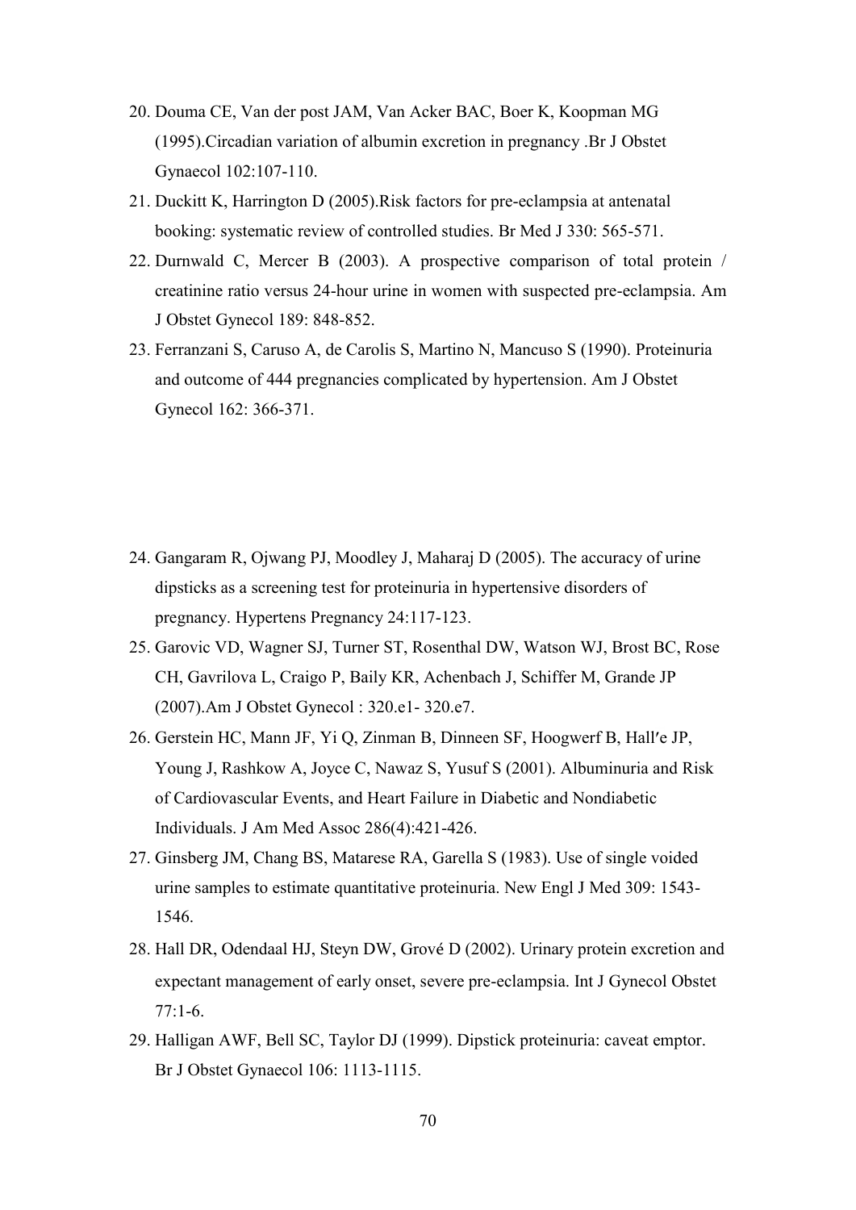20. Douma CE, Van der post JAM, Van Acker BAC, Boer K, Koopman MG (1995).Circadian variation of albumin excretion in pregnancy .Br J Obstet Gynaecol 102:107-110.
21. Duckitt K, Harrington D (2005).Risk factors for pre-eclampsia at antenatal booking: systematic review of controlled studies. Br Med J 330: 565-571.
22. Durnwald C, Mercer B (2003). A prospective comparison of total protein / creatinine ratio versus 24-hour urine in women with suspected pre-eclampsia. Am J Obstet Gynecol 189: 848-852.
23. Ferranzani S, Caruso A, de Carolis S, Martino N, Mancuso S (1990). Proteinuria and outcome of 444 pregnancies complicated by hypertension. Am J Obstet Gynecol 162: 366-371.
24. Gangaram R, Ojwang PJ, Moodley J, Maharaj D (2005). The accuracy of urine dipsticks as a screening test for proteinuria in hypertensive disorders of pregnancy. Hypertens Pregnancy 24:117-123.
25. Garovic VD, Wagner SJ, Turner ST, Rosenthal DW, Watson WJ, Brost BC, Rose CH, Gavrilova L, Craigo P, Baily KR, Achenbach J, Schiffer M, Grande JP (2007).Am J Obstet Gynecol : 320.e1- 320.e7.
26. Gerstein HC, Mann JF, Yi Q, Zinman B, Dinneen SF, Hoogwerf B, Hall′e JP, Young J, Rashkow A, Joyce C, Nawaz S, Yusuf S (2001). Albuminuria and Risk of Cardiovascular Events, and Heart Failure in Diabetic and Nondiabetic Individuals. J Am Med Assoc 286(4):421-426.
27. Ginsberg JM, Chang BS, Matarese RA, Garella S (1983). Use of single voided urine samples to estimate quantitative proteinuria. New Engl J Med 309: 1543-1546.
28. Hall DR, Odendaal HJ, Steyn DW, Grové D (2002). Urinary protein excretion and expectant management of early onset, severe pre-eclampsia. Int J Gynecol Obstet 77:1-6.
29. Halligan AWF, Bell SC, Taylor DJ (1999). Dipstick proteinuria: caveat emptor. Br J Obstet Gynaecol 106: 1113-1115.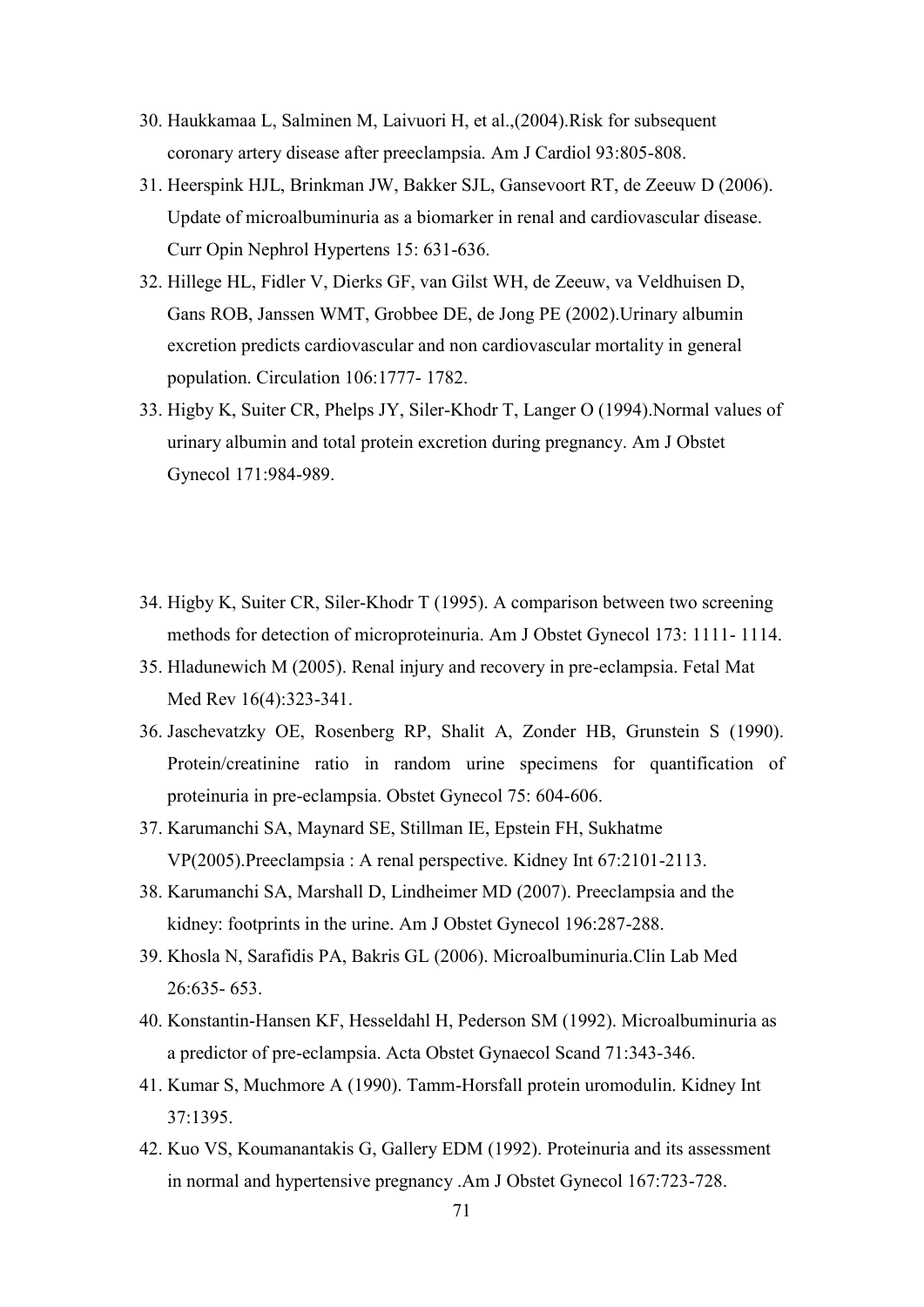30. Haukkamaa L, Salminen M, Laivuori H, et al.,(2004).Risk for subsequent coronary artery disease after preeclampsia. Am J Cardiol 93:805-808.
31. Heerspink HJL, Brinkman JW, Bakker SJL, Gansevoort RT, de Zeeuw D (2006). Update of microalbuminuria as a biomarker in renal and cardiovascular disease. Curr Opin Nephrol Hypertens 15: 631-636.
32. Hillege HL, Fidler V, Dierks GF, van Gilst WH, de Zeeuw, va Veldhuisen D, Gans ROB, Janssen WMT, Grobbee DE, de Jong PE (2002).Urinary albumin excretion predicts cardiovascular and non cardiovascular mortality in general population. Circulation 106:1777- 1782.
33. Higby K, Suiter CR, Phelps JY, Siler-Khodr T, Langer O (1994).Normal values of urinary albumin and total protein excretion during pregnancy. Am J Obstet Gynecol 171:984-989.
34. Higby K, Suiter CR, Siler-Khodr T (1995). A comparison between two screening methods for detection of microproteinuria. Am J Obstet Gynecol 173: 1111- 1114.
35. Hladunewich M (2005). Renal injury and recovery in pre-eclampsia. Fetal Mat Med Rev 16(4):323-341.
36. Jaschevatzky OE, Rosenberg RP, Shalit A, Zonder HB, Grunstein S (1990). Protein/creatinine ratio in random urine specimens for quantification of proteinuria in pre-eclampsia. Obstet Gynecol 75: 604-606.
37. Karumanchi SA, Maynard SE, Stillman IE, Epstein FH, Sukhatme VP(2005).Preeclampsia : A renal perspective. Kidney Int 67:2101-2113.
38. Karumanchi SA, Marshall D, Lindheimer MD (2007). Preeclampsia and the kidney: footprints in the urine. Am J Obstet Gynecol 196:287-288.
39. Khosla N, Sarafidis PA, Bakris GL (2006). Microalbuminuria.Clin Lab Med 26:635- 653.
40. Konstantin-Hansen KF, Hesseldahl H, Pederson SM (1992). Microalbuminuria as a predictor of pre-eclampsia. Acta Obstet Gynaecol Scand 71:343-346.
41. Kumar S, Muchmore A (1990). Tamm-Horsfall protein uromodulin. Kidney Int 37:1395.
42. Kuo VS, Koumanantakis G, Gallery EDM (1992). Proteinuria and its assessment in normal and hypertensive pregnancy .Am J Obstet Gynecol 167:723-728.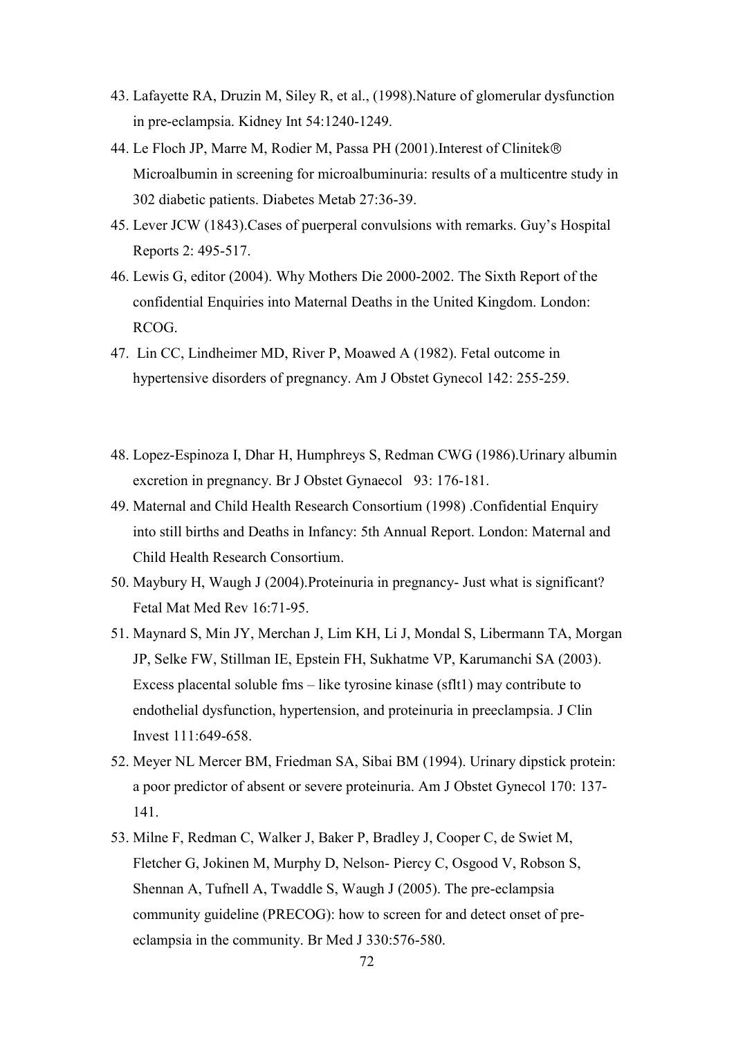43. Lafayette RA, Druzin M, Siley R, et al., (1998).Nature of glomerular dysfunction in pre-eclampsia. Kidney Int 54:1240-1249.
44. Le Floch JP, Marre M, Rodier M, Passa PH (2001).Interest of Clinitek® Microalbumin in screening for microalbuminuria: results of a multicentre study in 302 diabetic patients. Diabetes Metab 27:36-39.
45. Lever JCW (1843).Cases of puerperal convulsions with remarks. Guy's Hospital Reports 2: 495-517.
46. Lewis G, editor (2004). Why Mothers Die 2000-2002. The Sixth Report of the confidential Enquiries into Maternal Deaths in the United Kingdom. London: RCOG.
47. Lin CC, Lindheimer MD, River P, Moawed A (1982). Fetal outcome in hypertensive disorders of pregnancy. Am J Obstet Gynecol 142: 255-259.
48. Lopez-Espinoza I, Dhar H, Humphreys S, Redman CWG (1986).Urinary albumin excretion in pregnancy. Br J Obstet Gynaecol 93: 176-181.
49. Maternal and Child Health Research Consortium (1998) .Confidential Enquiry into still births and Deaths in Infancy: 5th Annual Report. London: Maternal and Child Health Research Consortium.
50. Maybury H, Waugh J (2004).Proteinuria in pregnancy- Just what is significant? Fetal Mat Med Rev 16:71-95.
51. Maynard S, Min JY, Merchan J, Lim KH, Li J, Mondal S, Libermann TA, Morgan JP, Selke FW, Stillman IE, Epstein FH, Sukhatme VP, Karumanchi SA (2003). Excess placental soluble fms – like tyrosine kinase (sflt1) may contribute to endothelial dysfunction, hypertension, and proteinuria in preeclampsia. J Clin Invest 111:649-658.
52. Meyer NL Mercer BM, Friedman SA, Sibai BM (1994). Urinary dipstick protein: a poor predictor of absent or severe proteinuria. Am J Obstet Gynecol 170: 137-141.
53. Milne F, Redman C, Walker J, Baker P, Bradley J, Cooper C, de Swiet M, Fletcher G, Jokinen M, Murphy D, Nelson- Piercy C, Osgood V, Robson S, Shennan A, Tufnell A, Twaddle S, Waugh J (2005). The pre-eclampsia community guideline (PRECOG): how to screen for and detect onset of pre-eclampsia in the community. Br Med J 330:576-580.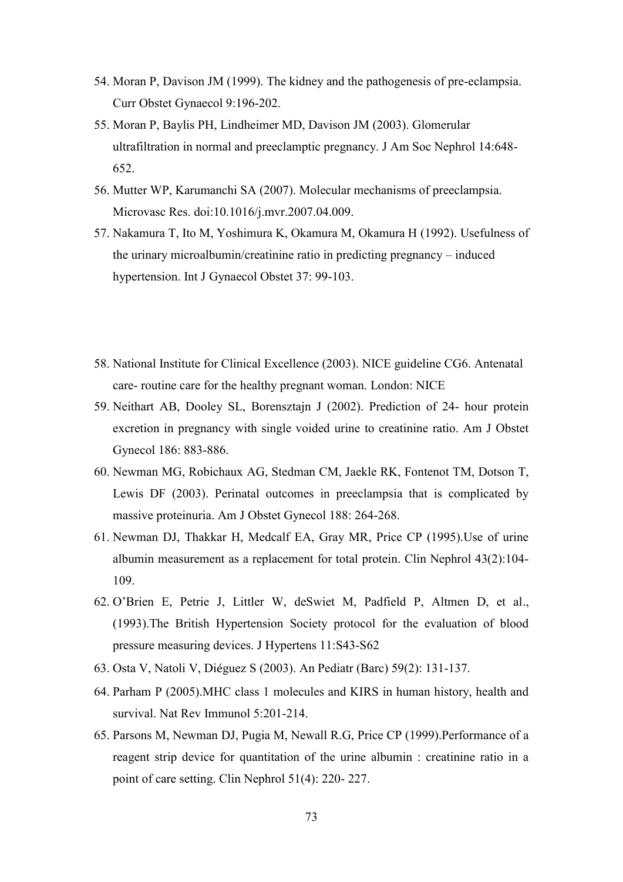54. Moran P, Davison JM (1999). The kidney and the pathogenesis of pre-eclampsia. Curr Obstet Gynaecol 9:196-202.
55. Moran P, Baylis PH, Lindheimer MD, Davison JM (2003). Glomerular ultrafiltration in normal and preeclamptic pregnancy. J Am Soc Nephrol 14:648-652.
56. Mutter WP, Karumanchi SA (2007). Molecular mechanisms of preeclampsia. Microvasc Res. doi:10.1016/j.mvr.2007.04.009.
57. Nakamura T, Ito M, Yoshimura K, Okamura M, Okamura H (1992). Usefulness of the urinary microalbumin/creatinine ratio in predicting pregnancy – induced hypertension. Int J Gynaecol Obstet 37: 99-103.
58. National Institute for Clinical Excellence (2003). NICE guideline CG6. Antenatal care- routine care for the healthy pregnant woman. London: NICE
59. Neithart AB, Dooley SL, Borensztajn J (2002). Prediction of 24- hour protein excretion in pregnancy with single voided urine to creatinine ratio. Am J Obstet Gynecol 186: 883-886.
60. Newman MG, Robichaux AG, Stedman CM, Jaekle RK, Fontenot TM, Dotson T, Lewis DF (2003). Perinatal outcomes in preeclampsia that is complicated by massive proteinuria. Am J Obstet Gynecol 188: 264-268.
61. Newman DJ, Thakkar H, Medcalf EA, Gray MR, Price CP (1995).Use of urine albumin measurement as a replacement for total protein. Clin Nephrol 43(2):104-109.
62. O'Brien E, Petrie J, Littler W, deSwiet M, Padfield P, Altmen D, et al., (1993).The British Hypertension Society protocol for the evaluation of blood pressure measuring devices. J Hypertens 11:S43-S62
63. Osta V, Natoli V, Diéguez S (2003). An Pediatr (Barc) 59(2): 131-137.
64. Parham P (2005).MHC class 1 molecules and KIRS in human history, health and survival. Nat Rev Immunol 5:201-214.
65. Parsons M, Newman DJ, Pugia M, Newall R.G, Price CP (1999).Performance of a reagent strip device for quantitation of the urine albumin : creatinine ratio in a point of care setting. Clin Nephrol 51(4): 220- 227.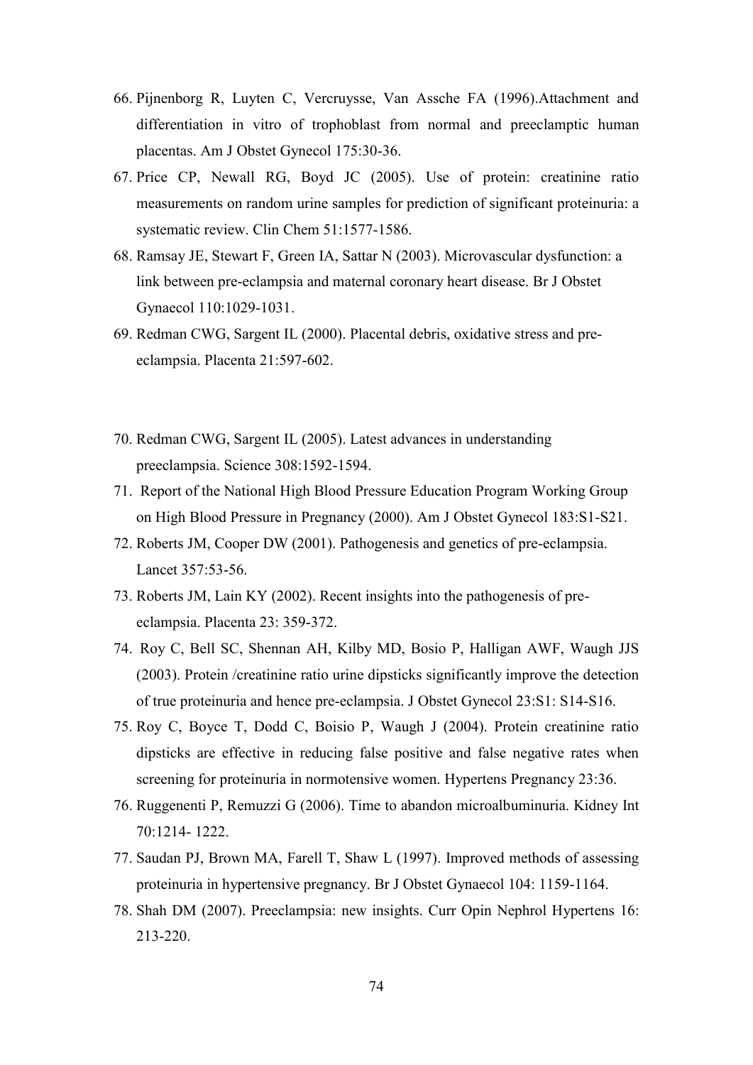66. Pijnenborg R, Luyten C, Vercruysse, Van Assche FA (1996).Attachment and differentiation in vitro of trophoblast from normal and preeclamptic human placentas. Am J Obstet Gynecol 175:30-36.
67. Price CP, Newall RG, Boyd JC (2005). Use of protein: creatinine ratio measurements on random urine samples for prediction of significant proteinuria: a systematic review. Clin Chem 51:1577-1586.
68. Ramsay JE, Stewart F, Green IA, Sattar N (2003). Microvascular dysfunction: a link between pre-eclampsia and maternal coronary heart disease. Br J Obstet Gynaecol 110:1029-1031.
69. Redman CWG, Sargent IL (2000). Placental debris, oxidative stress and pre-eclampsia. Placenta 21:597-602.
70. Redman CWG, Sargent IL (2005). Latest advances in understanding preeclampsia. Science 308:1592-1594.
71. Report of the National High Blood Pressure Education Program Working Group on High Blood Pressure in Pregnancy (2000). Am J Obstet Gynecol 183:S1-S21.
72. Roberts JM, Cooper DW (2001). Pathogenesis and genetics of pre-eclampsia. Lancet 357:53-56.
73. Roberts JM, Lain KY (2002). Recent insights into the pathogenesis of pre-eclampsia. Placenta 23: 359-372.
74. Roy C, Bell SC, Shennan AH, Kilby MD, Bosio P, Halligan AWF, Waugh JJS (2003). Protein /creatinine ratio urine dipsticks significantly improve the detection of true proteinuria and hence pre-eclampsia. J Obstet Gynecol 23:S1: S14-S16.
75. Roy C, Boyce T, Dodd C, Boisio P, Waugh J (2004). Protein creatinine ratio dipsticks are effective in reducing false positive and false negative rates when screening for proteinuria in normotensive women. Hypertens Pregnancy 23:36.
76. Ruggenenti P, Remuzzi G (2006). Time to abandon microalbuminuria. Kidney Int 70:1214- 1222.
77. Saudan PJ, Brown MA, Farell T, Shaw L (1997). Improved methods of assessing proteinuria in hypertensive pregnancy. Br J Obstet Gynaecol 104: 1159-1164.
78. Shah DM (2007). Preeclampsia: new insights. Curr Opin Nephrol Hypertens 16: 213-220.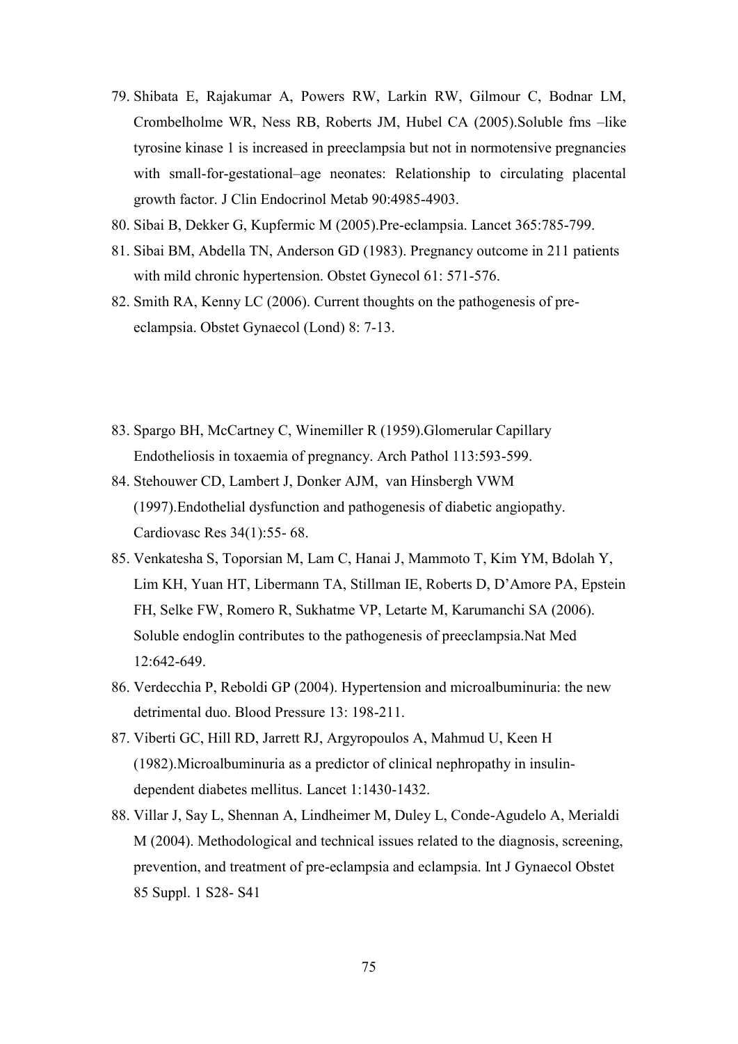79. Shibata E, Rajakumar A, Powers RW, Larkin RW, Gilmour C, Bodnar LM, Crombelholme WR, Ness RB, Roberts JM, Hubel CA (2005).Soluble fms –like tyrosine kinase 1 is increased in preeclampsia but not in normotensive pregnancies with small-for-gestational–age neonates: Relationship to circulating placental growth factor. J Clin Endocrinol Metab 90:4985-4903.
80. Sibai B, Dekker G, Kupfermic M (2005).Pre-eclampsia. Lancet 365:785-799.
81. Sibai BM, Abdella TN, Anderson GD (1983). Pregnancy outcome in 211 patients with mild chronic hypertension. Obstet Gynecol 61: 571-576.
82. Smith RA, Kenny LC (2006). Current thoughts on the pathogenesis of pre-eclampsia. Obstet Gynaecol (Lond) 8: 7-13.
83. Spargo BH, McCartney C, Winemiller R (1959).Glomerular Capillary Endotheliosis in toxaemia of pregnancy. Arch Pathol 113:593-599.
84. Stehouwer CD, Lambert J, Donker AJM, van Hinsbergh VWM (1997).Endothelial dysfunction and pathogenesis of diabetic angiopathy. Cardiovasc Res 34(1):55- 68.
85. Venkatesha S, Toporsian M, Lam C, Hanai J, Mammoto T, Kim YM, Bdolah Y, Lim KH, Yuan HT, Libermann TA, Stillman IE, Roberts D, D'Amore PA, Epstein FH, Selke FW, Romero R, Sukhatme VP, Letarte M, Karumanchi SA (2006). Soluble endoglin contributes to the pathogenesis of preeclampsia.Nat Med 12:642-649.
86. Verdecchia P, Reboldi GP (2004). Hypertension and microalbuminuria: the new detrimental duo. Blood Pressure 13: 198-211.
87. Viberti GC, Hill RD, Jarrett RJ, Argyropoulos A, Mahmud U, Keen H (1982).Microalbuminuria as a predictor of clinical nephropathy in insulin-dependent diabetes mellitus. Lancet 1:1430-1432.
88. Villar J, Say L, Shennan A, Lindheimer M, Duley L, Conde-Agudelo A, Merialdi M (2004). Methodological and technical issues related to the diagnosis, screening, prevention, and treatment of pre-eclampsia and eclampsia. Int J Gynaecol Obstet 85 Suppl. 1 S28- S41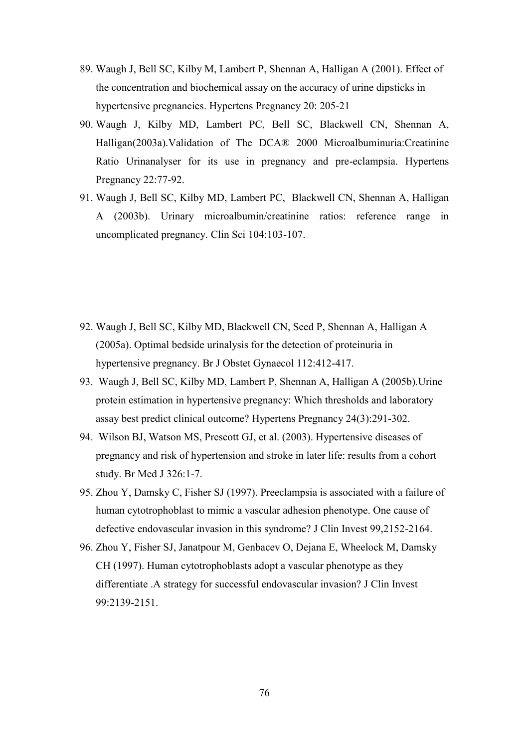89. Waugh J, Bell SC, Kilby M, Lambert P, Shennan A, Halligan A (2001). Effect of the concentration and biochemical assay on the accuracy of urine dipsticks in hypertensive pregnancies. Hypertens Pregnancy 20: 205-21
90. Waugh J, Kilby MD, Lambert PC, Bell SC, Blackwell CN, Shennan A, Halligan(2003a).Validation of The DCA® 2000 Microalbuminuria:Creatinine Ratio Urinanalyser for its use in pregnancy and pre-eclampsia. Hypertens Pregnancy 22:77-92.
91. Waugh J, Bell SC, Kilby MD, Lambert PC, Blackwell CN, Shennan A, Halligan A (2003b). Urinary microalbumin/creatinine ratios: reference range in uncomplicated pregnancy. Clin Sci 104:103-107.

92. Waugh J, Bell SC, Kilby MD, Blackwell CN, Seed P, Shennan A, Halligan A (2005a). Optimal bedside urinalysis for the detection of proteinuria in hypertensive pregnancy. Br J Obstet Gynaecol 112:412-417.
93. Waugh J, Bell SC, Kilby MD, Lambert P, Shennan A, Halligan A (2005b).Urine protein estimation in hypertensive pregnancy: Which thresholds and laboratory assay best predict clinical outcome? Hypertens Pregnancy 24(3):291-302.
94. Wilson BJ, Watson MS, Prescott GJ, et al. (2003). Hypertensive diseases of pregnancy and risk of hypertension and stroke in later life: results from a cohort study. Br Med J 326:1-7.
95. Zhou Y, Damsky C, Fisher SJ (1997). Preeclampsia is associated with a failure of human cytotrophoblast to mimic a vascular adhesion phenotype. One cause of defective endovascular invasion in this syndrome? J Clin Invest 99,2152-2164.
96. Zhou Y, Fisher SJ, Janatpour M, Genbacev O, Dejana E, Wheelock M, Damsky CH (1997). Human cytotrophoblasts adopt a vascular phenotype as they differentiate .A strategy for successful endovascular invasion? J Clin Invest 99:2139-2151.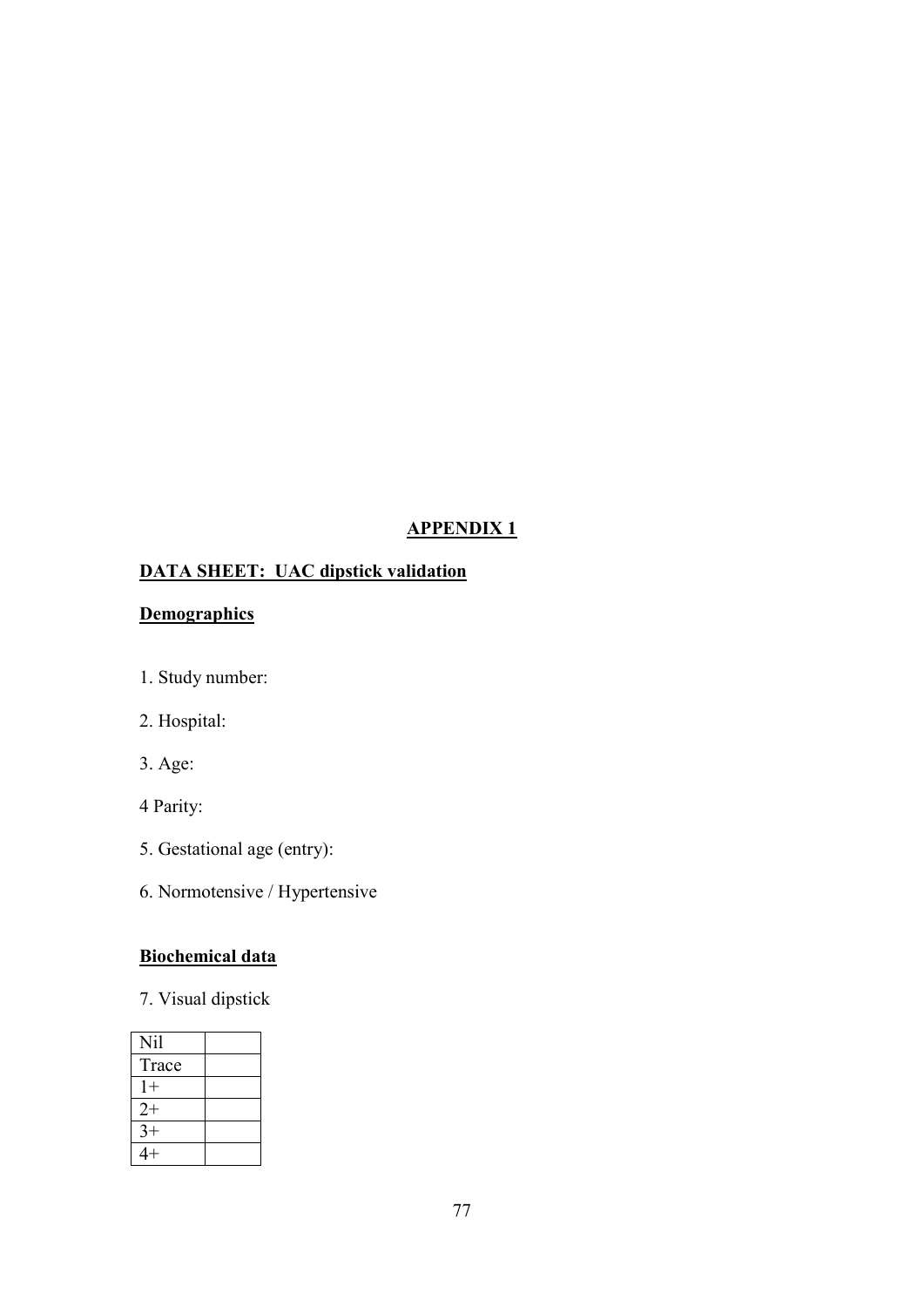# APPENDIX 1

## DATA SHEET: UAC dipstick validation

### Demographics

1. Study number:

2. Hospital:

3. Age:

4 Parity:

5. Gestational age (entry):

6. Normotensive / Hypertensive

### Biochemical data

7. Visual dipstick

| Nil | |
|---|---|
| Trace | |
| 1+ | |
| 2+ | |
| 3+ | |
| 4+ | |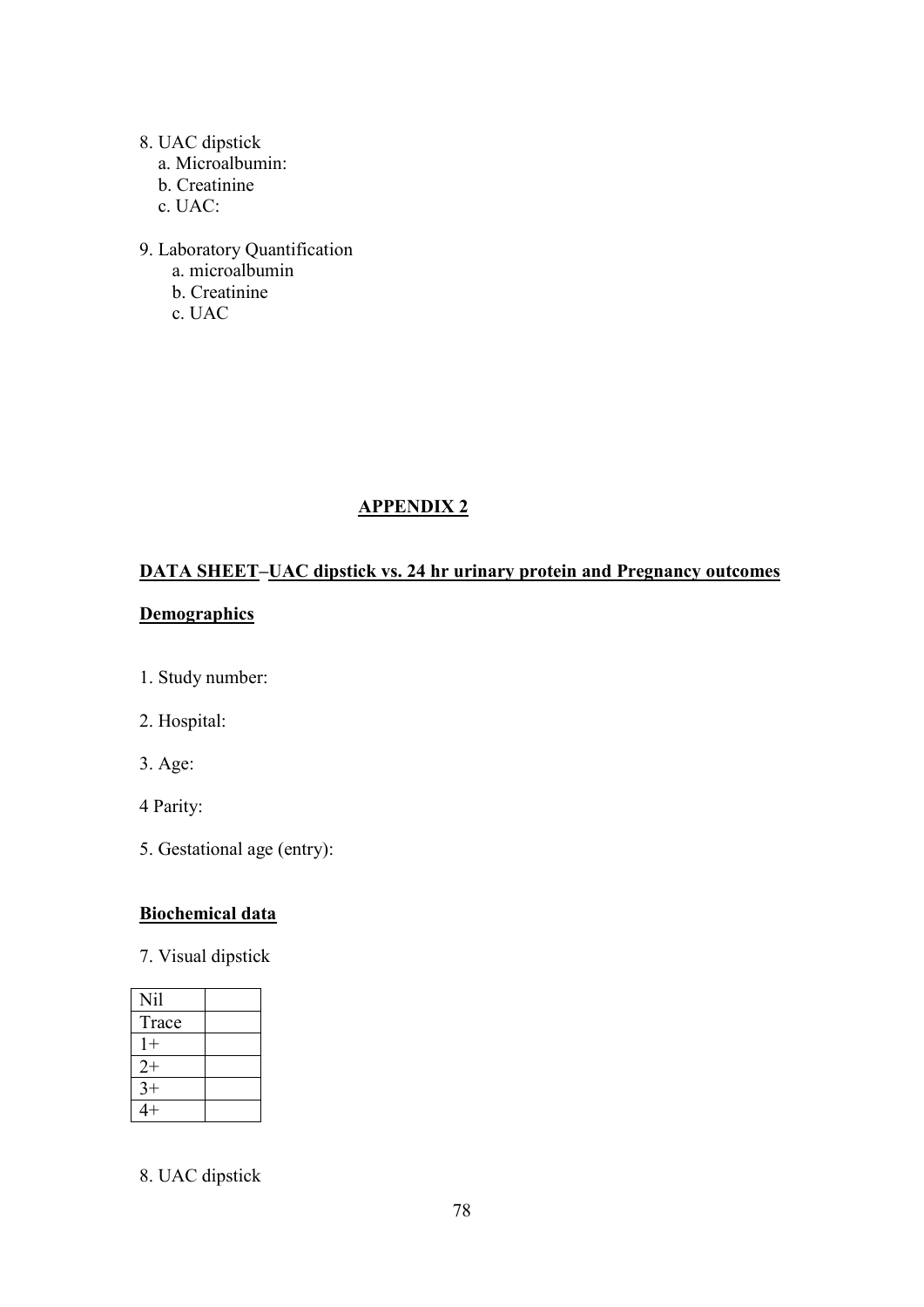8. UAC dipstick
   a. Microalbumin:
   b. Creatinine
   c. UAC:

9. Laboratory Quantification
   a. microalbumin
   b. Creatinine
   c. UAC

## APPENDIX 2

**DATA SHEET–UAC dipstick vs. 24 hr urinary protein and Pregnancy outcomes**

**Demographics**

1. Study number:

2. Hospital:

3. Age:

4 Parity:

5. Gestational age (entry):

**Biochemical data**

7. Visual dipstick

| | |
|---|---|
| Nil | |
| Trace | |
| 1+ | |
| 2+ | |
| 3+ | |
| 4+ | |

8. UAC dipstick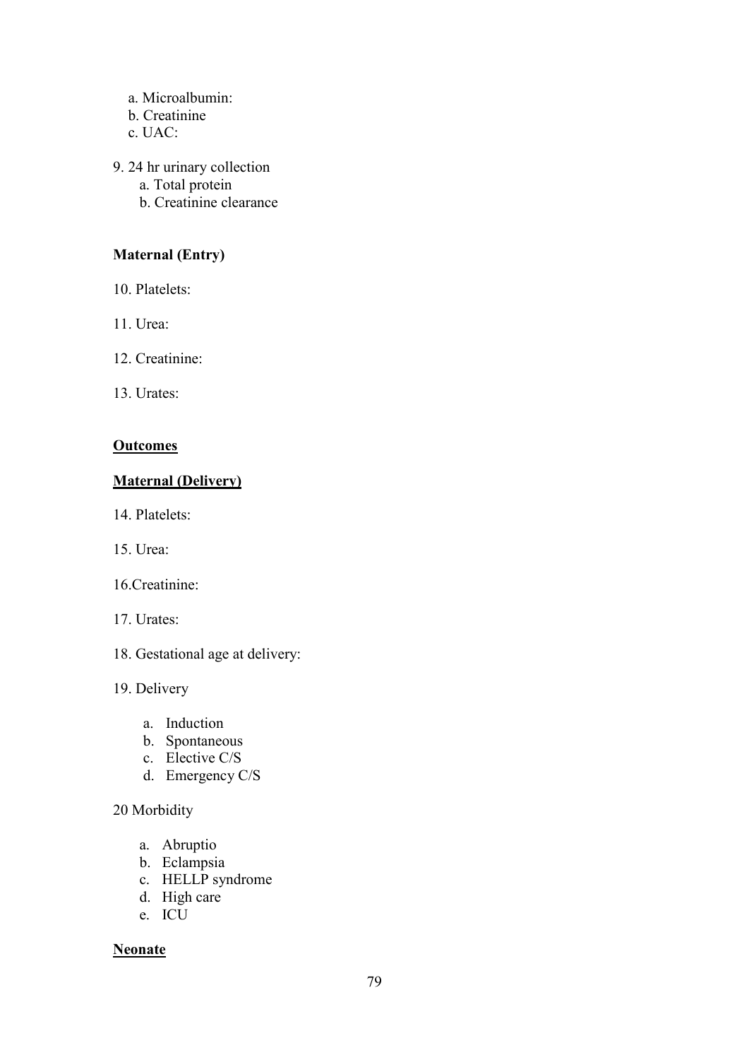a. Microalbumin:
b. Creatinine
c. UAC:

9. 24 hr urinary collection
    a. Total protein
    b. Creatinine clearance

**Maternal (Entry)**

10. Platelets:

11. Urea:

12. Creatinine:

13. Urates:

**<u>Outcomes</u>**

**<u>Maternal (Delivery)</u>**

14. Platelets:

15. Urea:

16.Creatinine:

17. Urates:

18. Gestational age at delivery:

19. Delivery

    a. Induction
    b. Spontaneous
    c. Elective C/S
    d. Emergency C/S

20 Morbidity

    a. Abruptio
    b. Eclampsia
    c. HELLP syndrome
    d. High care
    e. ICU

**<u>Neonate</u>**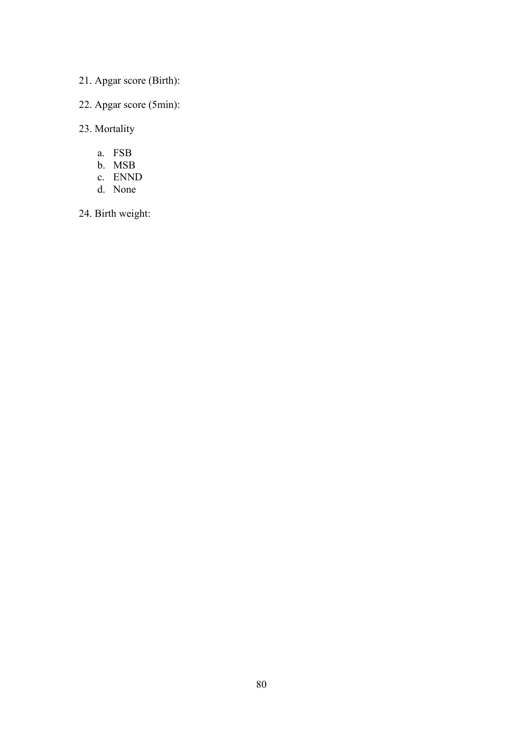21. Apgar score (Birth):

22. Apgar score (5min):

23. Mortality

    a. FSB
    b. MSB
    c. ENND
    d. None

24. Birth weight: